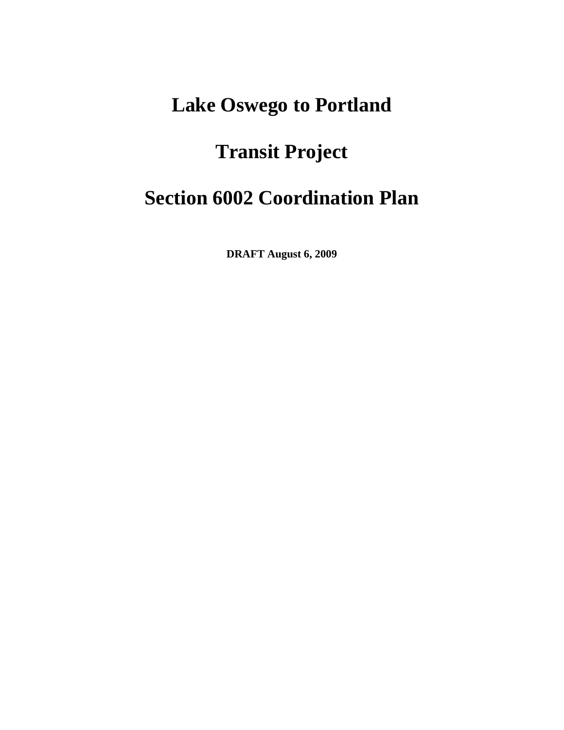# Lake Oswego to Portland

# Transit Project

# Section 6002 Coordination Plan

**DRAFT August 6, 2009**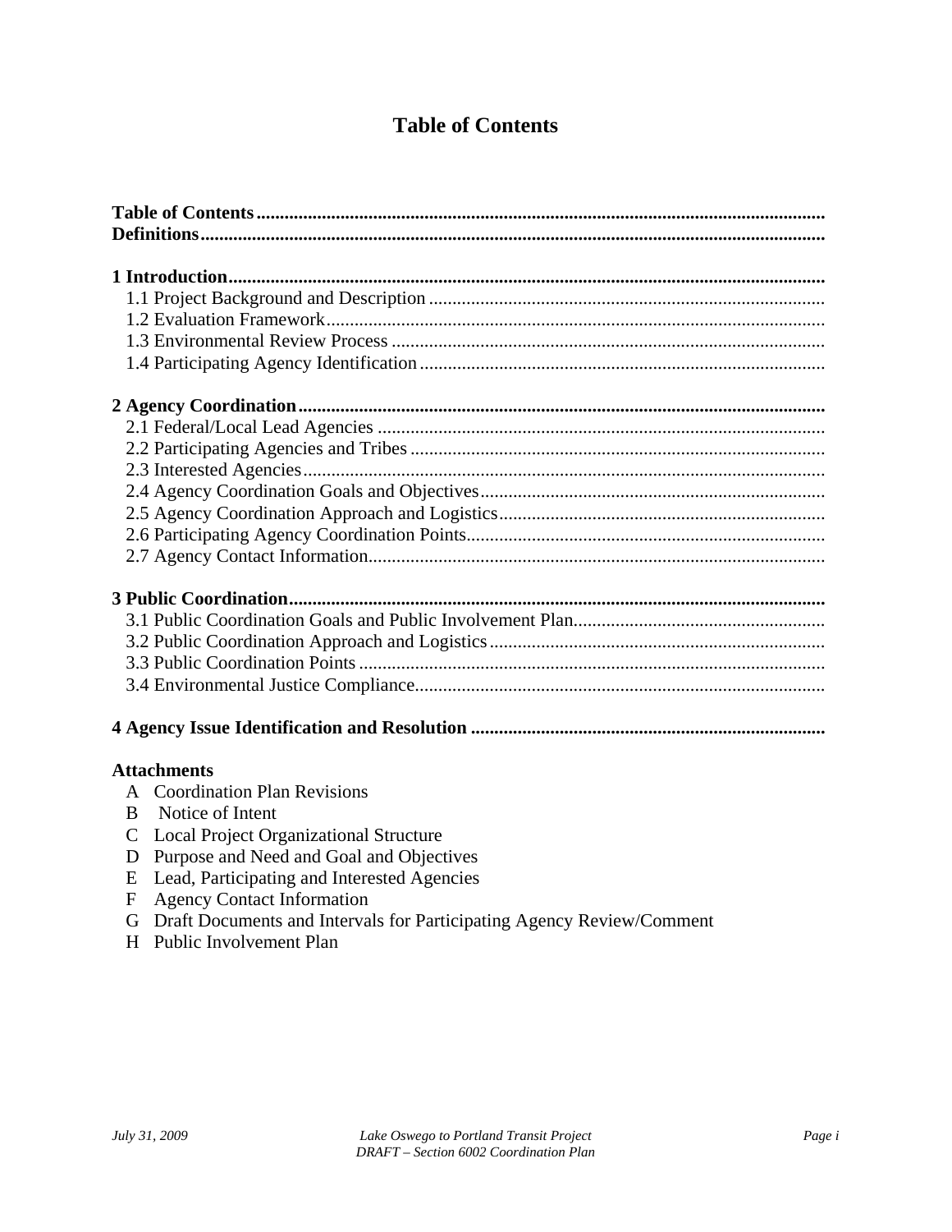# Table of Contents

**Table of Contents**
**Definitions**

**1 Introduction**
- 1.1 Project Background and Description
- 1.2 Evaluation Framework
- 1.3 Environmental Review Process
- 1.4 Participating Agency Identification

**2 Agency Coordination**
- 2.1 Federal/Local Lead Agencies
- 2.2 Participating Agencies and Tribes
- 2.3 Interested Agencies
- 2.4 Agency Coordination Goals and Objectives
- 2.5 Agency Coordination Approach and Logistics
- 2.6 Participating Agency Coordination Points
- 2.7 Agency Contact Information

**3 Public Coordination**
- 3.1 Public Coordination Goals and Public Involvement Plan
- 3.2 Public Coordination Approach and Logistics
- 3.3 Public Coordination Points
- 3.4 Environmental Justice Compliance

**4 Agency Issue Identification and Resolution**

**Attachments**
- A Coordination Plan Revisions
- B Notice of Intent
- C Local Project Organizational Structure
- D Purpose and Need and Goal and Objectives
- E Lead, Participating and Interested Agencies
- F Agency Contact Information
- G Draft Documents and Intervals for Participating Agency Review/Comment
- H Public Involvement Plan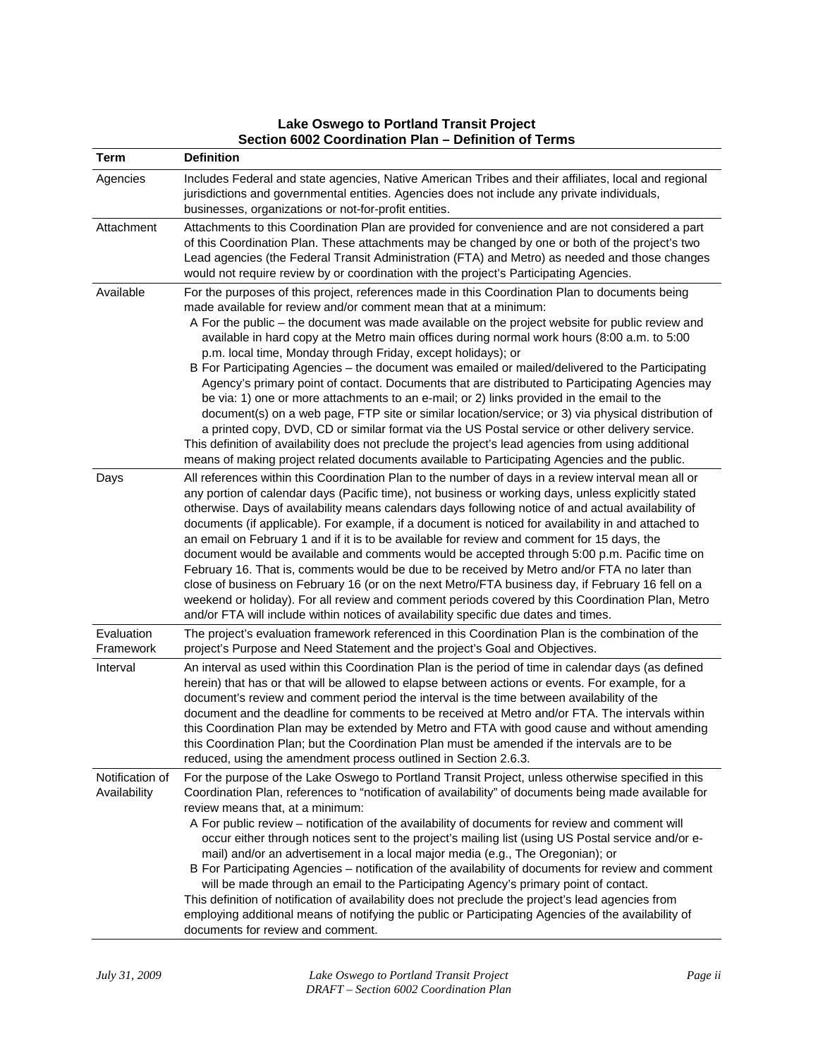**Lake Oswego to Portland Transit Project**
**Section 6002 Coordination Plan – Definition of Terms**

| Term | Definition |
|---|---|
| Agencies | Includes Federal and state agencies, Native American Tribes and their affiliates, local and regional jurisdictions and governmental entities. Agencies does not include any private individuals, businesses, organizations or not-for-profit entities. |
| Attachment | Attachments to this Coordination Plan are provided for convenience and are not considered a part of this Coordination Plan. These attachments may be changed by one or both of the project's two Lead agencies (the Federal Transit Administration (FTA) and Metro) as needed and those changes would not require review by or coordination with the project's Participating Agencies. |
| Available | For the purposes of this project, references made in this Coordination Plan to documents being made available for review and/or comment mean that at a minimum:<br>A For the public – the document was made available on the project website for public review and available in hard copy at the Metro main offices during normal work hours (8:00 a.m. to 5:00 p.m. local time, Monday through Friday, except holidays); or<br>B For Participating Agencies – the document was emailed or mailed/delivered to the Participating Agency's primary point of contact. Documents that are distributed to Participating Agencies may be via: 1) one or more attachments to an e-mail; or 2) links provided in the email to the document(s) on a web page, FTP site or similar location/service; or 3) via physical distribution of a printed copy, DVD, CD or similar format via the US Postal service or other delivery service.<br>This definition of availability does not preclude the project's lead agencies from using additional means of making project related documents available to Participating Agencies and the public. |
| Days | All references within this Coordination Plan to the number of days in a review interval mean all or any portion of calendar days (Pacific time), not business or working days, unless explicitly stated otherwise. Days of availability means calendars days following notice of and actual availability of documents (if applicable). For example, if a document is noticed for availability in and attached to an email on February 1 and if it is to be available for review and comment for 15 days, the document would be available and comments would be accepted through 5:00 p.m. Pacific time on February 16. That is, comments would be due to be received by Metro and/or FTA no later than close of business on February 16 (or on the next Metro/FTA business day, if February 16 fell on a weekend or holiday). For all review and comment periods covered by this Coordination Plan, Metro and/or FTA will include within notices of availability specific due dates and times. |
| Evaluation Framework | The project's evaluation framework referenced in this Coordination Plan is the combination of the project's Purpose and Need Statement and the project's Goal and Objectives. |
| Interval | An interval as used within this Coordination Plan is the period of time in calendar days (as defined herein) that has or that will be allowed to elapse between actions or events. For example, for a document's review and comment period the interval is the time between availability of the document and the deadline for comments to be received at Metro and/or FTA. The intervals within this Coordination Plan may be extended by Metro and FTA with good cause and without amending this Coordination Plan; but the Coordination Plan must be amended if the intervals are to be reduced, using the amendment process outlined in Section 2.6.3. |
| Notification of Availability | For the purpose of the Lake Oswego to Portland Transit Project, unless otherwise specified in this Coordination Plan, references to "notification of availability" of documents being made available for review means that, at a minimum:<br>A For public review – notification of the availability of documents for review and comment will occur either through notices sent to the project's mailing list (using US Postal service and/or e-mail) and/or an advertisement in a local major media (e.g., The Oregonian); or<br>B For Participating Agencies – notification of the availability of documents for review and comment will be made through an email to the Participating Agency's primary point of contact.<br>This definition of notification of availability does not preclude the project's lead agencies from employing additional means of notifying the public or Participating Agencies of the availability of documents for review and comment. |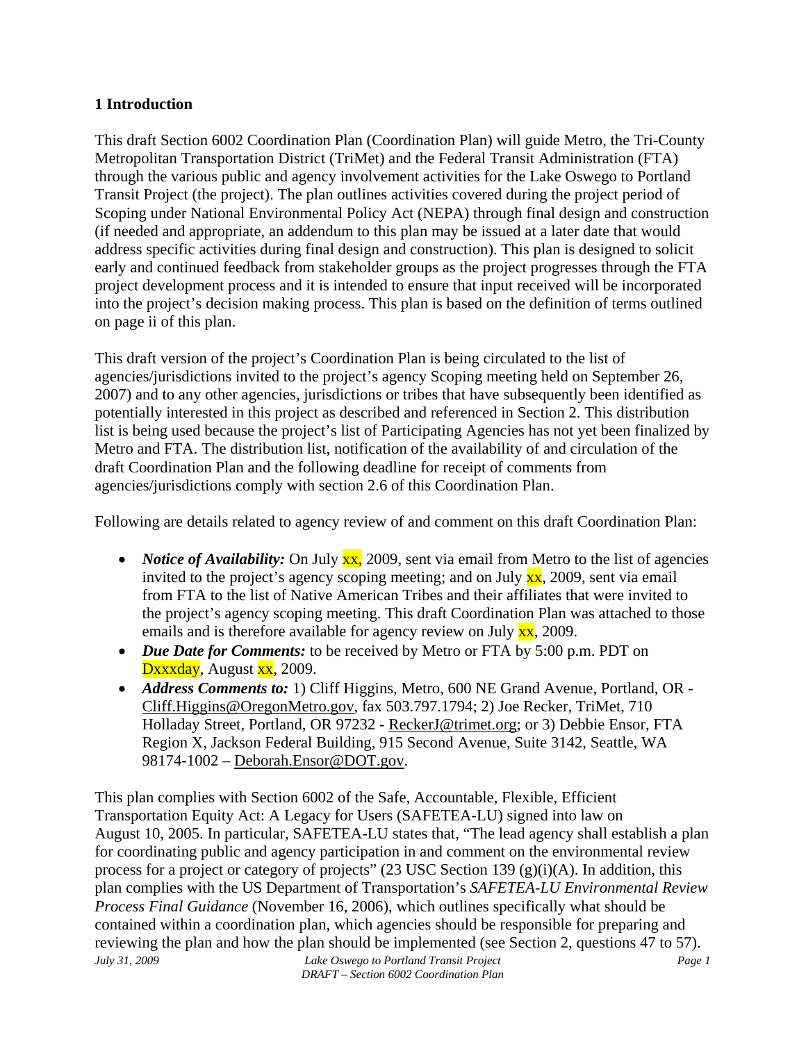## 1 Introduction

This draft Section 6002 Coordination Plan (Coordination Plan) will guide Metro, the Tri-County Metropolitan Transportation District (TriMet) and the Federal Transit Administration (FTA) through the various public and agency involvement activities for the Lake Oswego to Portland Transit Project (the project). The plan outlines activities covered during the project period of Scoping under National Environmental Policy Act (NEPA) through final design and construction (if needed and appropriate, an addendum to this plan may be issued at a later date that would address specific activities during final design and construction). This plan is designed to solicit early and continued feedback from stakeholder groups as the project progresses through the FTA project development process and it is intended to ensure that input received will be incorporated into the project's decision making process. This plan is based on the definition of terms outlined on page ii of this plan.

This draft version of the project's Coordination Plan is being circulated to the list of agencies/jurisdictions invited to the project's agency Scoping meeting held on September 26, 2007) and to any other agencies, jurisdictions or tribes that have subsequently been identified as potentially interested in this project as described and referenced in Section 2. This distribution list is being used because the project's list of Participating Agencies has not yet been finalized by Metro and FTA. The distribution list, notification of the availability of and circulation of the draft Coordination Plan and the following deadline for receipt of comments from agencies/jurisdictions comply with section 2.6 of this Coordination Plan.

Following are details related to agency review of and comment on this draft Coordination Plan:

- ***Notice of Availability:*** On July xx, 2009, sent via email from Metro to the list of agencies invited to the project's agency scoping meeting; and on July xx, 2009, sent via email from FTA to the list of Native American Tribes and their affiliates that were invited to the project's agency scoping meeting. This draft Coordination Plan was attached to those emails and is therefore available for agency review on July xx, 2009.
- ***Due Date for Comments:*** to be received by Metro or FTA by 5:00 p.m. PDT on Dxxxday, August xx, 2009.
- ***Address Comments to:*** 1) Cliff Higgins, Metro, 600 NE Grand Avenue, Portland, OR - Cliff.Higgins@OregonMetro.gov, fax 503.797.1794; 2) Joe Recker, TriMet, 710 Holladay Street, Portland, OR 97232 - ReckerJ@trimet.org; or 3) Debbie Ensor, FTA Region X, Jackson Federal Building, 915 Second Avenue, Suite 3142, Seattle, WA 98174-1002 – Deborah.Ensor@DOT.gov.

This plan complies with Section 6002 of the Safe, Accountable, Flexible, Efficient Transportation Equity Act: A Legacy for Users (SAFETEA-LU) signed into law on August 10, 2005. In particular, SAFETEA-LU states that, "The lead agency shall establish a plan for coordinating public and agency participation in and comment on the environmental review process for a project or category of projects" (23 USC Section 139 (g)(i)(A). In addition, this plan complies with the US Department of Transportation's *SAFETEA-LU Environmental Review Process Final Guidance* (November 16, 2006), which outlines specifically what should be contained within a coordination plan, which agencies should be responsible for preparing and reviewing the plan and how the plan should be implemented (see Section 2, questions 47 to 57).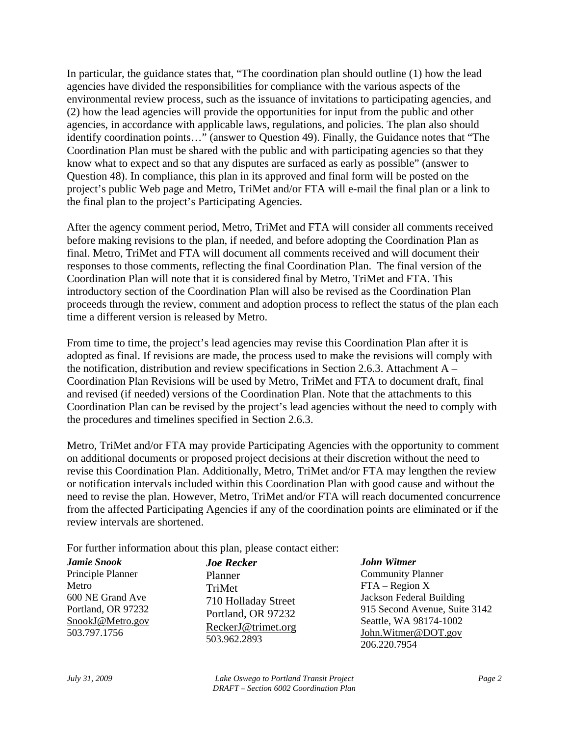In particular, the guidance states that, "The coordination plan should outline (1) how the lead agencies have divided the responsibilities for compliance with the various aspects of the environmental review process, such as the issuance of invitations to participating agencies, and (2) how the lead agencies will provide the opportunities for input from the public and other agencies, in accordance with applicable laws, regulations, and policies. The plan also should identify coordination points…" (answer to Question 49). Finally, the Guidance notes that "The Coordination Plan must be shared with the public and with participating agencies so that they know what to expect and so that any disputes are surfaced as early as possible" (answer to Question 48). In compliance, this plan in its approved and final form will be posted on the project's public Web page and Metro, TriMet and/or FTA will e-mail the final plan or a link to the final plan to the project's Participating Agencies.

After the agency comment period, Metro, TriMet and FTA will consider all comments received before making revisions to the plan, if needed, and before adopting the Coordination Plan as final. Metro, TriMet and FTA will document all comments received and will document their responses to those comments, reflecting the final Coordination Plan. The final version of the Coordination Plan will note that it is considered final by Metro, TriMet and FTA. This introductory section of the Coordination Plan will also be revised as the Coordination Plan proceeds through the review, comment and adoption process to reflect the status of the plan each time a different version is released by Metro.

From time to time, the project's lead agencies may revise this Coordination Plan after it is adopted as final. If revisions are made, the process used to make the revisions will comply with the notification, distribution and review specifications in Section 2.6.3. Attachment A – Coordination Plan Revisions will be used by Metro, TriMet and FTA to document draft, final and revised (if needed) versions of the Coordination Plan. Note that the attachments to this Coordination Plan can be revised by the project's lead agencies without the need to comply with the procedures and timelines specified in Section 2.6.3.

Metro, TriMet and/or FTA may provide Participating Agencies with the opportunity to comment on additional documents or proposed project decisions at their discretion without the need to revise this Coordination Plan. Additionally, Metro, TriMet and/or FTA may lengthen the review or notification intervals included within this Coordination Plan with good cause and without the need to revise the plan. However, Metro, TriMet and/or FTA will reach documented concurrence from the affected Participating Agencies if any of the coordination points are eliminated or if the review intervals are shortened.

For further information about this plan, please contact either:

***Jamie Snook***
Principle Planner
Metro
600 NE Grand Ave
Portland, OR 97232
SnookJ@Metro.gov
503.797.1756

***Joe Recker***
Planner
TriMet
710 Holladay Street
Portland, OR 97232
ReckerJ@trimet.org
503.962.2893

***John Witmer***
Community Planner
FTA – Region X
Jackson Federal Building
915 Second Avenue, Suite 3142
Seattle, WA 98174-1002
John.Witmer@DOT.gov
206.220.7954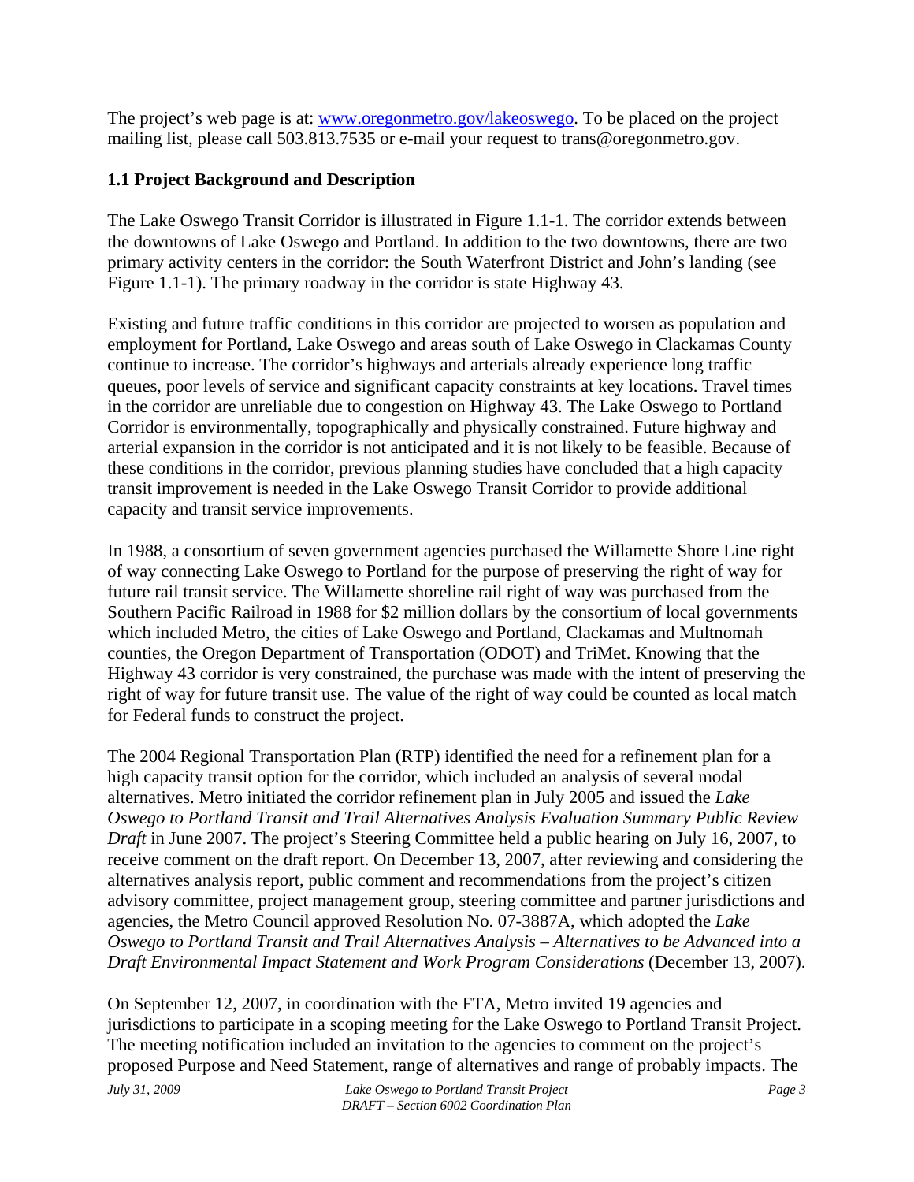The project's web page is at: [www.oregonmetro.gov/lakeoswego](http://www.oregonmetro.gov/lakeoswego). To be placed on the project mailing list, please call 503.813.7535 or e-mail your request to trans@oregonmetro.gov.

### 1.1 Project Background and Description

The Lake Oswego Transit Corridor is illustrated in Figure 1.1-1. The corridor extends between the downtowns of Lake Oswego and Portland. In addition to the two downtowns, there are two primary activity centers in the corridor: the South Waterfront District and John's landing (see Figure 1.1-1). The primary roadway in the corridor is state Highway 43.

Existing and future traffic conditions in this corridor are projected to worsen as population and employment for Portland, Lake Oswego and areas south of Lake Oswego in Clackamas County continue to increase. The corridor's highways and arterials already experience long traffic queues, poor levels of service and significant capacity constraints at key locations. Travel times in the corridor are unreliable due to congestion on Highway 43. The Lake Oswego to Portland Corridor is environmentally, topographically and physically constrained. Future highway and arterial expansion in the corridor is not anticipated and it is not likely to be feasible. Because of these conditions in the corridor, previous planning studies have concluded that a high capacity transit improvement is needed in the Lake Oswego Transit Corridor to provide additional capacity and transit service improvements.

In 1988, a consortium of seven government agencies purchased the Willamette Shore Line right of way connecting Lake Oswego to Portland for the purpose of preserving the right of way for future rail transit service. The Willamette shoreline rail right of way was purchased from the Southern Pacific Railroad in 1988 for $2 million dollars by the consortium of local governments which included Metro, the cities of Lake Oswego and Portland, Clackamas and Multnomah counties, the Oregon Department of Transportation (ODOT) and TriMet. Knowing that the Highway 43 corridor is very constrained, the purchase was made with the intent of preserving the right of way for future transit use. The value of the right of way could be counted as local match for Federal funds to construct the project.

The 2004 Regional Transportation Plan (RTP) identified the need for a refinement plan for a high capacity transit option for the corridor, which included an analysis of several modal alternatives. Metro initiated the corridor refinement plan in July 2005 and issued the *Lake Oswego to Portland Transit and Trail Alternatives Analysis Evaluation Summary Public Review Draft* in June 2007. The project's Steering Committee held a public hearing on July 16, 2007, to receive comment on the draft report. On December 13, 2007, after reviewing and considering the alternatives analysis report, public comment and recommendations from the project's citizen advisory committee, project management group, steering committee and partner jurisdictions and agencies, the Metro Council approved Resolution No. 07-3887A, which adopted the *Lake Oswego to Portland Transit and Trail Alternatives Analysis – Alternatives to be Advanced into a Draft Environmental Impact Statement and Work Program Considerations* (December 13, 2007).

On September 12, 2007, in coordination with the FTA, Metro invited 19 agencies and jurisdictions to participate in a scoping meeting for the Lake Oswego to Portland Transit Project. The meeting notification included an invitation to the agencies to comment on the project's proposed Purpose and Need Statement, range of alternatives and range of probably impacts. The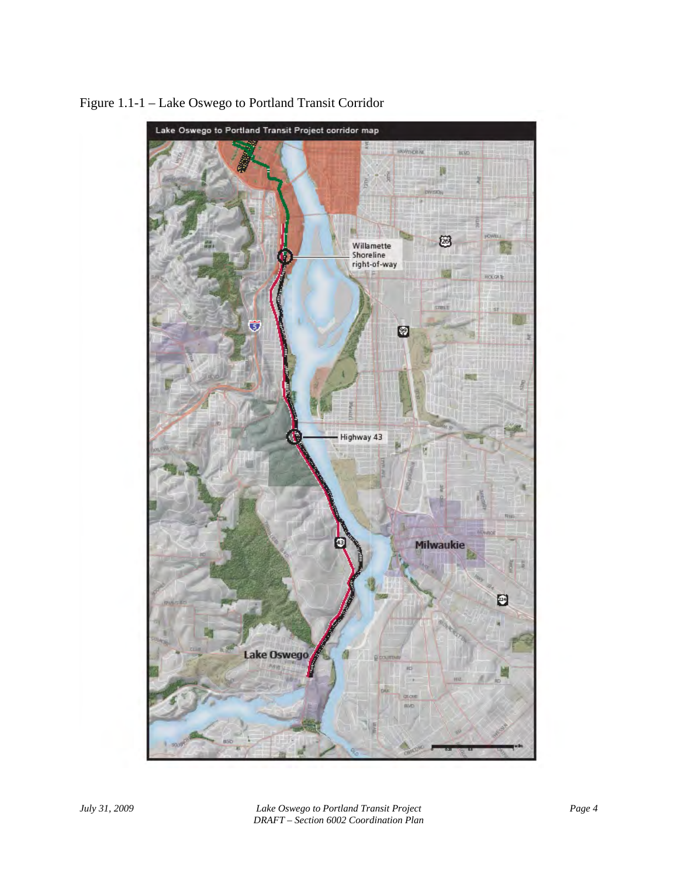Figure 1.1-1 – Lake Oswego to Portland Transit Corridor

Lake Oswego to Portland Transit Project corridor map

Willamette Shoreline right-of-way

Highway 43

Milwaukie

Lake Oswego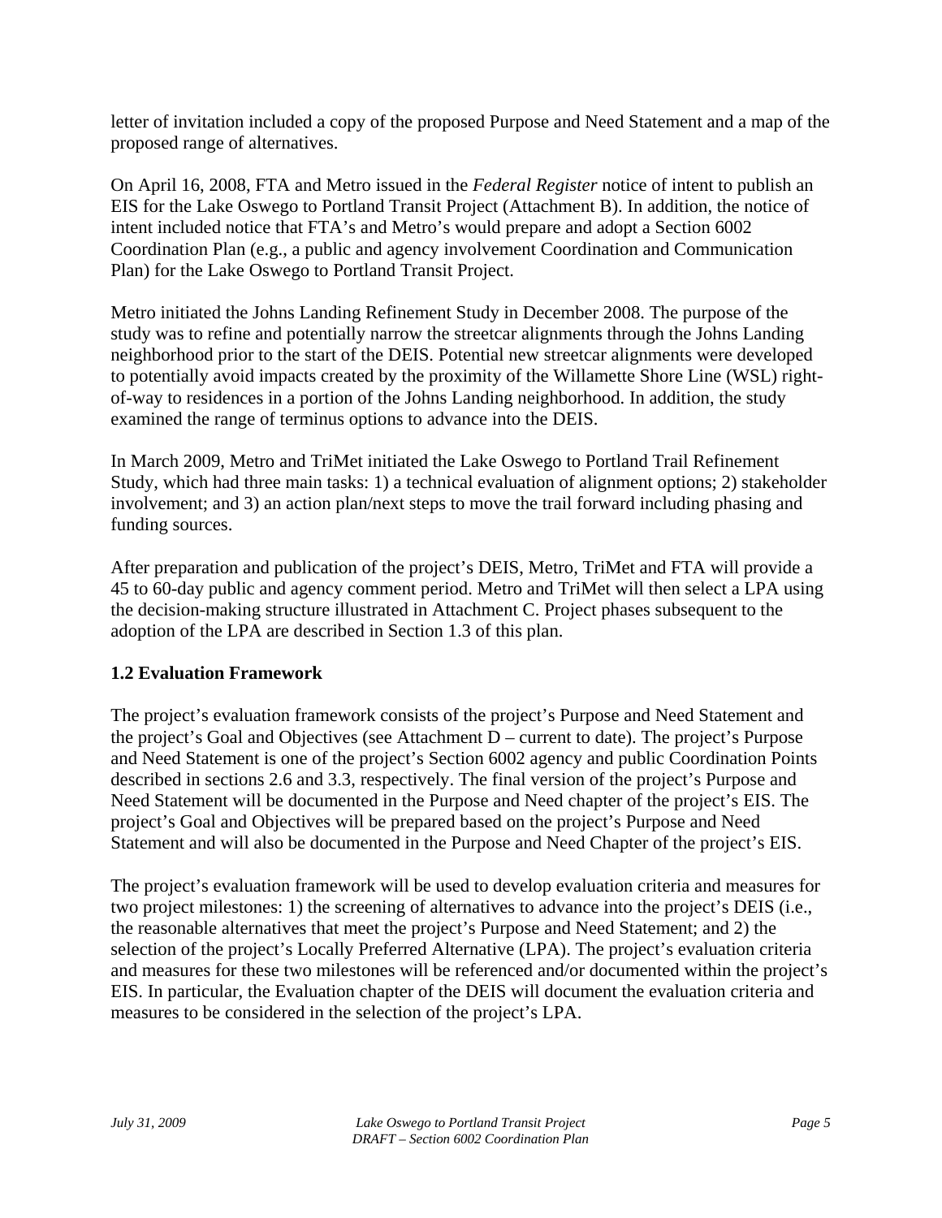letter of invitation included a copy of the proposed Purpose and Need Statement and a map of the proposed range of alternatives.

On April 16, 2008, FTA and Metro issued in the *Federal Register* notice of intent to publish an EIS for the Lake Oswego to Portland Transit Project (Attachment B). In addition, the notice of intent included notice that FTA's and Metro's would prepare and adopt a Section 6002 Coordination Plan (e.g., a public and agency involvement Coordination and Communication Plan) for the Lake Oswego to Portland Transit Project.

Metro initiated the Johns Landing Refinement Study in December 2008. The purpose of the study was to refine and potentially narrow the streetcar alignments through the Johns Landing neighborhood prior to the start of the DEIS. Potential new streetcar alignments were developed to potentially avoid impacts created by the proximity of the Willamette Shore Line (WSL) right-of-way to residences in a portion of the Johns Landing neighborhood. In addition, the study examined the range of terminus options to advance into the DEIS.

In March 2009, Metro and TriMet initiated the Lake Oswego to Portland Trail Refinement Study, which had three main tasks: 1) a technical evaluation of alignment options; 2) stakeholder involvement; and 3) an action plan/next steps to move the trail forward including phasing and funding sources.

After preparation and publication of the project's DEIS, Metro, TriMet and FTA will provide a 45 to 60-day public and agency comment period. Metro and TriMet will then select a LPA using the decision-making structure illustrated in Attachment C. Project phases subsequent to the adoption of the LPA are described in Section 1.3 of this plan.

## 1.2 Evaluation Framework

The project's evaluation framework consists of the project's Purpose and Need Statement and the project's Goal and Objectives (see Attachment D – current to date). The project's Purpose and Need Statement is one of the project's Section 6002 agency and public Coordination Points described in sections 2.6 and 3.3, respectively. The final version of the project's Purpose and Need Statement will be documented in the Purpose and Need chapter of the project's EIS. The project's Goal and Objectives will be prepared based on the project's Purpose and Need Statement and will also be documented in the Purpose and Need Chapter of the project's EIS.

The project's evaluation framework will be used to develop evaluation criteria and measures for two project milestones: 1) the screening of alternatives to advance into the project's DEIS (i.e., the reasonable alternatives that meet the project's Purpose and Need Statement; and 2) the selection of the project's Locally Preferred Alternative (LPA). The project's evaluation criteria and measures for these two milestones will be referenced and/or documented within the project's EIS. In particular, the Evaluation chapter of the DEIS will document the evaluation criteria and measures to be considered in the selection of the project's LPA.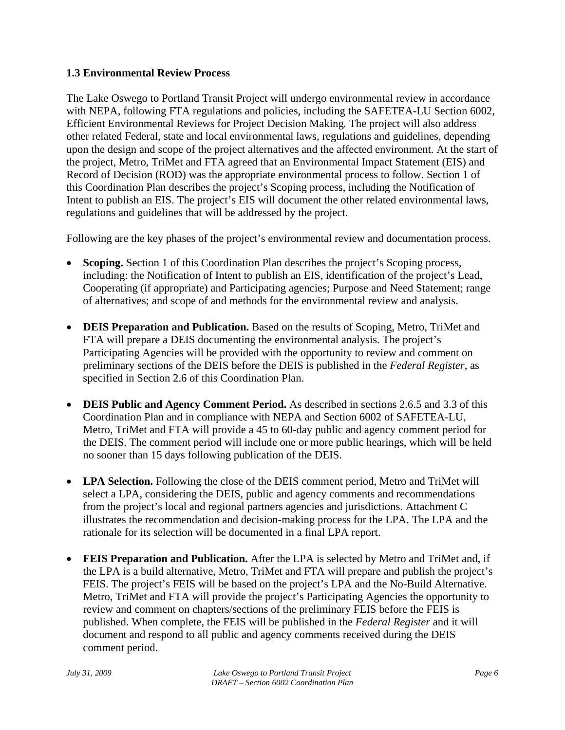### 1.3 Environmental Review Process

The Lake Oswego to Portland Transit Project will undergo environmental review in accordance with NEPA, following FTA regulations and policies, including the SAFETEA-LU Section 6002, Efficient Environmental Reviews for Project Decision Making*.* The project will also address other related Federal, state and local environmental laws, regulations and guidelines, depending upon the design and scope of the project alternatives and the affected environment. At the start of the project, Metro, TriMet and FTA agreed that an Environmental Impact Statement (EIS) and Record of Decision (ROD) was the appropriate environmental process to follow. Section 1 of this Coordination Plan describes the project's Scoping process, including the Notification of Intent to publish an EIS. The project's EIS will document the other related environmental laws, regulations and guidelines that will be addressed by the project.

Following are the key phases of the project's environmental review and documentation process.

- **Scoping.** Section 1 of this Coordination Plan describes the project's Scoping process, including: the Notification of Intent to publish an EIS, identification of the project's Lead, Cooperating (if appropriate) and Participating agencies; Purpose and Need Statement; range of alternatives; and scope of and methods for the environmental review and analysis.
- **DEIS Preparation and Publication.** Based on the results of Scoping, Metro, TriMet and FTA will prepare a DEIS documenting the environmental analysis. The project's Participating Agencies will be provided with the opportunity to review and comment on preliminary sections of the DEIS before the DEIS is published in the *Federal Register*, as specified in Section 2.6 of this Coordination Plan.
- **DEIS Public and Agency Comment Period.** As described in sections 2.6.5 and 3.3 of this Coordination Plan and in compliance with NEPA and Section 6002 of SAFETEA-LU, Metro, TriMet and FTA will provide a 45 to 60-day public and agency comment period for the DEIS. The comment period will include one or more public hearings, which will be held no sooner than 15 days following publication of the DEIS.
- **LPA Selection.** Following the close of the DEIS comment period, Metro and TriMet will select a LPA, considering the DEIS, public and agency comments and recommendations from the project's local and regional partners agencies and jurisdictions. Attachment C illustrates the recommendation and decision-making process for the LPA. The LPA and the rationale for its selection will be documented in a final LPA report.
- **FEIS Preparation and Publication.** After the LPA is selected by Metro and TriMet and, if the LPA is a build alternative, Metro, TriMet and FTA will prepare and publish the project's FEIS. The project's FEIS will be based on the project's LPA and the No-Build Alternative. Metro, TriMet and FTA will provide the project's Participating Agencies the opportunity to review and comment on chapters/sections of the preliminary FEIS before the FEIS is published. When complete, the FEIS will be published in the *Federal Register* and it will document and respond to all public and agency comments received during the DEIS comment period.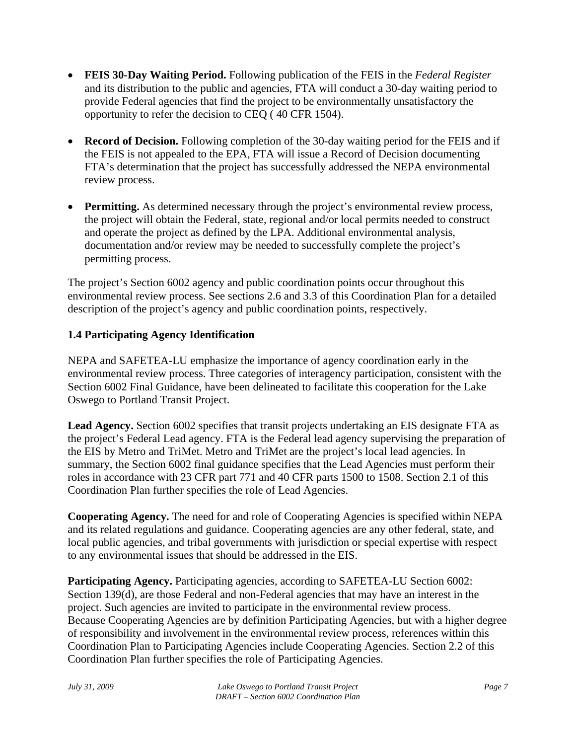- **FEIS 30-Day Waiting Period.** Following publication of the FEIS in the *Federal Register* and its distribution to the public and agencies, FTA will conduct a 30-day waiting period to provide Federal agencies that find the project to be environmentally unsatisfactory the opportunity to refer the decision to CEQ ( 40 CFR 1504).
- **Record of Decision.** Following completion of the 30-day waiting period for the FEIS and if the FEIS is not appealed to the EPA, FTA will issue a Record of Decision documenting FTA's determination that the project has successfully addressed the NEPA environmental review process.
- **Permitting.** As determined necessary through the project's environmental review process, the project will obtain the Federal, state, regional and/or local permits needed to construct and operate the project as defined by the LPA. Additional environmental analysis, documentation and/or review may be needed to successfully complete the project's permitting process.

The project's Section 6002 agency and public coordination points occur throughout this environmental review process. See sections 2.6 and 3.3 of this Coordination Plan for a detailed description of the project's agency and public coordination points, respectively.

### 1.4 Participating Agency Identification

NEPA and SAFETEA-LU emphasize the importance of agency coordination early in the environmental review process. Three categories of interagency participation, consistent with the Section 6002 Final Guidance, have been delineated to facilitate this cooperation for the Lake Oswego to Portland Transit Project.

**Lead Agency.** Section 6002 specifies that transit projects undertaking an EIS designate FTA as the project's Federal Lead agency. FTA is the Federal lead agency supervising the preparation of the EIS by Metro and TriMet. Metro and TriMet are the project's local lead agencies. In summary, the Section 6002 final guidance specifies that the Lead Agencies must perform their roles in accordance with 23 CFR part 771 and 40 CFR parts 1500 to 1508. Section 2.1 of this Coordination Plan further specifies the role of Lead Agencies.

**Cooperating Agency.** The need for and role of Cooperating Agencies is specified within NEPA and its related regulations and guidance. Cooperating agencies are any other federal, state, and local public agencies, and tribal governments with jurisdiction or special expertise with respect to any environmental issues that should be addressed in the EIS.

**Participating Agency.** Participating agencies, according to SAFETEA-LU Section 6002: Section 139(d), are those Federal and non-Federal agencies that may have an interest in the project. Such agencies are invited to participate in the environmental review process. Because Cooperating Agencies are by definition Participating Agencies, but with a higher degree of responsibility and involvement in the environmental review process, references within this Coordination Plan to Participating Agencies include Cooperating Agencies. Section 2.2 of this Coordination Plan further specifies the role of Participating Agencies.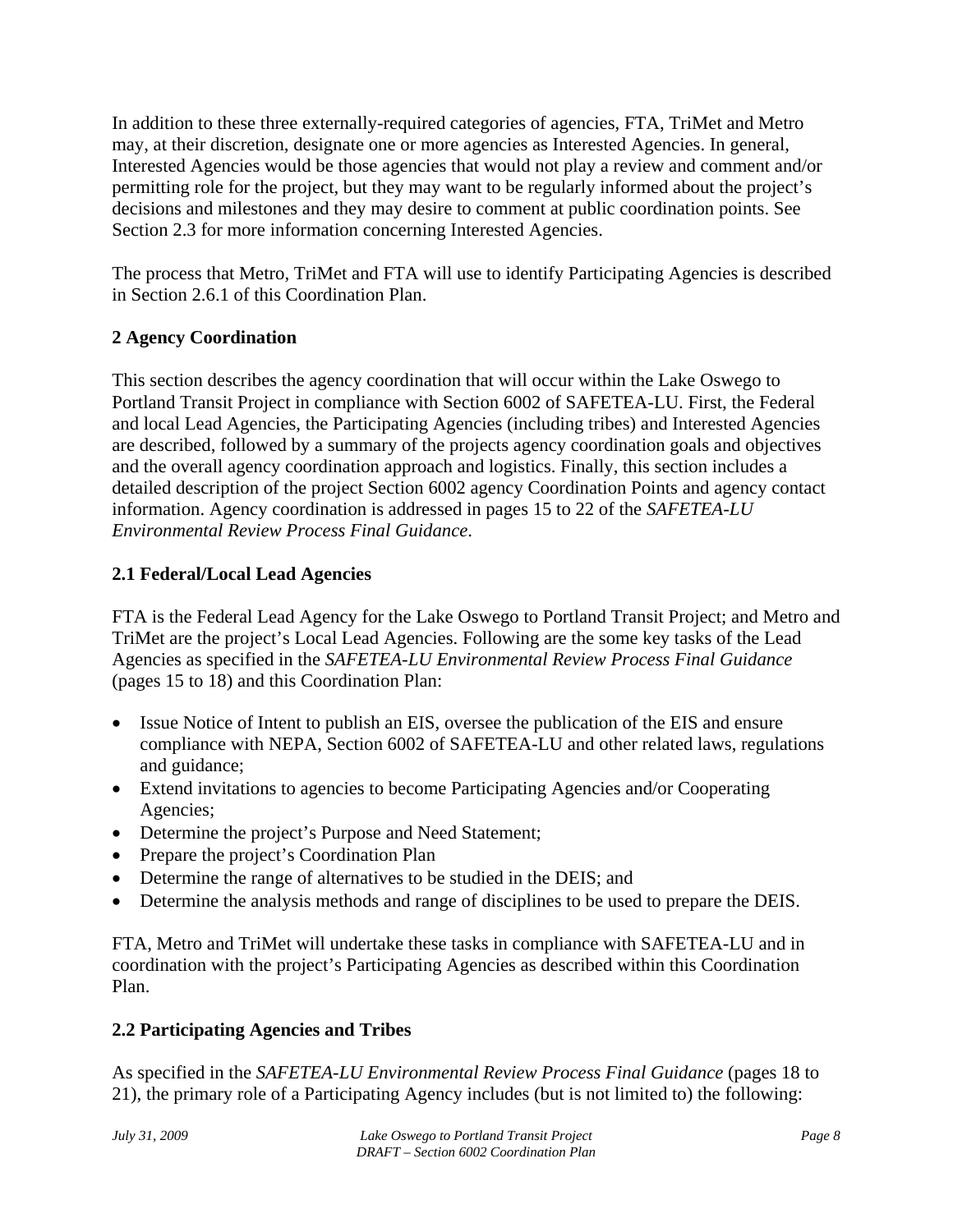In addition to these three externally-required categories of agencies, FTA, TriMet and Metro may, at their discretion, designate one or more agencies as Interested Agencies. In general, Interested Agencies would be those agencies that would not play a review and comment and/or permitting role for the project, but they may want to be regularly informed about the project's decisions and milestones and they may desire to comment at public coordination points. See Section 2.3 for more information concerning Interested Agencies.

The process that Metro, TriMet and FTA will use to identify Participating Agencies is described in Section 2.6.1 of this Coordination Plan.

## 2 Agency Coordination

This section describes the agency coordination that will occur within the Lake Oswego to Portland Transit Project in compliance with Section 6002 of SAFETEA-LU. First, the Federal and local Lead Agencies, the Participating Agencies (including tribes) and Interested Agencies are described, followed by a summary of the projects agency coordination goals and objectives and the overall agency coordination approach and logistics. Finally, this section includes a detailed description of the project Section 6002 agency Coordination Points and agency contact information. Agency coordination is addressed in pages 15 to 22 of the *SAFETEA-LU Environmental Review Process Final Guidance*.

### 2.1 Federal/Local Lead Agencies

FTA is the Federal Lead Agency for the Lake Oswego to Portland Transit Project; and Metro and TriMet are the project's Local Lead Agencies. Following are the some key tasks of the Lead Agencies as specified in the *SAFETEA-LU Environmental Review Process Final Guidance* (pages 15 to 18) and this Coordination Plan:

- Issue Notice of Intent to publish an EIS, oversee the publication of the EIS and ensure compliance with NEPA, Section 6002 of SAFETEA-LU and other related laws, regulations and guidance;
- Extend invitations to agencies to become Participating Agencies and/or Cooperating Agencies;
- Determine the project's Purpose and Need Statement;
- Prepare the project's Coordination Plan
- Determine the range of alternatives to be studied in the DEIS; and
- Determine the analysis methods and range of disciplines to be used to prepare the DEIS.

FTA, Metro and TriMet will undertake these tasks in compliance with SAFETEA-LU and in coordination with the project's Participating Agencies as described within this Coordination Plan.

### 2.2 Participating Agencies and Tribes

As specified in the *SAFETEA-LU Environmental Review Process Final Guidance* (pages 18 to 21), the primary role of a Participating Agency includes (but is not limited to) the following: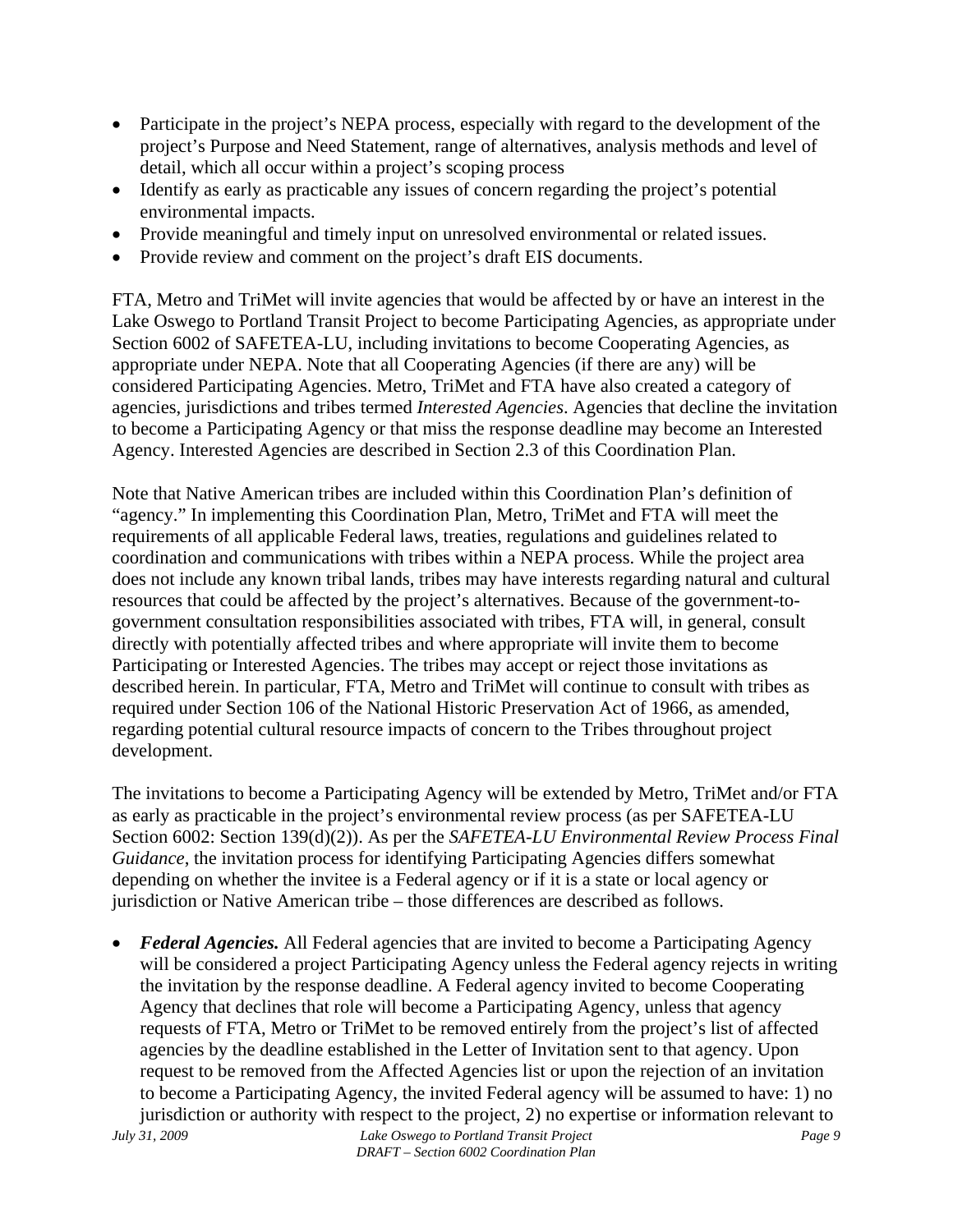- Participate in the project's NEPA process, especially with regard to the development of the project's Purpose and Need Statement, range of alternatives, analysis methods and level of detail, which all occur within a project's scoping process
- Identify as early as practicable any issues of concern regarding the project's potential environmental impacts.
- Provide meaningful and timely input on unresolved environmental or related issues.
- Provide review and comment on the project's draft EIS documents.

FTA, Metro and TriMet will invite agencies that would be affected by or have an interest in the Lake Oswego to Portland Transit Project to become Participating Agencies, as appropriate under Section 6002 of SAFETEA-LU, including invitations to become Cooperating Agencies, as appropriate under NEPA. Note that all Cooperating Agencies (if there are any) will be considered Participating Agencies. Metro, TriMet and FTA have also created a category of agencies, jurisdictions and tribes termed *Interested Agencies*. Agencies that decline the invitation to become a Participating Agency or that miss the response deadline may become an Interested Agency. Interested Agencies are described in Section 2.3 of this Coordination Plan.

Note that Native American tribes are included within this Coordination Plan's definition of "agency." In implementing this Coordination Plan, Metro, TriMet and FTA will meet the requirements of all applicable Federal laws, treaties, regulations and guidelines related to coordination and communications with tribes within a NEPA process. While the project area does not include any known tribal lands, tribes may have interests regarding natural and cultural resources that could be affected by the project's alternatives. Because of the government-to-government consultation responsibilities associated with tribes, FTA will, in general, consult directly with potentially affected tribes and where appropriate will invite them to become Participating or Interested Agencies. The tribes may accept or reject those invitations as described herein. In particular, FTA, Metro and TriMet will continue to consult with tribes as required under Section 106 of the National Historic Preservation Act of 1966, as amended, regarding potential cultural resource impacts of concern to the Tribes throughout project development.

The invitations to become a Participating Agency will be extended by Metro, TriMet and/or FTA as early as practicable in the project's environmental review process (as per SAFETEA-LU Section 6002: Section 139(d)(2)). As per the *SAFETEA-LU Environmental Review Process Final Guidance*, the invitation process for identifying Participating Agencies differs somewhat depending on whether the invitee is a Federal agency or if it is a state or local agency or jurisdiction or Native American tribe – those differences are described as follows.

- ***Federal Agencies.*** All Federal agencies that are invited to become a Participating Agency will be considered a project Participating Agency unless the Federal agency rejects in writing the invitation by the response deadline. A Federal agency invited to become Cooperating Agency that declines that role will become a Participating Agency, unless that agency requests of FTA, Metro or TriMet to be removed entirely from the project's list of affected agencies by the deadline established in the Letter of Invitation sent to that agency. Upon request to be removed from the Affected Agencies list or upon the rejection of an invitation to become a Participating Agency, the invited Federal agency will be assumed to have: 1) no jurisdiction or authority with respect to the project, 2) no expertise or information relevant to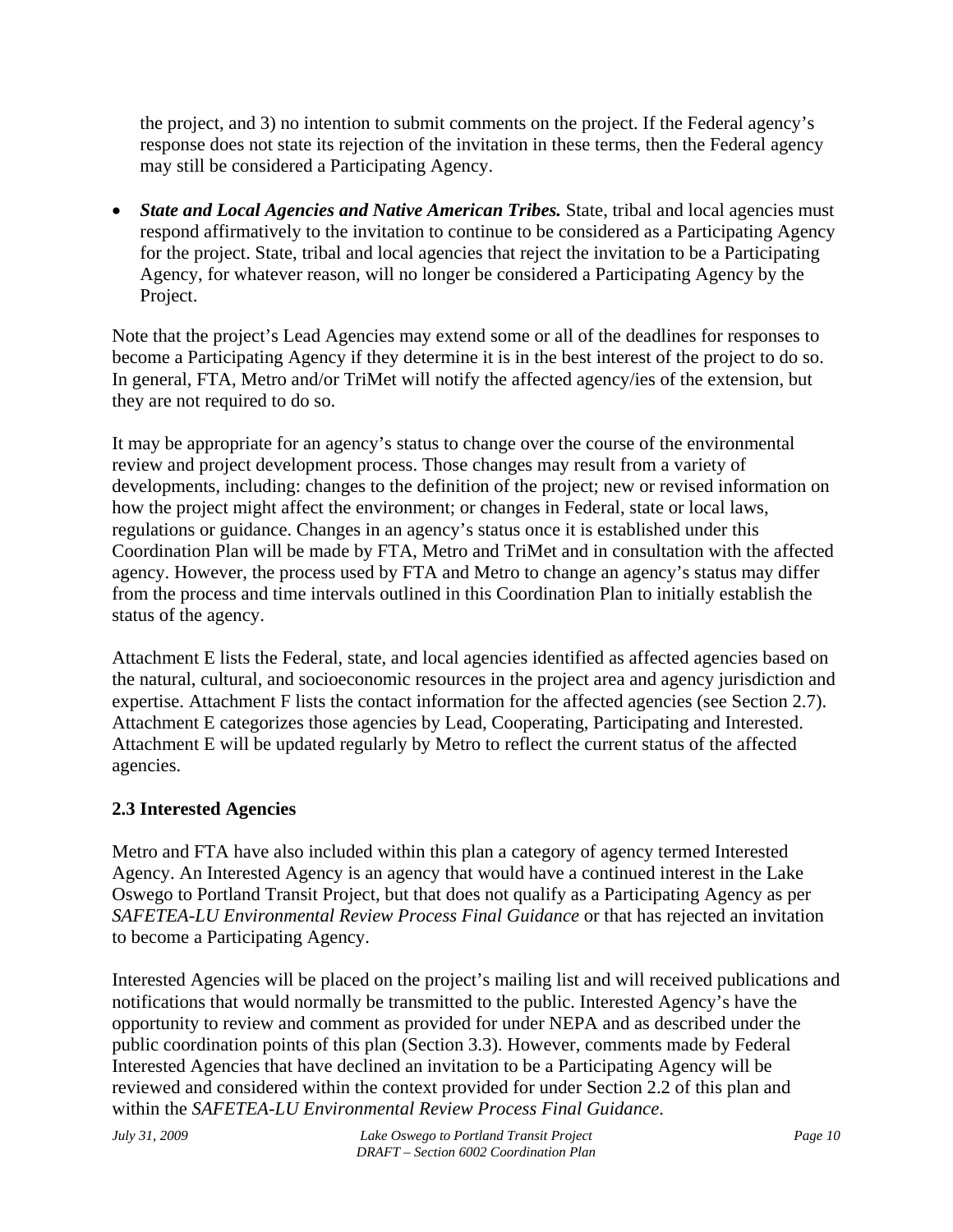the project, and 3) no intention to submit comments on the project. If the Federal agency's response does not state its rejection of the invitation in these terms, then the Federal agency may still be considered a Participating Agency.

- ***State and Local Agencies and Native American Tribes.*** State, tribal and local agencies must respond affirmatively to the invitation to continue to be considered as a Participating Agency for the project. State, tribal and local agencies that reject the invitation to be a Participating Agency, for whatever reason, will no longer be considered a Participating Agency by the Project.

Note that the project's Lead Agencies may extend some or all of the deadlines for responses to become a Participating Agency if they determine it is in the best interest of the project to do so. In general, FTA, Metro and/or TriMet will notify the affected agency/ies of the extension, but they are not required to do so.

It may be appropriate for an agency's status to change over the course of the environmental review and project development process. Those changes may result from a variety of developments, including: changes to the definition of the project; new or revised information on how the project might affect the environment; or changes in Federal, state or local laws, regulations or guidance. Changes in an agency's status once it is established under this Coordination Plan will be made by FTA, Metro and TriMet and in consultation with the affected agency. However, the process used by FTA and Metro to change an agency's status may differ from the process and time intervals outlined in this Coordination Plan to initially establish the status of the agency.

Attachment E lists the Federal, state, and local agencies identified as affected agencies based on the natural, cultural, and socioeconomic resources in the project area and agency jurisdiction and expertise. Attachment F lists the contact information for the affected agencies (see Section 2.7). Attachment E categorizes those agencies by Lead, Cooperating, Participating and Interested. Attachment E will be updated regularly by Metro to reflect the current status of the affected agencies.

## 2.3 Interested Agencies

Metro and FTA have also included within this plan a category of agency termed Interested Agency. An Interested Agency is an agency that would have a continued interest in the Lake Oswego to Portland Transit Project, but that does not qualify as a Participating Agency as per *SAFETEA-LU Environmental Review Process Final Guidance* or that has rejected an invitation to become a Participating Agency.

Interested Agencies will be placed on the project's mailing list and will received publications and notifications that would normally be transmitted to the public. Interested Agency's have the opportunity to review and comment as provided for under NEPA and as described under the public coordination points of this plan (Section 3.3). However, comments made by Federal Interested Agencies that have declined an invitation to be a Participating Agency will be reviewed and considered within the context provided for under Section 2.2 of this plan and within the *SAFETEA-LU Environmental Review Process Final Guidance*.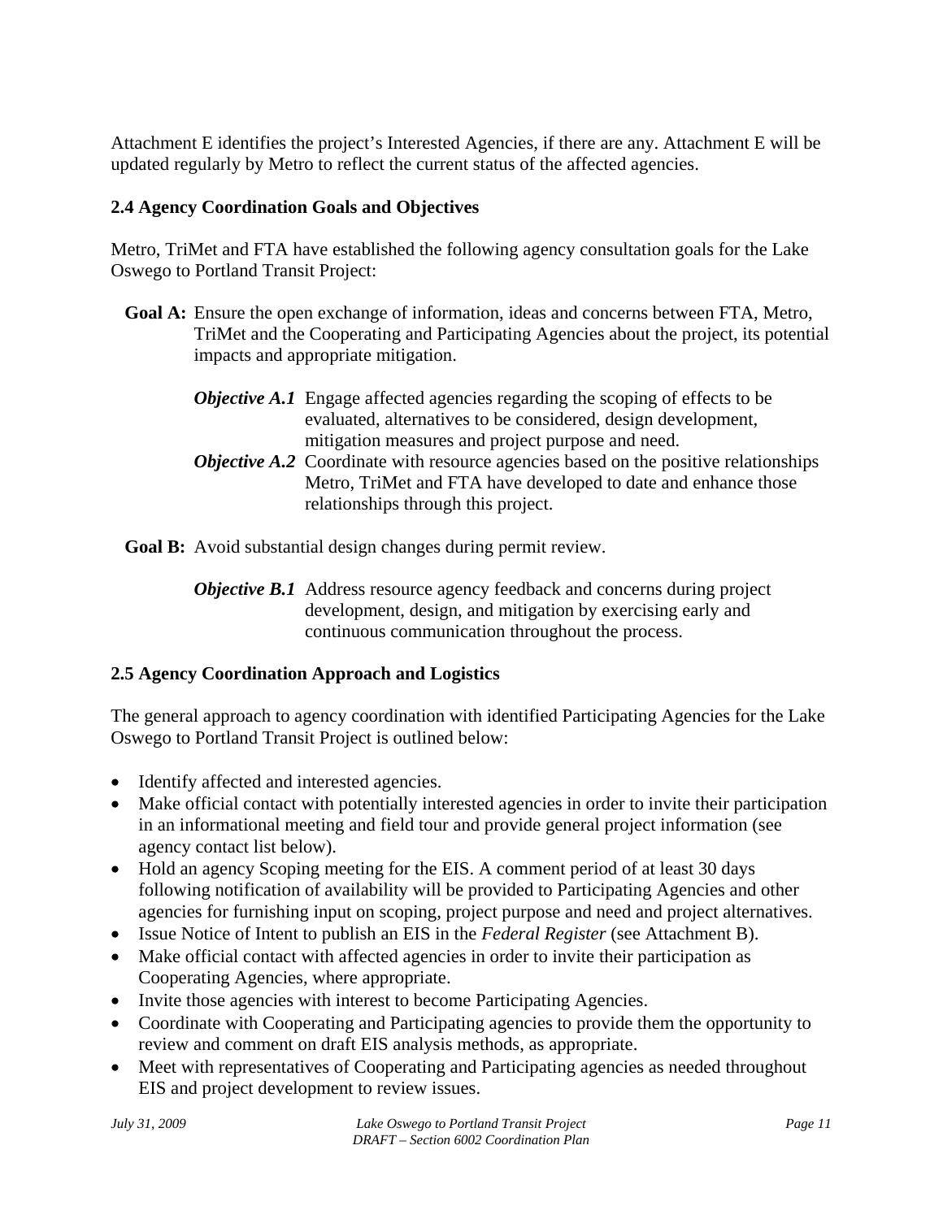Attachment E identifies the project's Interested Agencies, if there are any. Attachment E will be updated regularly by Metro to reflect the current status of the affected agencies.

### 2.4 Agency Coordination Goals and Objectives

Metro, TriMet and FTA have established the following agency consultation goals for the Lake Oswego to Portland Transit Project:

**Goal A:** Ensure the open exchange of information, ideas and concerns between FTA, Metro, TriMet and the Cooperating and Participating Agencies about the project, its potential impacts and appropriate mitigation.

> ***Objective A.1*** Engage affected agencies regarding the scoping of effects to be evaluated, alternatives to be considered, design development, mitigation measures and project purpose and need.
>
> ***Objective A.2*** Coordinate with resource agencies based on the positive relationships Metro, TriMet and FTA have developed to date and enhance those relationships through this project.

**Goal B:** Avoid substantial design changes during permit review.

> ***Objective B.1*** Address resource agency feedback and concerns during project development, design, and mitigation by exercising early and continuous communication throughout the process.

### 2.5 Agency Coordination Approach and Logistics

The general approach to agency coordination with identified Participating Agencies for the Lake Oswego to Portland Transit Project is outlined below:

- Identify affected and interested agencies.
- Make official contact with potentially interested agencies in order to invite their participation in an informational meeting and field tour and provide general project information (see agency contact list below).
- Hold an agency Scoping meeting for the EIS. A comment period of at least 30 days following notification of availability will be provided to Participating Agencies and other agencies for furnishing input on scoping, project purpose and need and project alternatives.
- Issue Notice of Intent to publish an EIS in the *Federal Register* (see Attachment B).
- Make official contact with affected agencies in order to invite their participation as Cooperating Agencies, where appropriate.
- Invite those agencies with interest to become Participating Agencies.
- Coordinate with Cooperating and Participating agencies to provide them the opportunity to review and comment on draft EIS analysis methods, as appropriate.
- Meet with representatives of Cooperating and Participating agencies as needed throughout EIS and project development to review issues.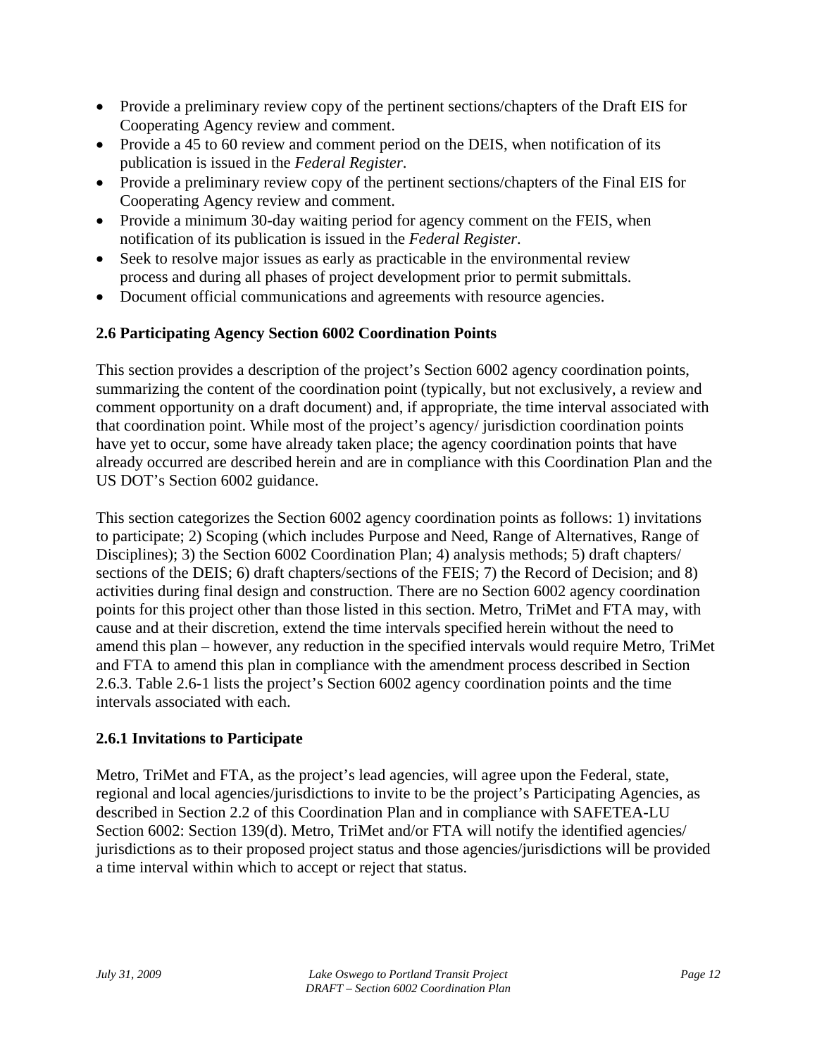- Provide a preliminary review copy of the pertinent sections/chapters of the Draft EIS for Cooperating Agency review and comment.
- Provide a 45 to 60 review and comment period on the DEIS, when notification of its publication is issued in the *Federal Register*.
- Provide a preliminary review copy of the pertinent sections/chapters of the Final EIS for Cooperating Agency review and comment.
- Provide a minimum 30-day waiting period for agency comment on the FEIS, when notification of its publication is issued in the *Federal Register*.
- Seek to resolve major issues as early as practicable in the environmental review process and during all phases of project development prior to permit submittals.
- Document official communications and agreements with resource agencies.

### 2.6 Participating Agency Section 6002 Coordination Points

This section provides a description of the project's Section 6002 agency coordination points, summarizing the content of the coordination point (typically, but not exclusively, a review and comment opportunity on a draft document) and, if appropriate, the time interval associated with that coordination point. While most of the project's agency/ jurisdiction coordination points have yet to occur, some have already taken place; the agency coordination points that have already occurred are described herein and are in compliance with this Coordination Plan and the US DOT's Section 6002 guidance.

This section categorizes the Section 6002 agency coordination points as follows: 1) invitations to participate; 2) Scoping (which includes Purpose and Need, Range of Alternatives, Range of Disciplines); 3) the Section 6002 Coordination Plan; 4) analysis methods; 5) draft chapters/ sections of the DEIS; 6) draft chapters/sections of the FEIS; 7) the Record of Decision; and 8) activities during final design and construction. There are no Section 6002 agency coordination points for this project other than those listed in this section. Metro, TriMet and FTA may, with cause and at their discretion, extend the time intervals specified herein without the need to amend this plan – however, any reduction in the specified intervals would require Metro, TriMet and FTA to amend this plan in compliance with the amendment process described in Section 2.6.3. Table 2.6-1 lists the project's Section 6002 agency coordination points and the time intervals associated with each.

#### 2.6.1 Invitations to Participate

Metro, TriMet and FTA, as the project's lead agencies, will agree upon the Federal, state, regional and local agencies/jurisdictions to invite to be the project's Participating Agencies, as described in Section 2.2 of this Coordination Plan and in compliance with SAFETEA-LU Section 6002: Section 139(d). Metro, TriMet and/or FTA will notify the identified agencies/ jurisdictions as to their proposed project status and those agencies/jurisdictions will be provided a time interval within which to accept or reject that status.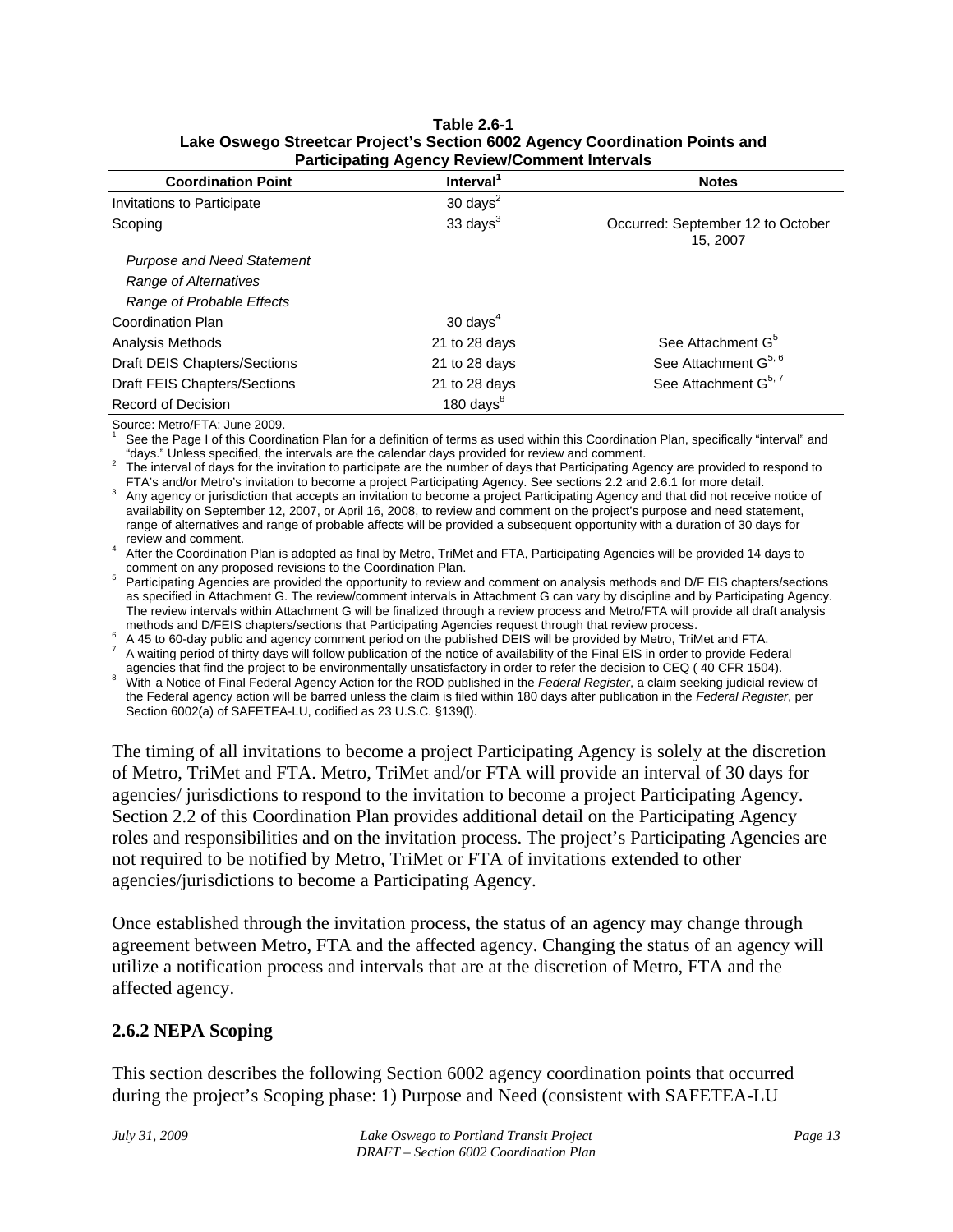**Table 2.6-1**
**Lake Oswego Streetcar Project's Section 6002 Agency Coordination Points and Participating Agency Review/Comment Intervals**

| Coordination Point | Interval[1] | Notes |
|---|---|---|
| Invitations to Participate | 30 days[2] | |
| Scoping | 33 days[3] | Occurred: September 12 to October 15, 2007 |
| *Purpose and Need Statement* | | |
| *Range of Alternatives* | | |
| *Range of Probable Effects* | | |
| Coordination Plan | 30 days[4] | |
| Analysis Methods | 21 to 28 days | See Attachment G[5] |
| Draft DEIS Chapters/Sections | 21 to 28 days | See Attachment G[5, 6] |
| Draft FEIS Chapters/Sections | 21 to 28 days | See Attachment G[5, 7] |
| Record of Decision | 180 days[8] | |

Source: Metro/FTA; June 2009.

[1] See the Page I of this Coordination Plan for a definition of terms as used within this Coordination Plan, specifically "interval" and "days." Unless specified, the intervals are the calendar days provided for review and comment.

[2] The interval of days for the invitation to participate are the number of days that Participating Agency are provided to respond to FTA's and/or Metro's invitation to become a project Participating Agency. See sections 2.2 and 2.6.1 for more detail.

[3] Any agency or jurisdiction that accepts an invitation to become a project Participating Agency and that did not receive notice of availability on September 12, 2007, or April 16, 2008, to review and comment on the project's purpose and need statement, range of alternatives and range of probable affects will be provided a subsequent opportunity with a duration of 30 days for review and comment.

[4] After the Coordination Plan is adopted as final by Metro, TriMet and FTA, Participating Agencies will be provided 14 days to comment on any proposed revisions to the Coordination Plan.

[5] Participating Agencies are provided the opportunity to review and comment on analysis methods and D/F EIS chapters/sections as specified in Attachment G. The review/comment intervals in Attachment G can vary by discipline and by Participating Agency. The review intervals within Attachment G will be finalized through a review process and Metro/FTA will provide all draft analysis methods and D/FEIS chapters/sections that Participating Agencies request through that review process.

[6] A 45 to 60-day public and agency comment period on the published DEIS will be provided by Metro, TriMet and FTA.

[7] A waiting period of thirty days will follow publication of the notice of availability of the Final EIS in order to provide Federal agencies that find the project to be environmentally unsatisfactory in order to refer the decision to CEQ ( 40 CFR 1504).

[8] With a Notice of Final Federal Agency Action for the ROD published in the *Federal Register*, a claim seeking judicial review of the Federal agency action will be barred unless the claim is filed within 180 days after publication in the *Federal Register*, per Section 6002(a) of SAFETEA-LU, codified as 23 U.S.C. §139(l).

The timing of all invitations to become a project Participating Agency is solely at the discretion of Metro, TriMet and FTA. Metro, TriMet and/or FTA will provide an interval of 30 days for agencies/ jurisdictions to respond to the invitation to become a project Participating Agency. Section 2.2 of this Coordination Plan provides additional detail on the Participating Agency roles and responsibilities and on the invitation process. The project's Participating Agencies are not required to be notified by Metro, TriMet or FTA of invitations extended to other agencies/jurisdictions to become a Participating Agency.

Once established through the invitation process, the status of an agency may change through agreement between Metro, FTA and the affected agency. Changing the status of an agency will utilize a notification process and intervals that are at the discretion of Metro, FTA and the affected agency.

### 2.6.2 NEPA Scoping

This section describes the following Section 6002 agency coordination points that occurred during the project's Scoping phase: 1) Purpose and Need (consistent with SAFETEA-LU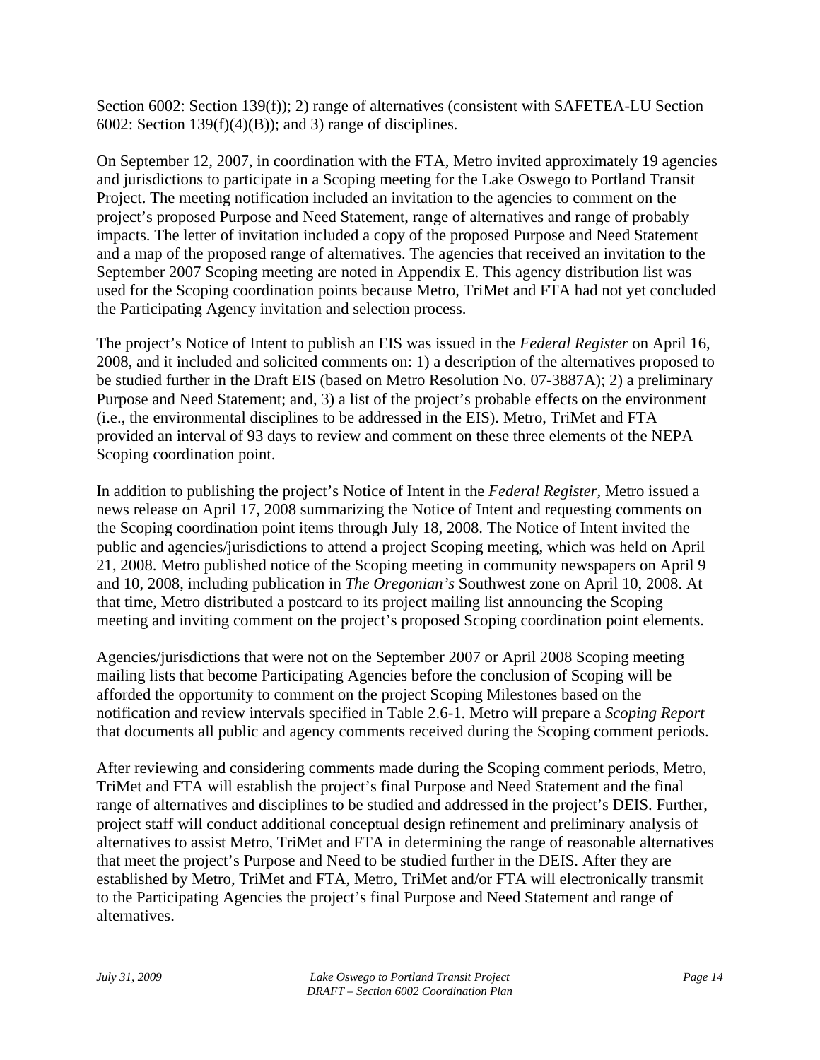Section 6002: Section 139(f)); 2) range of alternatives (consistent with SAFETEA-LU Section 6002: Section 139(f)(4)(B)); and 3) range of disciplines.

On September 12, 2007, in coordination with the FTA, Metro invited approximately 19 agencies and jurisdictions to participate in a Scoping meeting for the Lake Oswego to Portland Transit Project. The meeting notification included an invitation to the agencies to comment on the project's proposed Purpose and Need Statement, range of alternatives and range of probably impacts. The letter of invitation included a copy of the proposed Purpose and Need Statement and a map of the proposed range of alternatives. The agencies that received an invitation to the September 2007 Scoping meeting are noted in Appendix E. This agency distribution list was used for the Scoping coordination points because Metro, TriMet and FTA had not yet concluded the Participating Agency invitation and selection process.

The project's Notice of Intent to publish an EIS was issued in the *Federal Register* on April 16, 2008, and it included and solicited comments on: 1) a description of the alternatives proposed to be studied further in the Draft EIS (based on Metro Resolution No. 07-3887A); 2) a preliminary Purpose and Need Statement; and, 3) a list of the project's probable effects on the environment (i.e., the environmental disciplines to be addressed in the EIS). Metro, TriMet and FTA provided an interval of 93 days to review and comment on these three elements of the NEPA Scoping coordination point.

In addition to publishing the project's Notice of Intent in the *Federal Register*, Metro issued a news release on April 17, 2008 summarizing the Notice of Intent and requesting comments on the Scoping coordination point items through July 18, 2008. The Notice of Intent invited the public and agencies/jurisdictions to attend a project Scoping meeting, which was held on April 21, 2008. Metro published notice of the Scoping meeting in community newspapers on April 9 and 10, 2008, including publication in *The Oregonian's* Southwest zone on April 10, 2008. At that time, Metro distributed a postcard to its project mailing list announcing the Scoping meeting and inviting comment on the project's proposed Scoping coordination point elements.

Agencies/jurisdictions that were not on the September 2007 or April 2008 Scoping meeting mailing lists that become Participating Agencies before the conclusion of Scoping will be afforded the opportunity to comment on the project Scoping Milestones based on the notification and review intervals specified in Table 2.6-1. Metro will prepare a *Scoping Report* that documents all public and agency comments received during the Scoping comment periods.

After reviewing and considering comments made during the Scoping comment periods, Metro, TriMet and FTA will establish the project's final Purpose and Need Statement and the final range of alternatives and disciplines to be studied and addressed in the project's DEIS. Further, project staff will conduct additional conceptual design refinement and preliminary analysis of alternatives to assist Metro, TriMet and FTA in determining the range of reasonable alternatives that meet the project's Purpose and Need to be studied further in the DEIS. After they are established by Metro, TriMet and FTA, Metro, TriMet and/or FTA will electronically transmit to the Participating Agencies the project's final Purpose and Need Statement and range of alternatives.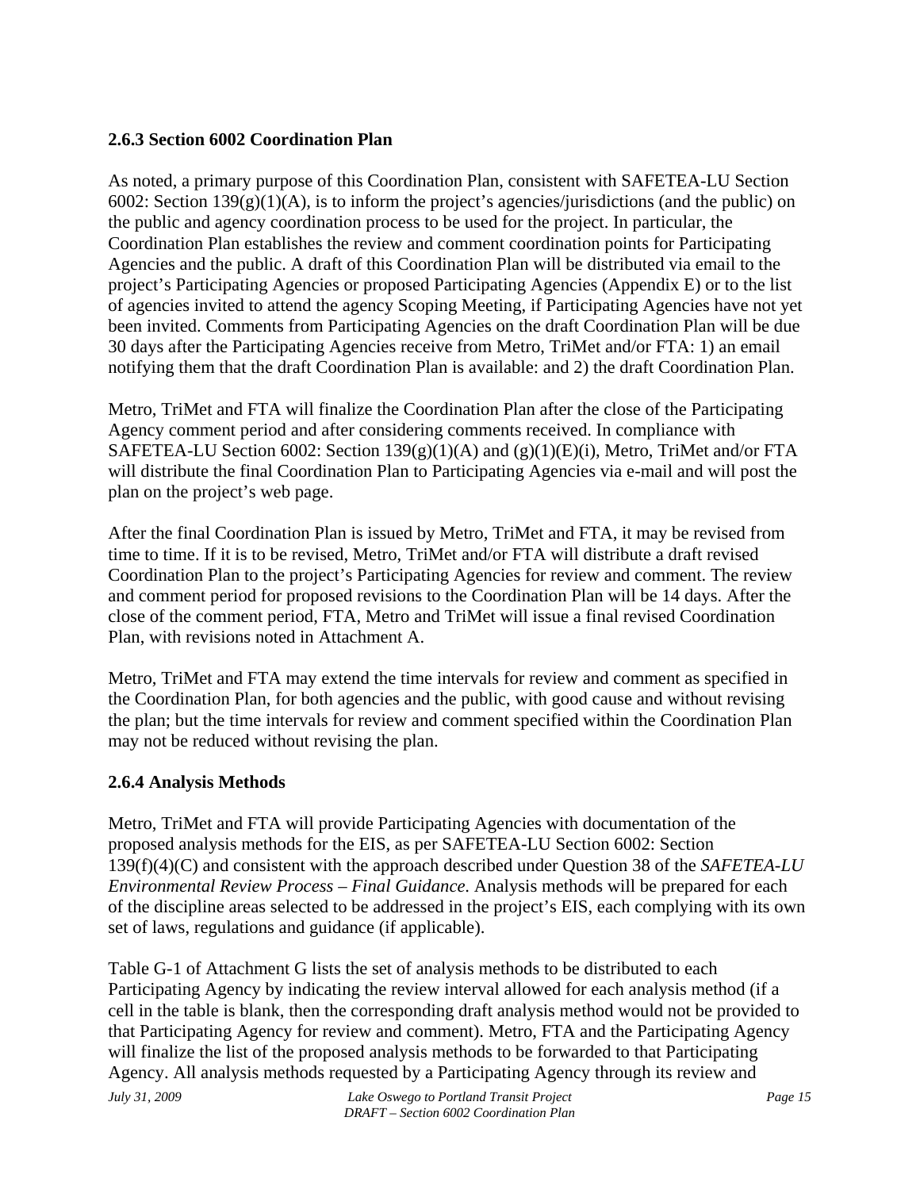### 2.6.3 Section 6002 Coordination Plan

As noted, a primary purpose of this Coordination Plan, consistent with SAFETEA-LU Section 6002: Section 139(g)(1)(A), is to inform the project's agencies/jurisdictions (and the public) on the public and agency coordination process to be used for the project. In particular, the Coordination Plan establishes the review and comment coordination points for Participating Agencies and the public. A draft of this Coordination Plan will be distributed via email to the project's Participating Agencies or proposed Participating Agencies (Appendix E) or to the list of agencies invited to attend the agency Scoping Meeting, if Participating Agencies have not yet been invited. Comments from Participating Agencies on the draft Coordination Plan will be due 30 days after the Participating Agencies receive from Metro, TriMet and/or FTA: 1) an email notifying them that the draft Coordination Plan is available: and 2) the draft Coordination Plan.

Metro, TriMet and FTA will finalize the Coordination Plan after the close of the Participating Agency comment period and after considering comments received. In compliance with SAFETEA-LU Section 6002: Section 139(g)(1)(A) and (g)(1)(E)(i), Metro, TriMet and/or FTA will distribute the final Coordination Plan to Participating Agencies via e-mail and will post the plan on the project's web page.

After the final Coordination Plan is issued by Metro, TriMet and FTA, it may be revised from time to time. If it is to be revised, Metro, TriMet and/or FTA will distribute a draft revised Coordination Plan to the project's Participating Agencies for review and comment. The review and comment period for proposed revisions to the Coordination Plan will be 14 days. After the close of the comment period, FTA, Metro and TriMet will issue a final revised Coordination Plan, with revisions noted in Attachment A.

Metro, TriMet and FTA may extend the time intervals for review and comment as specified in the Coordination Plan, for both agencies and the public, with good cause and without revising the plan; but the time intervals for review and comment specified within the Coordination Plan may not be reduced without revising the plan.

### 2.6.4 Analysis Methods

Metro, TriMet and FTA will provide Participating Agencies with documentation of the proposed analysis methods for the EIS, as per SAFETEA-LU Section 6002: Section 139(f)(4)(C) and consistent with the approach described under Question 38 of the *SAFETEA-LU Environmental Review Process – Final Guidance.* Analysis methods will be prepared for each of the discipline areas selected to be addressed in the project's EIS, each complying with its own set of laws, regulations and guidance (if applicable).

Table G-1 of Attachment G lists the set of analysis methods to be distributed to each Participating Agency by indicating the review interval allowed for each analysis method (if a cell in the table is blank, then the corresponding draft analysis method would not be provided to that Participating Agency for review and comment). Metro, FTA and the Participating Agency will finalize the list of the proposed analysis methods to be forwarded to that Participating Agency. All analysis methods requested by a Participating Agency through its review and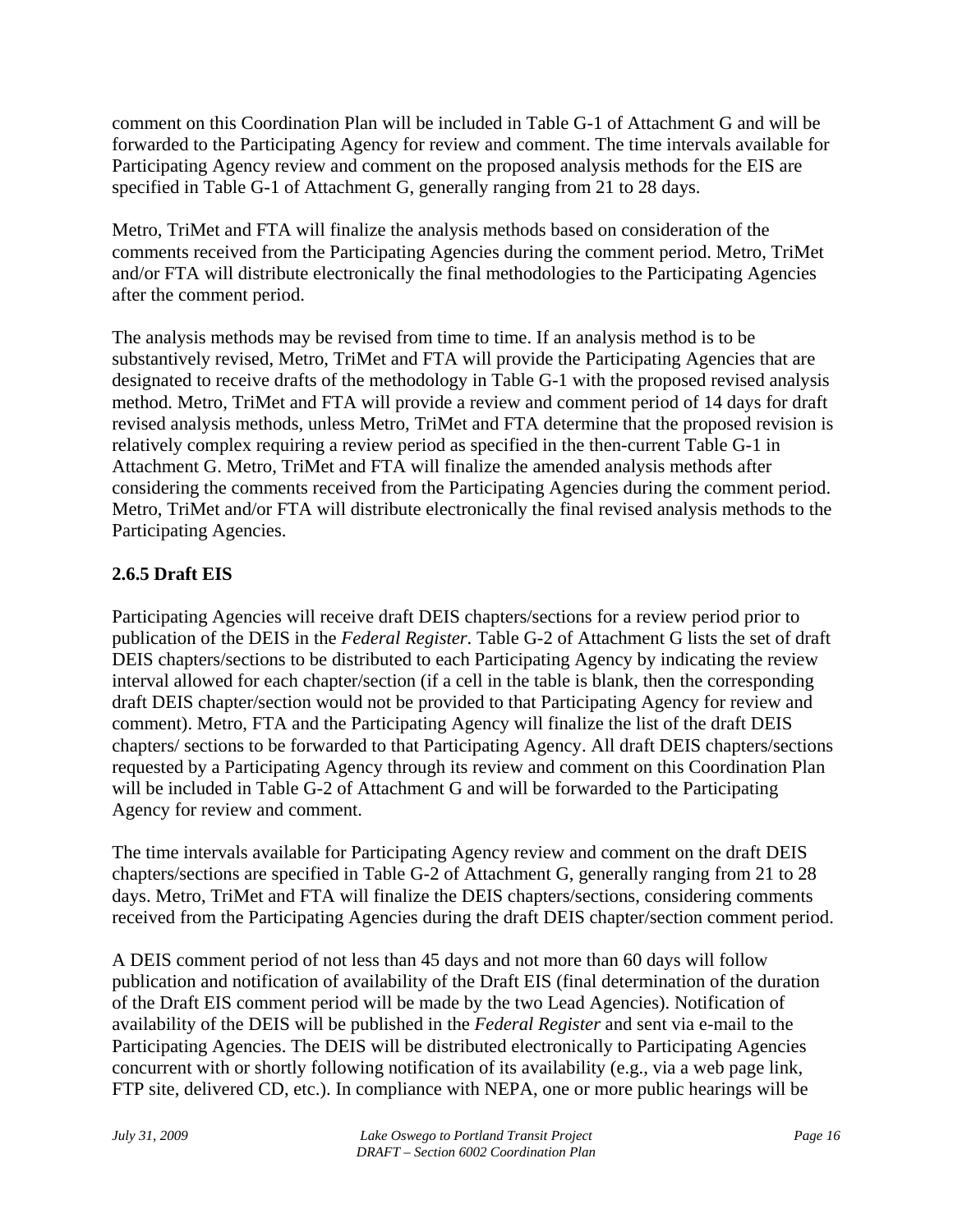comment on this Coordination Plan will be included in Table G-1 of Attachment G and will be forwarded to the Participating Agency for review and comment. The time intervals available for Participating Agency review and comment on the proposed analysis methods for the EIS are specified in Table G-1 of Attachment G, generally ranging from 21 to 28 days.

Metro, TriMet and FTA will finalize the analysis methods based on consideration of the comments received from the Participating Agencies during the comment period. Metro, TriMet and/or FTA will distribute electronically the final methodologies to the Participating Agencies after the comment period.

The analysis methods may be revised from time to time. If an analysis method is to be substantively revised, Metro, TriMet and FTA will provide the Participating Agencies that are designated to receive drafts of the methodology in Table G-1 with the proposed revised analysis method. Metro, TriMet and FTA will provide a review and comment period of 14 days for draft revised analysis methods, unless Metro, TriMet and FTA determine that the proposed revision is relatively complex requiring a review period as specified in the then-current Table G-1 in Attachment G. Metro, TriMet and FTA will finalize the amended analysis methods after considering the comments received from the Participating Agencies during the comment period. Metro, TriMet and/or FTA will distribute electronically the final revised analysis methods to the Participating Agencies.

### 2.6.5 Draft EIS

Participating Agencies will receive draft DEIS chapters/sections for a review period prior to publication of the DEIS in the *Federal Register*. Table G-2 of Attachment G lists the set of draft DEIS chapters/sections to be distributed to each Participating Agency by indicating the review interval allowed for each chapter/section (if a cell in the table is blank, then the corresponding draft DEIS chapter/section would not be provided to that Participating Agency for review and comment). Metro, FTA and the Participating Agency will finalize the list of the draft DEIS chapters/ sections to be forwarded to that Participating Agency. All draft DEIS chapters/sections requested by a Participating Agency through its review and comment on this Coordination Plan will be included in Table G-2 of Attachment G and will be forwarded to the Participating Agency for review and comment.

The time intervals available for Participating Agency review and comment on the draft DEIS chapters/sections are specified in Table G-2 of Attachment G, generally ranging from 21 to 28 days. Metro, TriMet and FTA will finalize the DEIS chapters/sections, considering comments received from the Participating Agencies during the draft DEIS chapter/section comment period.

A DEIS comment period of not less than 45 days and not more than 60 days will follow publication and notification of availability of the Draft EIS (final determination of the duration of the Draft EIS comment period will be made by the two Lead Agencies). Notification of availability of the DEIS will be published in the *Federal Register* and sent via e-mail to the Participating Agencies. The DEIS will be distributed electronically to Participating Agencies concurrent with or shortly following notification of its availability (e.g., via a web page link, FTP site, delivered CD, etc.). In compliance with NEPA, one or more public hearings will be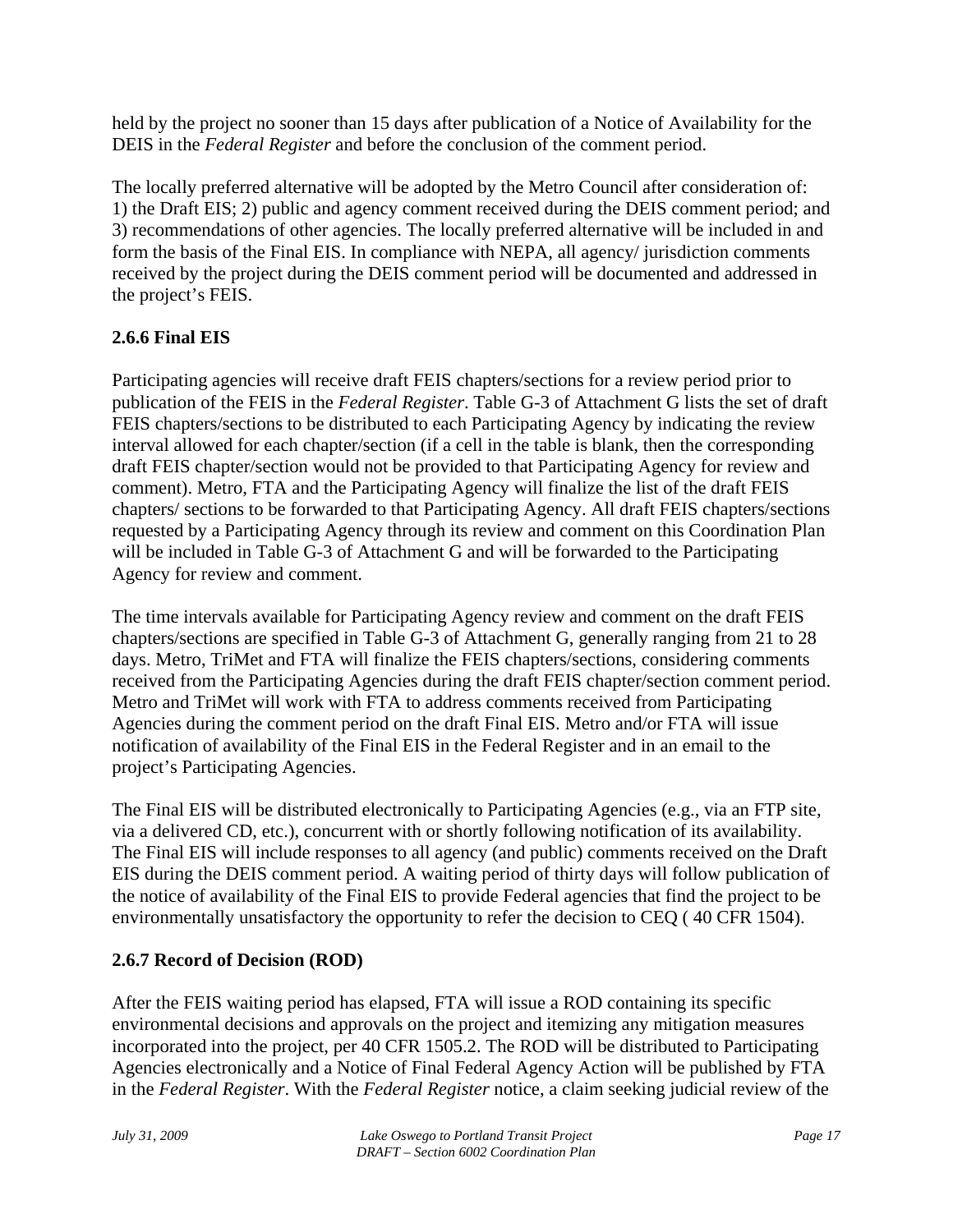held by the project no sooner than 15 days after publication of a Notice of Availability for the DEIS in the *Federal Register* and before the conclusion of the comment period.

The locally preferred alternative will be adopted by the Metro Council after consideration of: 1) the Draft EIS; 2) public and agency comment received during the DEIS comment period; and 3) recommendations of other agencies. The locally preferred alternative will be included in and form the basis of the Final EIS. In compliance with NEPA, all agency/ jurisdiction comments received by the project during the DEIS comment period will be documented and addressed in the project's FEIS.

### 2.6.6 Final EIS

Participating agencies will receive draft FEIS chapters/sections for a review period prior to publication of the FEIS in the *Federal Register*. Table G-3 of Attachment G lists the set of draft FEIS chapters/sections to be distributed to each Participating Agency by indicating the review interval allowed for each chapter/section (if a cell in the table is blank, then the corresponding draft FEIS chapter/section would not be provided to that Participating Agency for review and comment). Metro, FTA and the Participating Agency will finalize the list of the draft FEIS chapters/ sections to be forwarded to that Participating Agency. All draft FEIS chapters/sections requested by a Participating Agency through its review and comment on this Coordination Plan will be included in Table G-3 of Attachment G and will be forwarded to the Participating Agency for review and comment.

The time intervals available for Participating Agency review and comment on the draft FEIS chapters/sections are specified in Table G-3 of Attachment G, generally ranging from 21 to 28 days. Metro, TriMet and FTA will finalize the FEIS chapters/sections, considering comments received from the Participating Agencies during the draft FEIS chapter/section comment period. Metro and TriMet will work with FTA to address comments received from Participating Agencies during the comment period on the draft Final EIS. Metro and/or FTA will issue notification of availability of the Final EIS in the Federal Register and in an email to the project's Participating Agencies.

The Final EIS will be distributed electronically to Participating Agencies (e.g., via an FTP site, via a delivered CD, etc.), concurrent with or shortly following notification of its availability. The Final EIS will include responses to all agency (and public) comments received on the Draft EIS during the DEIS comment period. A waiting period of thirty days will follow publication of the notice of availability of the Final EIS to provide Federal agencies that find the project to be environmentally unsatisfactory the opportunity to refer the decision to CEQ ( 40 CFR 1504).

### 2.6.7 Record of Decision (ROD)

After the FEIS waiting period has elapsed, FTA will issue a ROD containing its specific environmental decisions and approvals on the project and itemizing any mitigation measures incorporated into the project, per 40 CFR 1505.2. The ROD will be distributed to Participating Agencies electronically and a Notice of Final Federal Agency Action will be published by FTA in the *Federal Register*. With the *Federal Register* notice, a claim seeking judicial review of the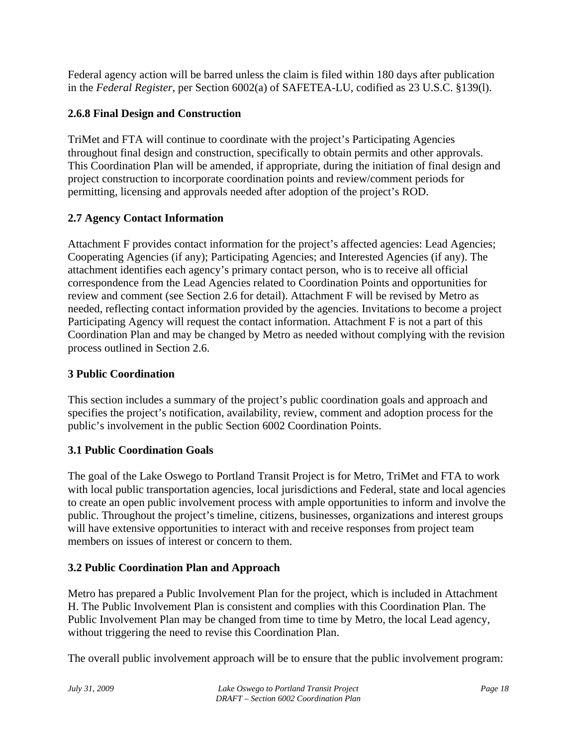Federal agency action will be barred unless the claim is filed within 180 days after publication in the *Federal Register*, per Section 6002(a) of SAFETEA-LU, codified as 23 U.S.C. §139(l).

### 2.6.8 Final Design and Construction

TriMet and FTA will continue to coordinate with the project's Participating Agencies throughout final design and construction, specifically to obtain permits and other approvals. This Coordination Plan will be amended, if appropriate, during the initiation of final design and project construction to incorporate coordination points and review/comment periods for permitting, licensing and approvals needed after adoption of the project's ROD.

## 2.7 Agency Contact Information

Attachment F provides contact information for the project's affected agencies: Lead Agencies; Cooperating Agencies (if any); Participating Agencies; and Interested Agencies (if any). The attachment identifies each agency's primary contact person, who is to receive all official correspondence from the Lead Agencies related to Coordination Points and opportunities for review and comment (see Section 2.6 for detail). Attachment F will be revised by Metro as needed, reflecting contact information provided by the agencies. Invitations to become a project Participating Agency will request the contact information. Attachment F is not a part of this Coordination Plan and may be changed by Metro as needed without complying with the revision process outlined in Section 2.6.

# 3 Public Coordination

This section includes a summary of the project's public coordination goals and approach and specifies the project's notification, availability, review, comment and adoption process for the public's involvement in the public Section 6002 Coordination Points.

## 3.1 Public Coordination Goals

The goal of the Lake Oswego to Portland Transit Project is for Metro, TriMet and FTA to work with local public transportation agencies, local jurisdictions and Federal, state and local agencies to create an open public involvement process with ample opportunities to inform and involve the public. Throughout the project's timeline, citizens, businesses, organizations and interest groups will have extensive opportunities to interact with and receive responses from project team members on issues of interest or concern to them.

## 3.2 Public Coordination Plan and Approach

Metro has prepared a Public Involvement Plan for the project, which is included in Attachment H. The Public Involvement Plan is consistent and complies with this Coordination Plan. The Public Involvement Plan may be changed from time to time by Metro, the local Lead agency, without triggering the need to revise this Coordination Plan.

The overall public involvement approach will be to ensure that the public involvement program: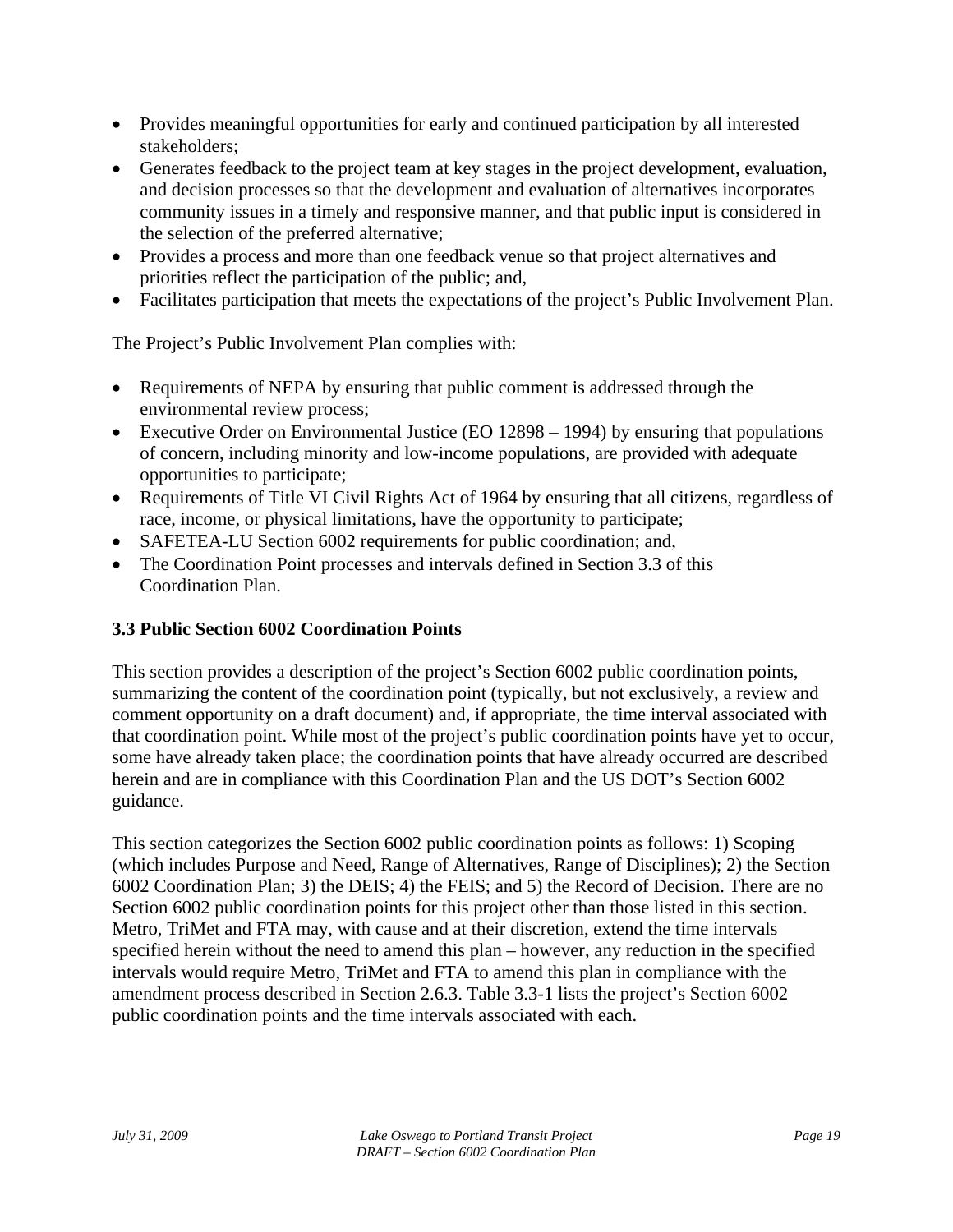- Provides meaningful opportunities for early and continued participation by all interested stakeholders;
- Generates feedback to the project team at key stages in the project development, evaluation, and decision processes so that the development and evaluation of alternatives incorporates community issues in a timely and responsive manner, and that public input is considered in the selection of the preferred alternative;
- Provides a process and more than one feedback venue so that project alternatives and priorities reflect the participation of the public; and,
- Facilitates participation that meets the expectations of the project's Public Involvement Plan.

The Project's Public Involvement Plan complies with:

- Requirements of NEPA by ensuring that public comment is addressed through the environmental review process;
- Executive Order on Environmental Justice (EO 12898 – 1994) by ensuring that populations of concern, including minority and low-income populations, are provided with adequate opportunities to participate;
- Requirements of Title VI Civil Rights Act of 1964 by ensuring that all citizens, regardless of race, income, or physical limitations, have the opportunity to participate;
- SAFETEA-LU Section 6002 requirements for public coordination; and,
- The Coordination Point processes and intervals defined in Section 3.3 of this Coordination Plan.

### 3.3 Public Section 6002 Coordination Points

This section provides a description of the project's Section 6002 public coordination points, summarizing the content of the coordination point (typically, but not exclusively, a review and comment opportunity on a draft document) and, if appropriate, the time interval associated with that coordination point. While most of the project's public coordination points have yet to occur, some have already taken place; the coordination points that have already occurred are described herein and are in compliance with this Coordination Plan and the US DOT's Section 6002 guidance.

This section categorizes the Section 6002 public coordination points as follows: 1) Scoping (which includes Purpose and Need, Range of Alternatives, Range of Disciplines); 2) the Section 6002 Coordination Plan; 3) the DEIS; 4) the FEIS; and 5) the Record of Decision. There are no Section 6002 public coordination points for this project other than those listed in this section. Metro, TriMet and FTA may, with cause and at their discretion, extend the time intervals specified herein without the need to amend this plan – however, any reduction in the specified intervals would require Metro, TriMet and FTA to amend this plan in compliance with the amendment process described in Section 2.6.3. Table 3.3-1 lists the project's Section 6002 public coordination points and the time intervals associated with each.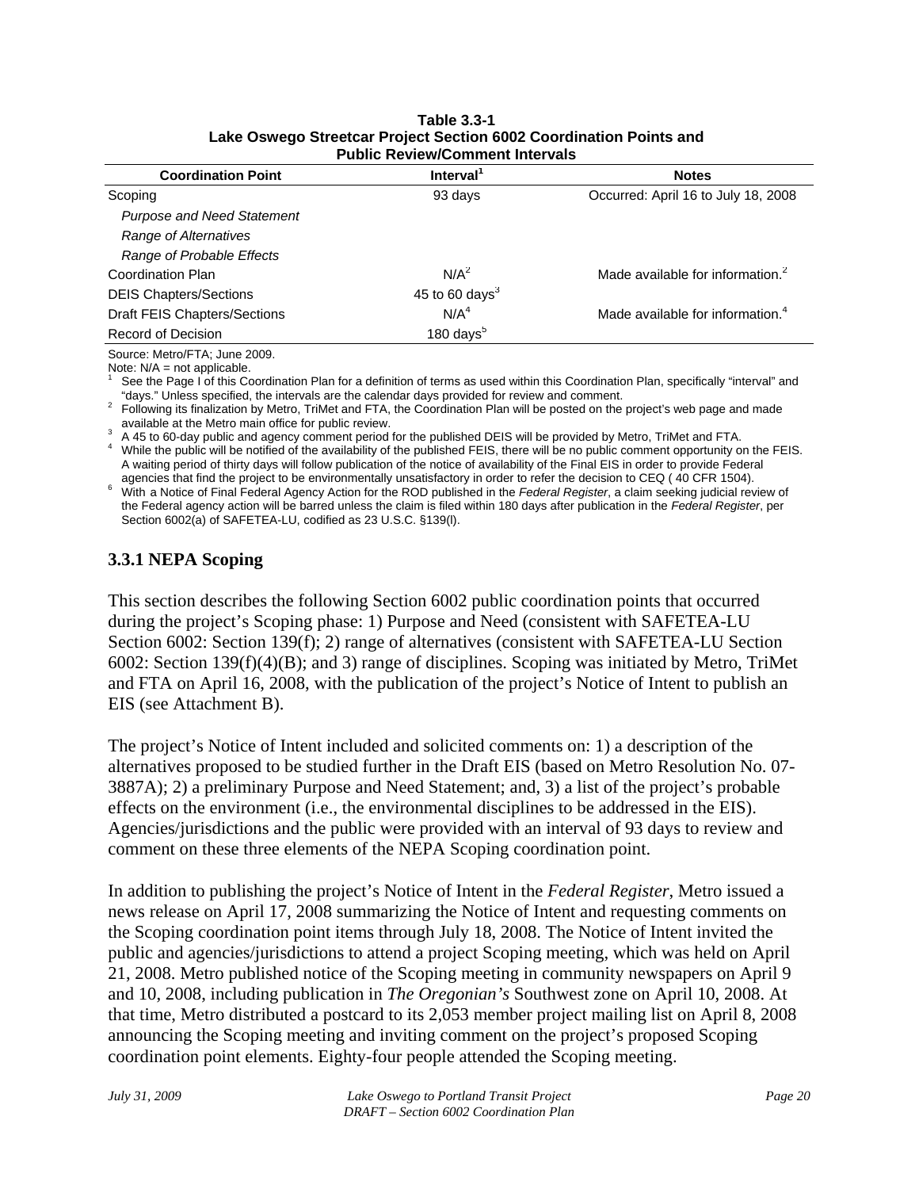**Table 3.3-1**
**Lake Oswego Streetcar Project Section 6002 Coordination Points and Public Review/Comment Intervals**

| Coordination Point | Interval[1] | Notes |
|---|---|---|
| Scoping | 93 days | Occurred: April 16 to July 18, 2008 |
| *Purpose and Need Statement* | | |
| *Range of Alternatives* | | |
| *Range of Probable Effects* | | |
| Coordination Plan | N/A[2] | Made available for information.[2] |
| DEIS Chapters/Sections | 45 to 60 days[3] | |
| Draft FEIS Chapters/Sections | N/A[4] | Made available for information.[4] |
| Record of Decision | 180 days[5] | |

Source: Metro/FTA; June 2009.
Note: N/A = not applicable.
[1] See the Page I of this Coordination Plan for a definition of terms as used within this Coordination Plan, specifically "interval" and "days." Unless specified, the intervals are the calendar days provided for review and comment.
[2] Following its finalization by Metro, TriMet and FTA, the Coordination Plan will be posted on the project's web page and made available at the Metro main office for public review.
[3] A 45 to 60-day public and agency comment period for the published DEIS will be provided by Metro, TriMet and FTA.
[4] While the public will be notified of the availability of the published FEIS, there will be no public comment opportunity on the FEIS. A waiting period of thirty days will follow publication of the notice of availability of the Final EIS in order to provide Federal agencies that find the project to be environmentally unsatisfactory in order to refer the decision to CEQ ( 40 CFR 1504).
[6] With a Notice of Final Federal Agency Action for the ROD published in the *Federal Register*, a claim seeking judicial review of the Federal agency action will be barred unless the claim is filed within 180 days after publication in the *Federal Register*, per Section 6002(a) of SAFETEA-LU, codified as 23 U.S.C. §139(l).

### 3.3.1 NEPA Scoping

This section describes the following Section 6002 public coordination points that occurred during the project's Scoping phase: 1) Purpose and Need (consistent with SAFETEA-LU Section 6002: Section 139(f); 2) range of alternatives (consistent with SAFETEA-LU Section 6002: Section 139(f)(4)(B); and 3) range of disciplines. Scoping was initiated by Metro, TriMet and FTA on April 16, 2008, with the publication of the project's Notice of Intent to publish an EIS (see Attachment B).

The project's Notice of Intent included and solicited comments on: 1) a description of the alternatives proposed to be studied further in the Draft EIS (based on Metro Resolution No. 07-3887A); 2) a preliminary Purpose and Need Statement; and, 3) a list of the project's probable effects on the environment (i.e., the environmental disciplines to be addressed in the EIS). Agencies/jurisdictions and the public were provided with an interval of 93 days to review and comment on these three elements of the NEPA Scoping coordination point.

In addition to publishing the project's Notice of Intent in the *Federal Register*, Metro issued a news release on April 17, 2008 summarizing the Notice of Intent and requesting comments on the Scoping coordination point items through July 18, 2008. The Notice of Intent invited the public and agencies/jurisdictions to attend a project Scoping meeting, which was held on April 21, 2008. Metro published notice of the Scoping meeting in community newspapers on April 9 and 10, 2008, including publication in *The Oregonian's* Southwest zone on April 10, 2008. At that time, Metro distributed a postcard to its 2,053 member project mailing list on April 8, 2008 announcing the Scoping meeting and inviting comment on the project's proposed Scoping coordination point elements. Eighty-four people attended the Scoping meeting.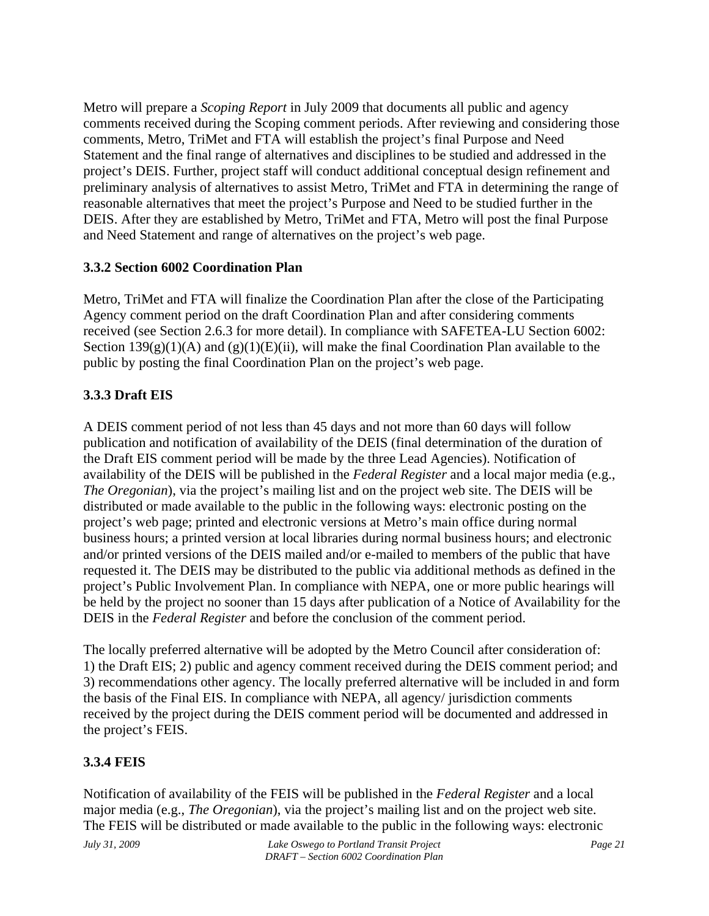Metro will prepare a *Scoping Report* in July 2009 that documents all public and agency comments received during the Scoping comment periods. After reviewing and considering those comments, Metro, TriMet and FTA will establish the project's final Purpose and Need Statement and the final range of alternatives and disciplines to be studied and addressed in the project's DEIS. Further, project staff will conduct additional conceptual design refinement and preliminary analysis of alternatives to assist Metro, TriMet and FTA in determining the range of reasonable alternatives that meet the project's Purpose and Need to be studied further in the DEIS. After they are established by Metro, TriMet and FTA, Metro will post the final Purpose and Need Statement and range of alternatives on the project's web page.

### 3.3.2 Section 6002 Coordination Plan

Metro, TriMet and FTA will finalize the Coordination Plan after the close of the Participating Agency comment period on the draft Coordination Plan and after considering comments received (see Section 2.6.3 for more detail). In compliance with SAFETEA-LU Section 6002: Section 139(g)(1)(A) and (g)(1)(E)(ii), will make the final Coordination Plan available to the public by posting the final Coordination Plan on the project's web page.

### 3.3.3 Draft EIS

A DEIS comment period of not less than 45 days and not more than 60 days will follow publication and notification of availability of the DEIS (final determination of the duration of the Draft EIS comment period will be made by the three Lead Agencies). Notification of availability of the DEIS will be published in the *Federal Register* and a local major media (e.g., *The Oregonian*), via the project's mailing list and on the project web site. The DEIS will be distributed or made available to the public in the following ways: electronic posting on the project's web page; printed and electronic versions at Metro's main office during normal business hours; a printed version at local libraries during normal business hours; and electronic and/or printed versions of the DEIS mailed and/or e-mailed to members of the public that have requested it. The DEIS may be distributed to the public via additional methods as defined in the project's Public Involvement Plan. In compliance with NEPA, one or more public hearings will be held by the project no sooner than 15 days after publication of a Notice of Availability for the DEIS in the *Federal Register* and before the conclusion of the comment period.

The locally preferred alternative will be adopted by the Metro Council after consideration of: 1) the Draft EIS; 2) public and agency comment received during the DEIS comment period; and 3) recommendations other agency. The locally preferred alternative will be included in and form the basis of the Final EIS. In compliance with NEPA, all agency/ jurisdiction comments received by the project during the DEIS comment period will be documented and addressed in the project's FEIS.

### 3.3.4 FEIS

Notification of availability of the FEIS will be published in the *Federal Register* and a local major media (e.g., *The Oregonian*), via the project's mailing list and on the project web site. The FEIS will be distributed or made available to the public in the following ways: electronic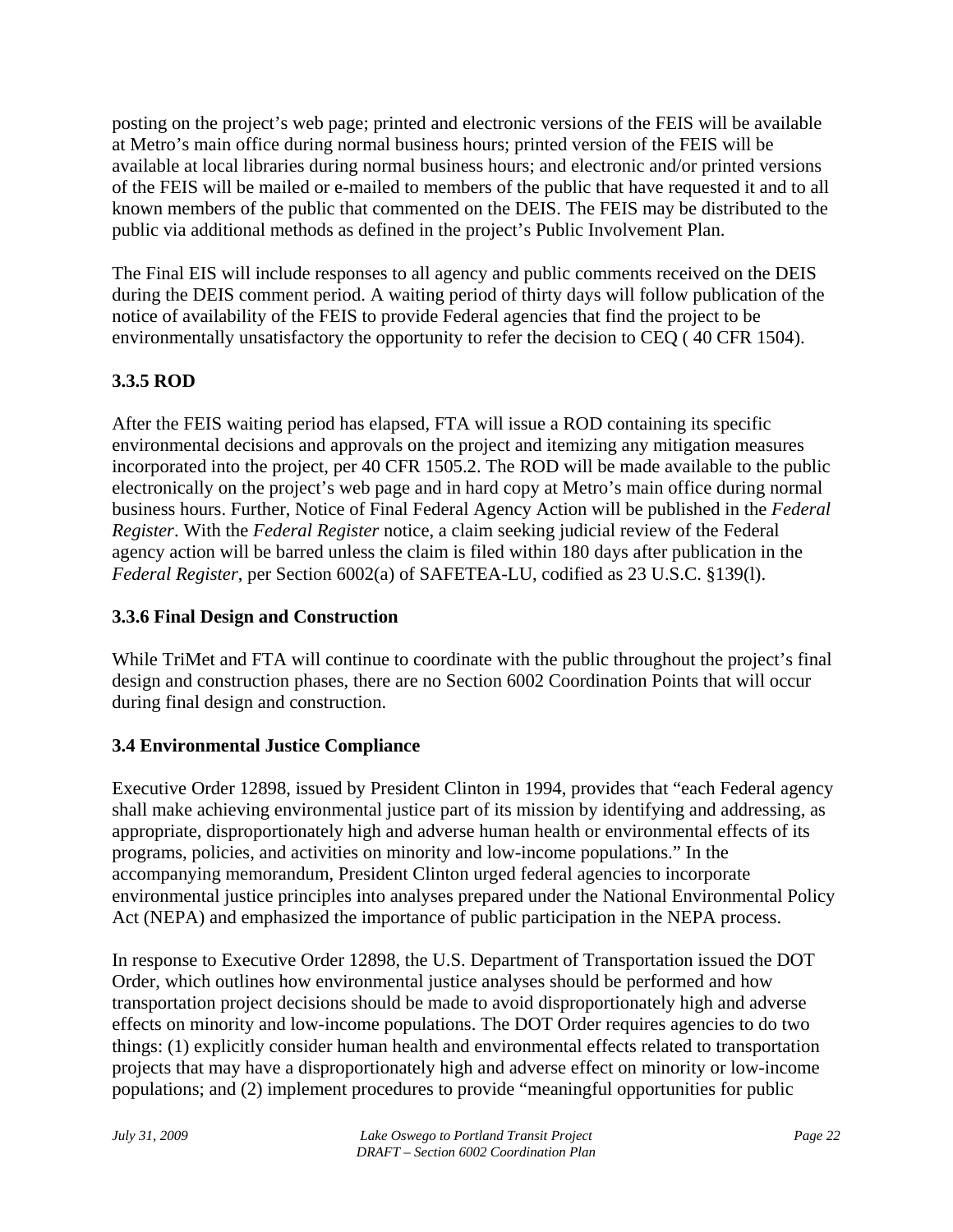posting on the project's web page; printed and electronic versions of the FEIS will be available at Metro's main office during normal business hours; printed version of the FEIS will be available at local libraries during normal business hours; and electronic and/or printed versions of the FEIS will be mailed or e-mailed to members of the public that have requested it and to all known members of the public that commented on the DEIS. The FEIS may be distributed to the public via additional methods as defined in the project's Public Involvement Plan.

The Final EIS will include responses to all agency and public comments received on the DEIS during the DEIS comment period. A waiting period of thirty days will follow publication of the notice of availability of the FEIS to provide Federal agencies that find the project to be environmentally unsatisfactory the opportunity to refer the decision to CEQ ( 40 CFR 1504).

### 3.3.5 ROD

After the FEIS waiting period has elapsed, FTA will issue a ROD containing its specific environmental decisions and approvals on the project and itemizing any mitigation measures incorporated into the project, per 40 CFR 1505.2. The ROD will be made available to the public electronically on the project's web page and in hard copy at Metro's main office during normal business hours. Further, Notice of Final Federal Agency Action will be published in the *Federal Register*. With the *Federal Register* notice, a claim seeking judicial review of the Federal agency action will be barred unless the claim is filed within 180 days after publication in the *Federal Register*, per Section 6002(a) of SAFETEA-LU, codified as 23 U.S.C. §139(l).

### 3.3.6 Final Design and Construction

While TriMet and FTA will continue to coordinate with the public throughout the project's final design and construction phases, there are no Section 6002 Coordination Points that will occur during final design and construction.

## 3.4 Environmental Justice Compliance

Executive Order 12898, issued by President Clinton in 1994, provides that "each Federal agency shall make achieving environmental justice part of its mission by identifying and addressing, as appropriate, disproportionately high and adverse human health or environmental effects of its programs, policies, and activities on minority and low-income populations." In the accompanying memorandum, President Clinton urged federal agencies to incorporate environmental justice principles into analyses prepared under the National Environmental Policy Act (NEPA) and emphasized the importance of public participation in the NEPA process.

In response to Executive Order 12898, the U.S. Department of Transportation issued the DOT Order, which outlines how environmental justice analyses should be performed and how transportation project decisions should be made to avoid disproportionately high and adverse effects on minority and low-income populations. The DOT Order requires agencies to do two things: (1) explicitly consider human health and environmental effects related to transportation projects that may have a disproportionately high and adverse effect on minority or low-income populations; and (2) implement procedures to provide "meaningful opportunities for public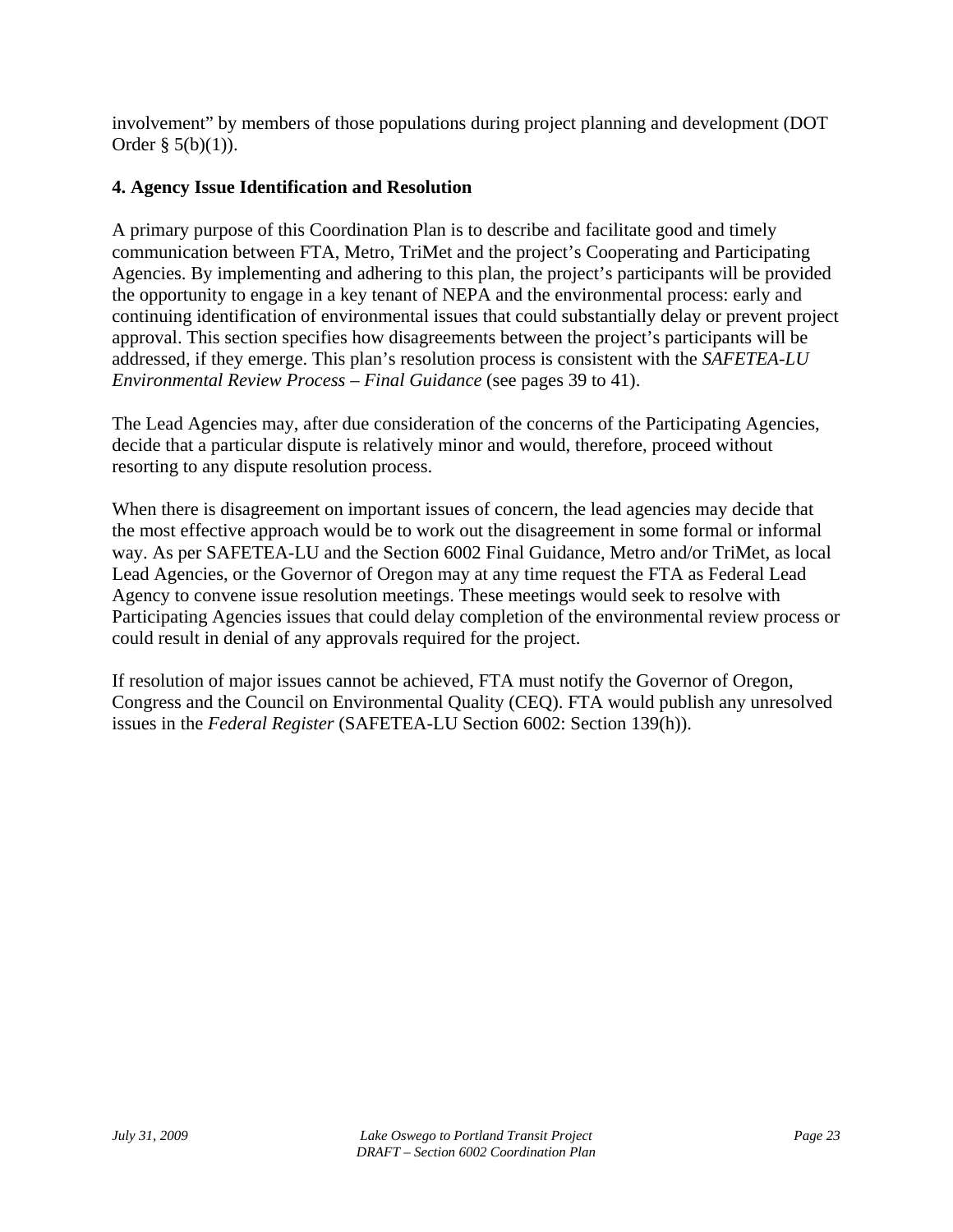involvement" by members of those populations during project planning and development (DOT Order § 5(b)(1)).

## 4. Agency Issue Identification and Resolution

A primary purpose of this Coordination Plan is to describe and facilitate good and timely communication between FTA, Metro, TriMet and the project's Cooperating and Participating Agencies. By implementing and adhering to this plan, the project's participants will be provided the opportunity to engage in a key tenant of NEPA and the environmental process: early and continuing identification of environmental issues that could substantially delay or prevent project approval. This section specifies how disagreements between the project's participants will be addressed, if they emerge. This plan's resolution process is consistent with the *SAFETEA-LU Environmental Review Process – Final Guidance* (see pages 39 to 41).

The Lead Agencies may, after due consideration of the concerns of the Participating Agencies, decide that a particular dispute is relatively minor and would, therefore, proceed without resorting to any dispute resolution process.

When there is disagreement on important issues of concern, the lead agencies may decide that the most effective approach would be to work out the disagreement in some formal or informal way. As per SAFETEA-LU and the Section 6002 Final Guidance, Metro and/or TriMet, as local Lead Agencies, or the Governor of Oregon may at any time request the FTA as Federal Lead Agency to convene issue resolution meetings. These meetings would seek to resolve with Participating Agencies issues that could delay completion of the environmental review process or could result in denial of any approvals required for the project.

If resolution of major issues cannot be achieved, FTA must notify the Governor of Oregon, Congress and the Council on Environmental Quality (CEQ). FTA would publish any unresolved issues in the *Federal Register* (SAFETEA-LU Section 6002: Section 139(h)).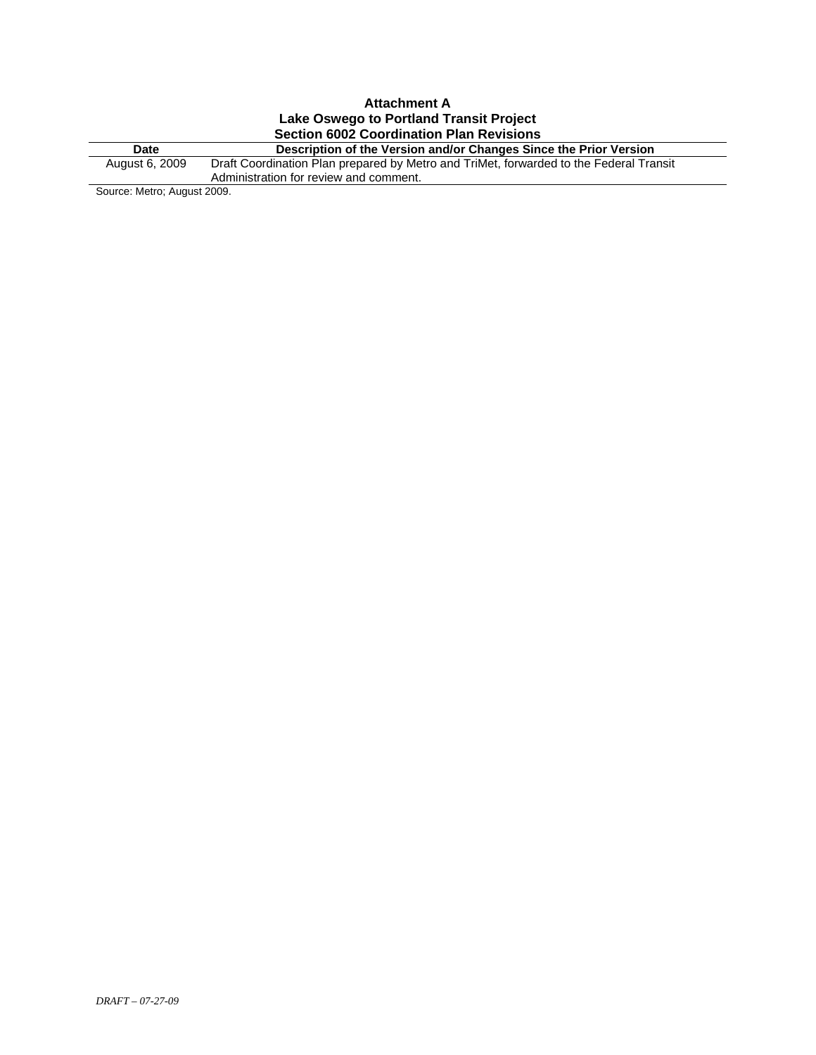**Attachment A**
**Lake Oswego to Portland Transit Project**
**Section 6002 Coordination Plan Revisions**

| Date | Description of the Version and/or Changes Since the Prior Version |
|---|---|
| August 6, 2009 | Draft Coordination Plan prepared by Metro and TriMet, forwarded to the Federal Transit Administration for review and comment. |

Source: Metro; August 2009.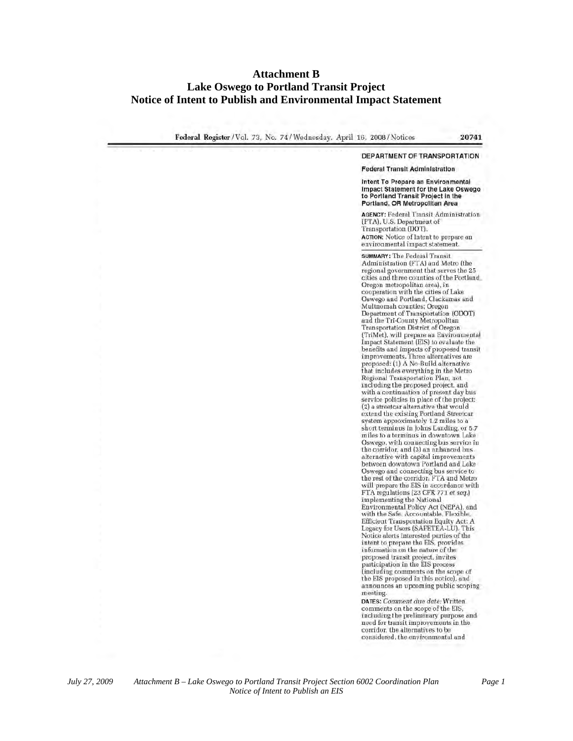# Attachment B
## Lake Oswego to Portland Transit Project
## Notice of Intent to Publish and Environmental Impact Statement

Federal Register / Vol. 73, No. 74 / Wednesday, April 16, 2008 / Notices 20741

**DEPARTMENT OF TRANSPORTATION**

**Federal Transit Administration**

**Intent To Prepare an Environmental Impact Statement for the Lake Oswego to Portland Transit Project in the Portland, OR Metropolitan Area**

**AGENCY:** Federal Transit Administration (FTA), U.S. Department of Transportation (DOT).

**ACTION:** Notice of Intent to prepare an environmental impact statement.

**SUMMARY:** The Federal Transit Administration (FTA) and Metro (the regional government that serves the 25 cities and three counties of the Portland, Oregon metropolitan area), in cooperation with the cities of Lake Oswego and Portland, Clackamas and Multnomah counties; Oregon Department of Transportation (ODOT) and the Tri-County Metropolitan Transportation District of Oregon (TriMet), will prepare an Environmental Impact Statement (EIS) to evaluate the benefits and impacts of proposed transit improvements. Three alternatives are proposed: (1) A No-Build alternative that includes everything in the Metro Regional Transportation Plan, not including the proposed project, and with a continuation of present day bus service policies in place of the project; (2) a streetcar alternative that would extend the existing Portland Streetcar system approximately 1.2 miles to a short terminus in Johns Landing, or 5.7 miles to a terminus in downtown Lake Oswego, with connecting bus service in the corridor, and (3) an enhanced bus alternative with capital improvements between downtown Portland and Lake Oswego and connecting bus service to the rest of the corridor. FTA and Metro will prepare the EIS in accordance with FTA regulations (23 CFR 771 *et seq.*) implementing the National Environmental Policy Act (NEPA), and with the Safe, Accountable, Flexible, Efficient Transportation Equity Act: A Legacy for Users (SAFETEA-LU). This Notice alerts interested parties of the intent to prepare the EIS, provides information on the nature of the proposed transit project, invites participation in the EIS process (including comments on the scope of the EIS proposed in this notice), and announces an upcoming public scoping meeting.

**DATES:** *Comment due date:* Written comments on the scope of the EIS, including the preliminary purpose and need for transit improvements in the corridor, the alternatives to be considered, the environmental and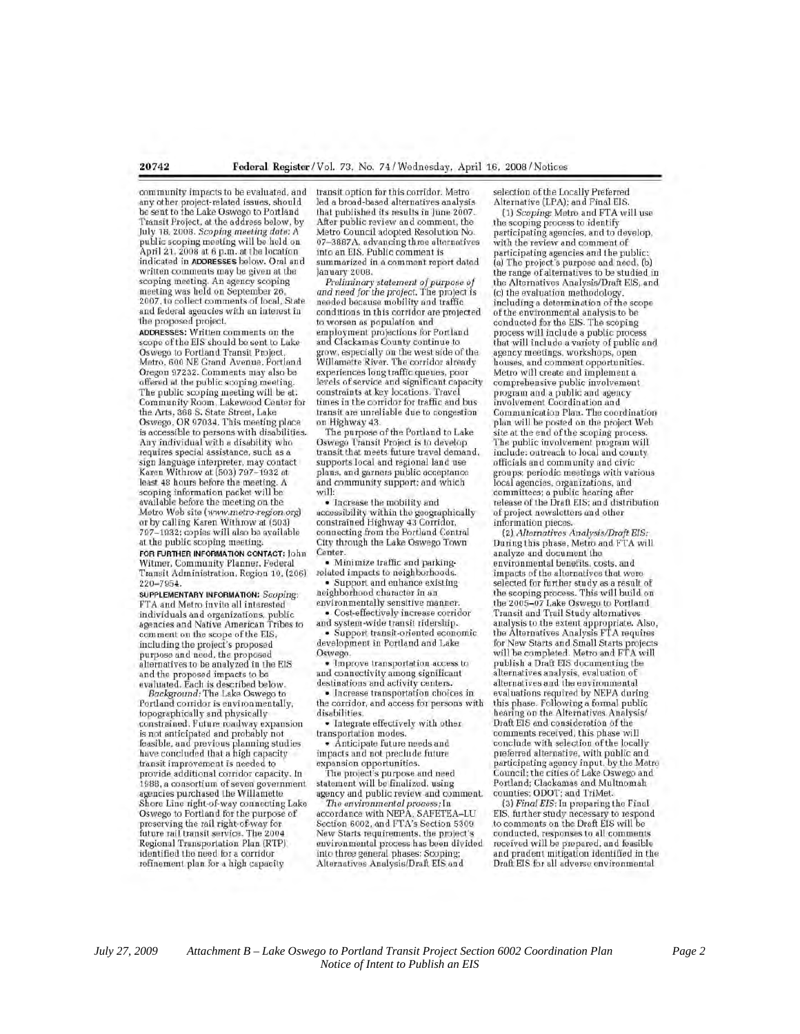community impacts to be evaluated, and any other project-related issues, should be sent to the Lake Oswego to Portland Transit Project, at the address below, by July 18, 2008. *Scoping meeting date*: A public scoping meeting will be held on April 21, 2008 at 6 p.m. at the location indicated in **ADDRESSES** below. Oral and written comments may be given at the scoping meeting. An agency scoping meeting was held on September 26, 2007, to collect comments of local, State and federal agencies with an interest in the proposed project.

**ADDRESSES:** Written comments on the scope of the EIS should be sent to Lake Oswego to Portland Transit Project, Metro, 600 NE Grand Avenue, Portland Oregon 97232. Comments may also be offered at the public scoping meeting. The public scoping meeting will be at: Community Room, Lakewood Center for the Arts, 368 S. State Street, Lake Oswego, OR 97034. This meeting place is accessible to persons with disabilities. Any individual with a disability who requires special assistance, such as a sign language interpreter, may contact Karen Withrow at (503) 797–1932 at least 48 hours before the meeting. A scoping information packet will be available before the meeting on the Metro Web site (*www.metro-region.org*) or by calling Karen Withrow at (503) 797–1932; copies will also be available at the public scoping meeting.

**FOR FURTHER INFORMATION CONTACT:** John Witmer, Community Planner, Federal Transit Administration, Region 10, (206) 220–7954.

**SUPPLEMENTARY INFORMATION:** *Scoping*: FTA and Metro invite all interested individuals and organizations, public agencies and Native American Tribes to comment on the scope of the EIS, including the project's proposed purpose and need, the proposed alternatives to be analyzed in the EIS and the proposed impacts to be evaluated. Each is described below.

*Background*: The Lake Oswego to Portland corridor is environmentally, topographically and physically constrained. Future roadway expansion is not anticipated and probably not feasible, and previous planning studies have concluded that a high capacity transit improvement is needed to provide additional corridor capacity. In 1988, a consortium of seven government agencies purchased the Willamette Shore Line right-of-way connecting Lake Oswego to Portland for the purpose of preserving the rail right-of-way for future rail transit service. The 2004 Regional Transportation Plan (RTP) identified the need for a corridor refinement plan for a high capacity transit option for this corridor. Metro led a broad-based alternatives analysis that published its results in June 2007. After public review and comment, the Metro Council adopted Resolution No. 07–3887A, advancing three alternatives into an EIS. Public comment is summarized in a comment report dated January 2008.

*Preliminary statement of purpose of and need for the project*. The project is needed because mobility and traffic conditions in this corridor are projected to worsen as population and employment projections for Portland and Clackamas County continue to grow, especially on the west side of the Willamette River. The corridor already experiences long traffic queues, poor levels of service and significant capacity constraints at key locations. Travel times in the corridor for traffic and bus transit are unreliable due to congestion on Highway 43.

The purpose of the Portland to Lake Oswego Transit Project is to develop transit that meets future travel demand, supports local and regional land use plans, and garners public acceptance and community support; and which will:

- Increase the mobility and accessibility within the geographically constrained Highway 43 Corridor, connecting from the Portland Central City through the Lake Oswego Town Center.
- Minimize traffic and parking-related impacts to neighborhoods.
- Support and enhance existing neighborhood character in an environmentally sensitive manner.
- Cost-effectively increase corridor and system-wide transit ridership.
- Support transit-oriented economic development in Portland and Lake Oswego.
- Improve transportation access to and connectivity among significant destinations and activity centers.
- Increase transportation choices in the corridor, and access for persons with disabilities.
- Integrate effectively with other transportation modes.
- Anticipate future needs and impacts and not preclude future expansion opportunities.

The project's purpose and need statement will be finalized, using agency and public review and comment.

*The environmental process*: In accordance with NEPA, SAFETEA–LU Section 6002, and FTA's Section 5309 New Starts requirements, the project's environmental process has been divided into three general phases: Scoping; Alternatives Analysis/Draft EIS and selection of the Locally Preferred Alternative (LPA); and Final EIS.

(1) *Scoping*: Metro and FTA will use the scoping process to identify participating agencies, and to develop, with the review and comment of participating agencies and the public: (a) The project's purpose and need, (b) the range of alternatives to be studied in the Alternatives Analysis/Draft EIS, and (c) the evaluation methodology, including a determination of the scope of the environmental analysis to be conducted for the EIS. The scoping process will include a public process that will include a variety of public and agency meetings, workshops, open houses, and comment opportunities. Metro will create and implement a comprehensive public involvement program and a public and agency involvement Coordination and Communication Plan. The coordination plan will be posted on the project Web site at the end of the scoping process. The public involvement program will include: outreach to local and county officials and community and civic groups; periodic meetings with various local agencies, organizations, and committees; a public hearing after release of the Draft EIS; and distribution of project newsletters and other information pieces.

(2) *Alternatives Analysis/Draft EIS*: During this phase, Metro and FTA will analyze and document the environmental benefits, costs, and impacts of the alternatives that were selected for further study as a result of the scoping process. This will build on the 2005–07 Lake Oswego to Portland Transit and Trail Study alternatives analysis to the extent appropriate. Also, the Alternatives Analysis FTA requires for New Starts and Small Starts projects will be completed. Metro and FTA will publish a Draft EIS documenting the alternatives analysis, evaluation of alternatives and the environmental evaluations required by NEPA during this phase. Following a formal public hearing on the Alternatives Analysis/Draft EIS and consideration of the comments received, this phase will conclude with selection of the locally preferred alternative, with public and participating agency input, by the Metro Council; the cities of Lake Oswego and Portland; Clackamas and Multnomah counties; ODOT; and TriMet.

(3) *Final EIS*: In preparing the Final EIS, further study necessary to respond to comments on the Draft EIS will be conducted, responses to all comments received will be prepared, and feasible and prudent mitigation identified in the Draft EIS for all adverse environmental

*Attachment B – Lake Oswego to Portland Transit Project Section 6002 Coordination Plan Notice of Intent to Publish an EIS*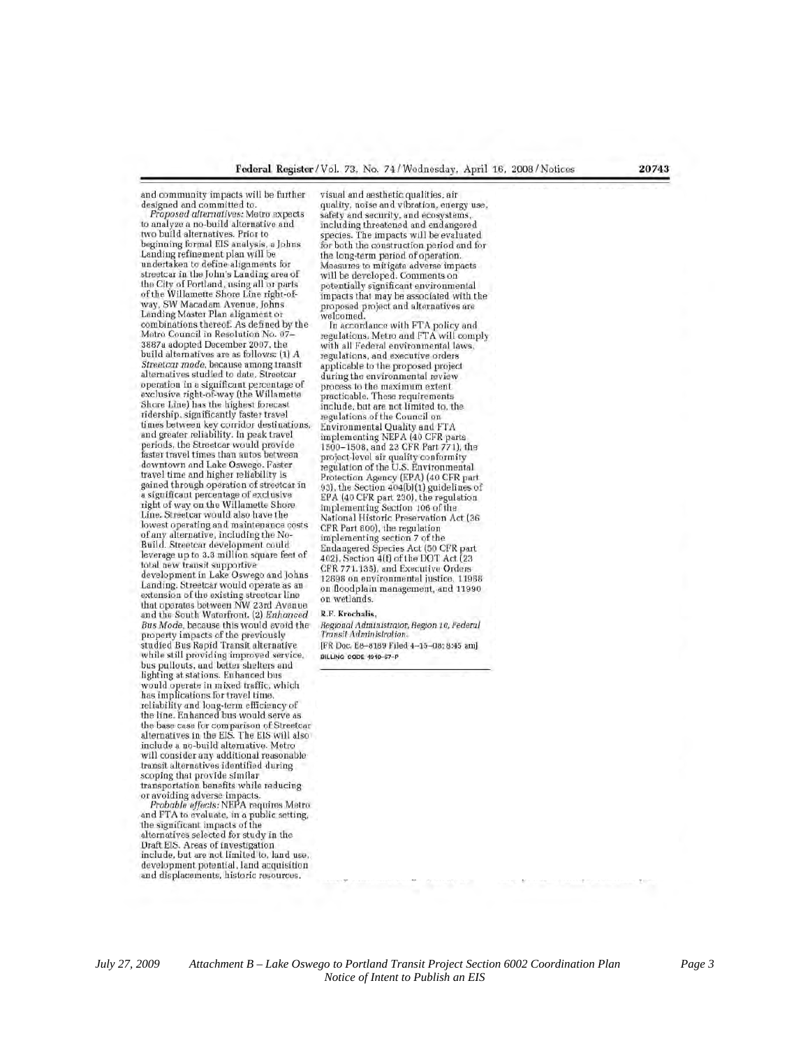and community impacts will be further designed and committed to.

*Proposed alternatives:* Metro expects to analyze a no-build alternative and two build alternatives. Prior to beginning formal EIS analysis, a Johns Landing refinement plan will be undertaken to define alignments for streetcar in the John's Landing area of the City of Portland, using all or parts of the Willamette Shore Line right-of-way, SW Macadam Avenue, Johns Landing Master Plan alignment or combinations thereof. As defined by the Metro Council in Resolution No. 07–3887a adopted December 2007, the build alternatives are as follows: (1) *A Streetcar mode,* because among transit alternatives studied to date, Streetcar operation in a significant percentage of exclusive right-of-way (the Willamette Shore Line) has the highest forecast ridership, significantly faster travel times between key corridor destinations, and greater reliability. In peak travel periods, the Streetcar would provide faster travel times than autos between downtown and Lake Oswego. Faster travel time and higher reliability is gained through operation of streetcar in a significant percentage of exclusive right of way on the Willamette Shore Line. Streetcar would also have the lowest operating and maintenance costs of any alternative, including the No-Build. Streetcar development could leverage up to 3.3 million square feet of total new transit supportive development in Lake Oswego and Johns Landing. Streetcar would operate as an extension of the existing streetcar line that operates between NW 23rd Avenue and the South Waterfront. (2) *Enhanced Bus Mode,* because this would avoid the property impacts of the previously studied Bus Rapid Transit alternative while still providing improved service, bus pullouts, and better shelters and lighting at stations. Enhanced bus would operate in mixed traffic, which has implications for travel time, reliability and long-term efficiency of the line. Enhanced bus would serve as the base case for comparison of Streetcar alternatives in the EIS. The EIS will also include a no-build alternative. Metro will consider any additional reasonable transit alternatives identified during scoping that provide similar transportation benefits while reducing or avoiding adverse impacts.

*Probable effects:* NEPA requires Metro and FTA to evaluate, in a public setting, the significant impacts of the alternatives selected for study in the Draft EIS. Areas of investigation include, but are not limited to, land use, development potential, land acquisition and displacements, historic resources, visual and aesthetic qualities, air quality, noise and vibration, energy use, safety and security, and ecosystems, including threatened and endangered species. The impacts will be evaluated for both the construction period and for the long-term period of operation. Measures to mitigate adverse impacts will be developed. Comments on potentially significant environmental impacts that may be associated with the proposed project and alternatives are welcomed.

In accordance with FTA policy and regulations, Metro and FTA will comply with all Federal environmental laws, regulations, and executive orders applicable to the proposed project during the environmental review process to the maximum extent practicable. These requirements include, but are not limited to, the regulations of the Council on Environmental Quality and FTA implementing NEPA (40 CFR parts 1500–1508, and 23 CFR Part 771), the project-level air quality conformity regulation of the U.S. Environmental Protection Agency (EPA) (40 CFR part 93), the Section 404(b)(1) guidelines of EPA (40 CFR part 230), the regulation implementing Section 106 of the National Historic Preservation Act (36 CFR Part 800), the regulation implementing section 7 of the Endangered Species Act (50 CFR part 402), Section 4(f) of the DOT Act (23 CFR 771.135), and Executive Orders 12898 on environmental justice, 11988 on floodplain management, and 11990 on wetlands.

**R.F. Krochalis,**

*Regional Administrator, Region 10, Federal Transit Administration.*

[FR Doc. E8–8189 Filed 4–15–08; 8:45 am]

BILLING CODE 4910–57–P

July 27, 2009 Attachment B – Lake Oswego to Portland Transit Project Section 6002 Coordination Plan Notice of Intent to Publish an EIS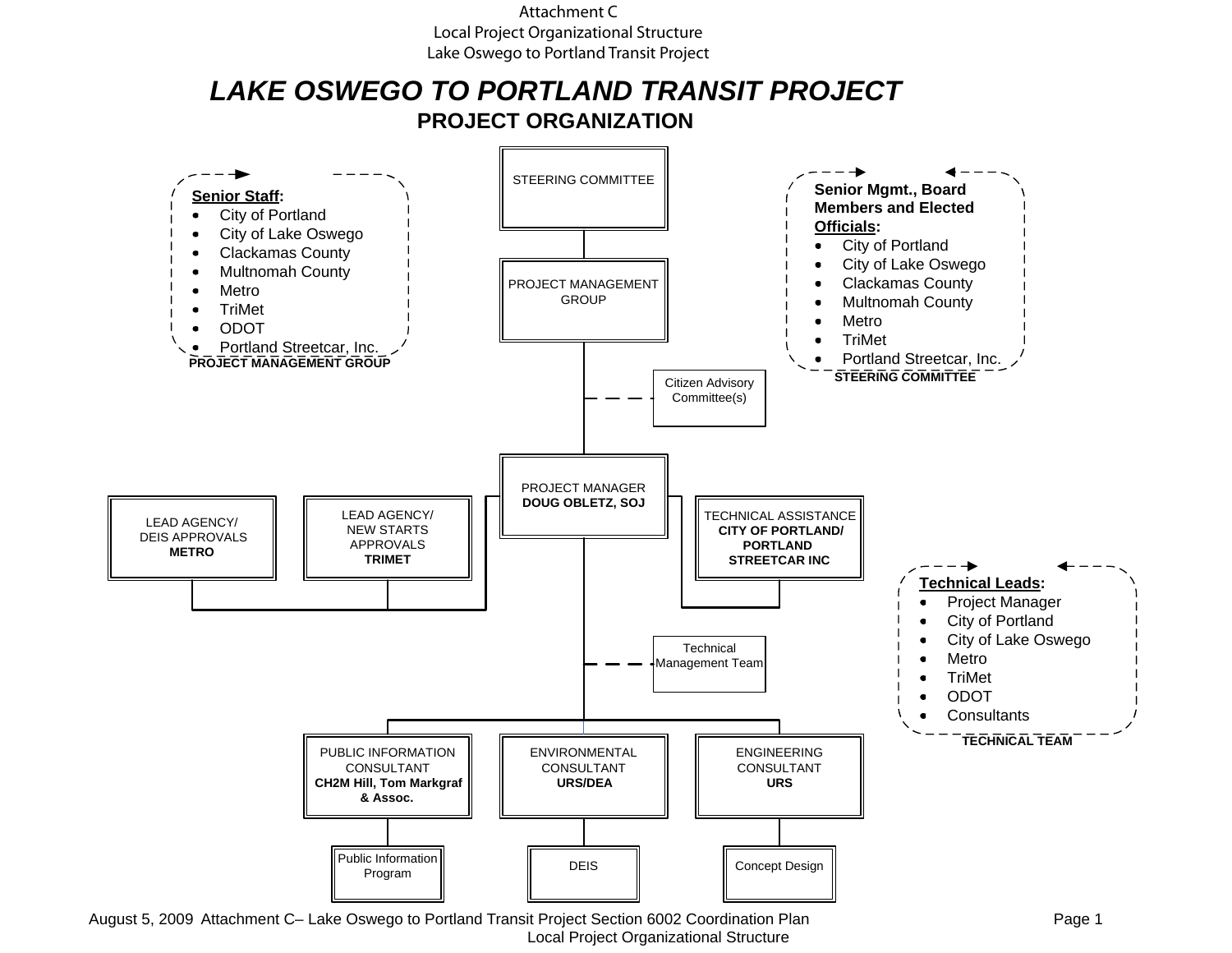Attachment C
Local Project Organizational Structure
Lake Oswego to Portland Transit Project

# *LAKE OSWEGO TO PORTLAND TRANSIT PROJECT*

## PROJECT ORGANIZATION

STEERING COMMITTEE

PROJECT MANAGEMENT GROUP

Citizen Advisory Committee(s)

PROJECT MANAGER
**DOUG OBLETZ, SOJ**

LEAD AGENCY/
DEIS APPROVALS
**METRO**

LEAD AGENCY/
NEW STARTS APPROVALS
**TRIMET**

TECHNICAL ASSISTANCE
**CITY OF PORTLAND/ PORTLAND STREETCAR INC**

Technical Management Team

PUBLIC INFORMATION CONSULTANT
**CH2M Hill, Tom Markgraf & Assoc.**

Public Information Program

ENVIRONMENTAL CONSULTANT
**URS/DEA**

DEIS

ENGINEERING CONSULTANT
**URS**

Concept Design

**PROJECT MANAGEMENT GROUP**

**Senior Staff:**

- City of Portland
- City of Lake Oswego
- Clackamas County
- Multnomah County
- Metro
- TriMet
- ODOT
- Portland Streetcar, Inc.

**STEERING COMMITTEE**

**Senior Mgmt., Board Members and Elected Officials:**

- City of Portland
- City of Lake Oswego
- Clackamas County
- Multnomah County
- Metro
- TriMet
- Portland Streetcar, Inc.

**TECHNICAL TEAM**

**Technical Leads:**

- Project Manager
- City of Portland
- City of Lake Oswego
- Metro
- TriMet
- ODOT
- Consultants

August 5, 2009 Attachment C– Lake Oswego to Portland Transit Project Section 6002 Coordination Plan
Local Project Organizational Structure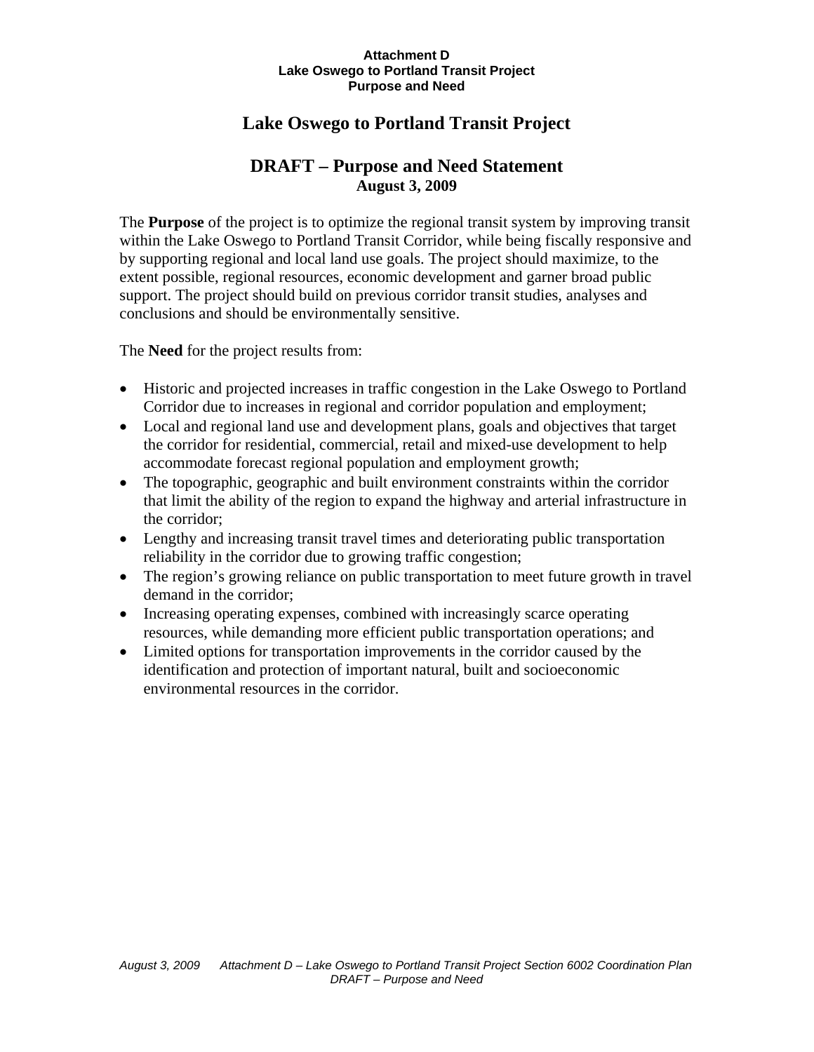**Attachment D**
**Lake Oswego to Portland Transit Project**
**Purpose and Need**

# Lake Oswego to Portland Transit Project

## DRAFT – Purpose and Need Statement

**August 3, 2009**

The **Purpose** of the project is to optimize the regional transit system by improving transit within the Lake Oswego to Portland Transit Corridor, while being fiscally responsive and by supporting regional and local land use goals. The project should maximize, to the extent possible, regional resources, economic development and garner broad public support. The project should build on previous corridor transit studies, analyses and conclusions and should be environmentally sensitive.

The **Need** for the project results from:

- Historic and projected increases in traffic congestion in the Lake Oswego to Portland Corridor due to increases in regional and corridor population and employment;
- Local and regional land use and development plans, goals and objectives that target the corridor for residential, commercial, retail and mixed-use development to help accommodate forecast regional population and employment growth;
- The topographic, geographic and built environment constraints within the corridor that limit the ability of the region to expand the highway and arterial infrastructure in the corridor;
- Lengthy and increasing transit travel times and deteriorating public transportation reliability in the corridor due to growing traffic congestion;
- The region's growing reliance on public transportation to meet future growth in travel demand in the corridor;
- Increasing operating expenses, combined with increasingly scarce operating resources, while demanding more efficient public transportation operations; and
- Limited options for transportation improvements in the corridor caused by the identification and protection of important natural, built and socioeconomic environmental resources in the corridor.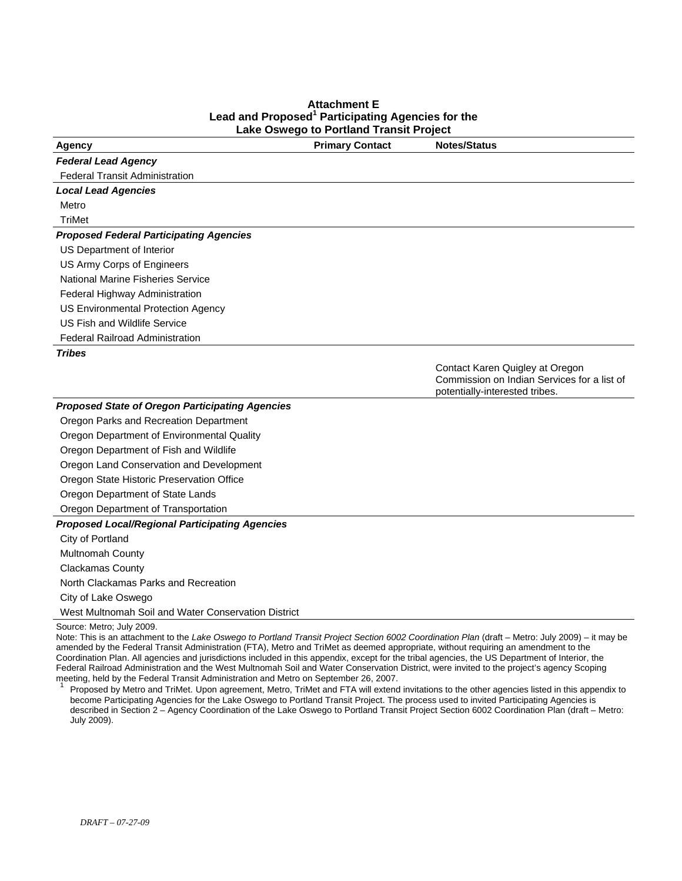**Attachment E**
**Lead and Proposed[1] Participating Agencies for the**
**Lake Oswego to Portland Transit Project**

| Agency | Primary Contact | Notes/Status |
|---|---|---|
| ***Federal Lead Agency*** | | |
| Federal Transit Administration | | |
| ***Local Lead Agencies*** | | |
| Metro | | |
| TriMet | | |
| ***Proposed Federal Participating Agencies*** | | |
| US Department of Interior | | |
| US Army Corps of Engineers | | |
| National Marine Fisheries Service | | |
| Federal Highway Administration | | |
| US Environmental Protection Agency | | |
| US Fish and Wildlife Service | | |
| Federal Railroad Administration | | |
| ***Tribes*** | | |
| | | Contact Karen Quigley at Oregon Commission on Indian Services for a list of potentially-interested tribes. |
| ***Proposed State of Oregon Participating Agencies*** | | |
| Oregon Parks and Recreation Department | | |
| Oregon Department of Environmental Quality | | |
| Oregon Department of Fish and Wildlife | | |
| Oregon Land Conservation and Development | | |
| Oregon State Historic Preservation Office | | |
| Oregon Department of State Lands | | |
| Oregon Department of Transportation | | |
| ***Proposed Local/Regional Participating Agencies*** | | |
| City of Portland | | |
| Multnomah County | | |
| Clackamas County | | |
| North Clackamas Parks and Recreation | | |
| City of Lake Oswego | | |
| West Multnomah Soil and Water Conservation District | | |

Source: Metro; July 2009.

Note: This is an attachment to the *Lake Oswego to Portland Transit Project Section 6002 Coordination Plan* (draft – Metro: July 2009) – it may be amended by the Federal Transit Administration (FTA), Metro and TriMet as deemed appropriate, without requiring an amendment to the Coordination Plan. All agencies and jurisdictions included in this appendix, except for the tribal agencies, the US Department of Interior, the Federal Railroad Administration and the West Multnomah Soil and Water Conservation District, were invited to the project's agency Scoping meeting, held by the Federal Transit Administration and Metro on September 26, 2007.

[1] Proposed by Metro and TriMet. Upon agreement, Metro, TriMet and FTA will extend invitations to the other agencies listed in this appendix to become Participating Agencies for the Lake Oswego to Portland Transit Project. The process used to invited Participating Agencies is described in Section 2 – Agency Coordination of the Lake Oswego to Portland Transit Project Section 6002 Coordination Plan (draft – Metro: July 2009).

*DRAFT – 07-27-09*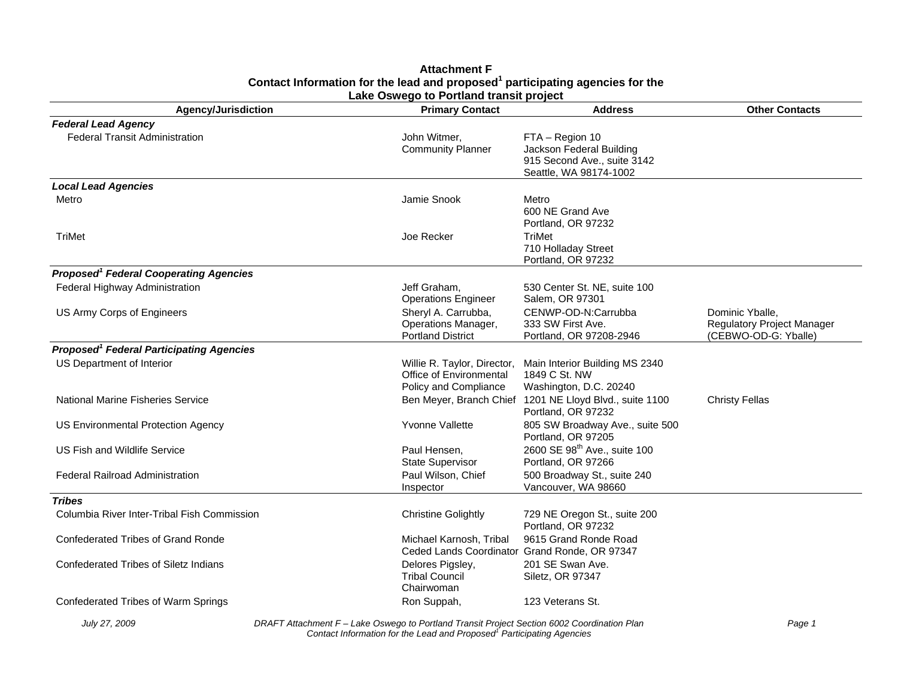**Attachment F**
**Contact Information for the lead and proposed[1] participating agencies for the Lake Oswego to Portland transit project**

| Agency/Jurisdiction | Primary Contact | Address | Other Contacts |
|---|---|---|---|
| ***Federal Lead Agency*** | | | |
| Federal Transit Administration | John Witmer, Community Planner | FTA – Region 10<br>Jackson Federal Building<br>915 Second Ave., suite 3142<br>Seattle, WA 98174-1002 | |
| ***Local Lead Agencies*** | | | |
| Metro | Jamie Snook | Metro<br>600 NE Grand Ave<br>Portland, OR 97232 | |
| TriMet | Joe Recker | TriMet<br>710 Holladay Street<br>Portland, OR 97232 | |
| ***Proposed[1] Federal Cooperating Agencies*** | | | |
| Federal Highway Administration | Jeff Graham, Operations Engineer | 530 Center St. NE, suite 100<br>Salem, OR 97301 | |
| US Army Corps of Engineers | Sheryl A. Carrubba, Operations Manager, Portland District | CENWP-OD-N:Carrubba<br>333 SW First Ave.<br>Portland, OR 97208-2946 | Dominic Yballe, Regulatory Project Manager (CEBWO-OD-G: Yballe) |
| ***Proposed[1] Federal Participating Agencies*** | | | |
| US Department of Interior | Willie R. Taylor, Director, Office of Environmental Policy and Compliance | Main Interior Building MS 2340<br>1849 C St. NW<br>Washington, D.C. 20240 | |
| National Marine Fisheries Service | Ben Meyer, Branch Chief | 1201 NE Lloyd Blvd., suite 1100<br>Portland, OR 97232 | Christy Fellas |
| US Environmental Protection Agency | Yvonne Vallette | 805 SW Broadway Ave., suite 500<br>Portland, OR 97205 | |
| US Fish and Wildlife Service | Paul Hensen, State Supervisor | 2600 SE 98th Ave., suite 100<br>Portland, OR 97266 | |
| Federal Railroad Administration | Paul Wilson, Chief Inspector | 500 Broadway St., suite 240<br>Vancouver, WA 98660 | |
| ***Tribes*** | | | |
| Columbia River Inter-Tribal Fish Commission | Christine Golightly | 729 NE Oregon St., suite 200<br>Portland, OR 97232 | |
| Confederated Tribes of Grand Ronde | Michael Karnosh, Tribal Ceded Lands Coordinator | 9615 Grand Ronde Road<br>Grand Ronde, OR 97347 | |
| Confederated Tribes of Siletz Indians | Delores Pigsley, Tribal Council Chairwoman | 201 SE Swan Ave.<br>Siletz, OR 97347 | |
| Confederated Tribes of Warm Springs | Ron Suppah, | 123 Veterans St. | |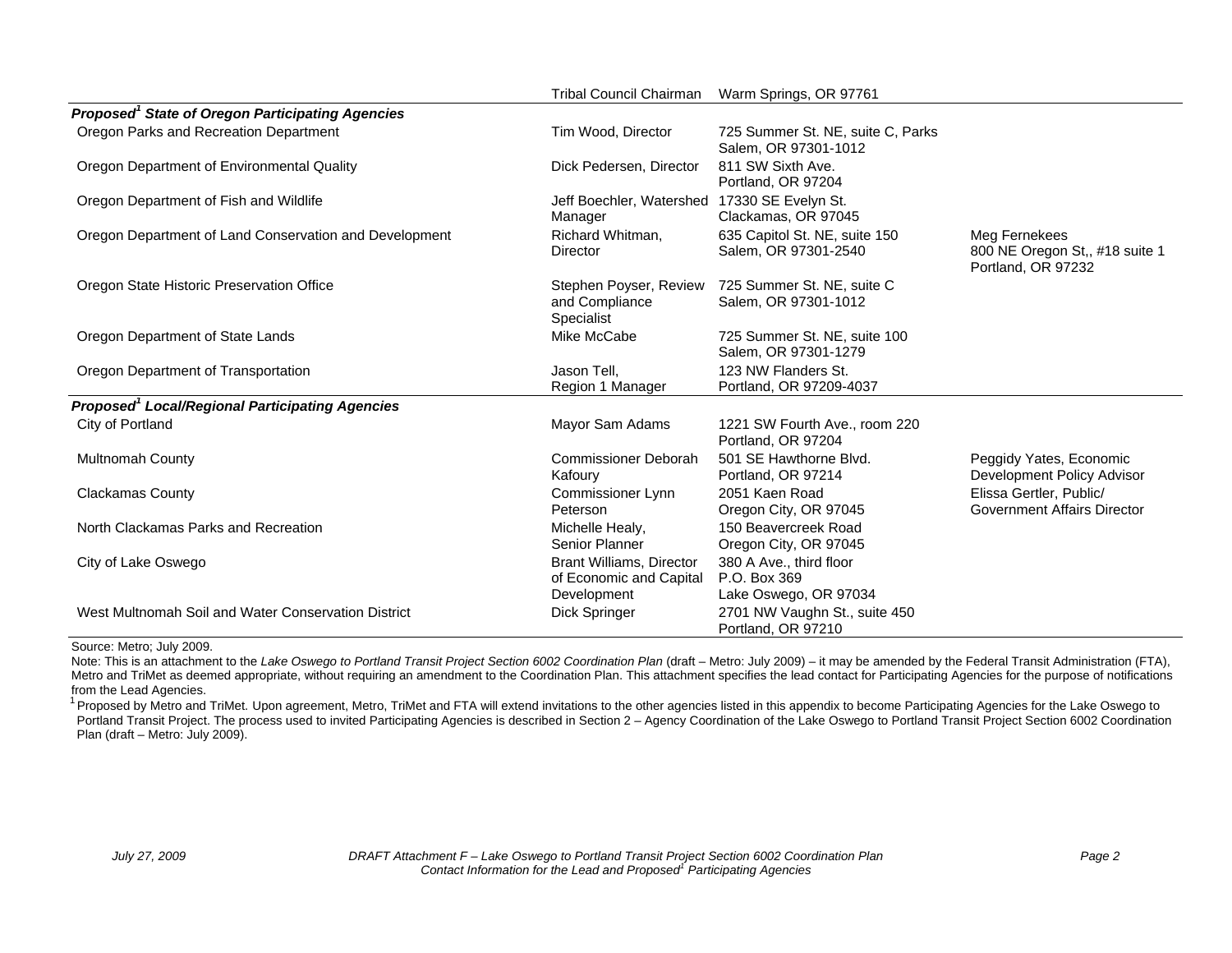| | | | |
|---|---|---|---|
| | Tribal Council Chairman | Warm Springs, OR 97761 | |
| ***Proposed[1] State of Oregon Participating Agencies*** | | | |
| Oregon Parks and Recreation Department | Tim Wood, Director | 725 Summer St. NE, suite C, Parks<br>Salem, OR 97301-1012 | |
| Oregon Department of Environmental Quality | Dick Pedersen, Director | 811 SW Sixth Ave.<br>Portland, OR 97204 | |
| Oregon Department of Fish and Wildlife | Jeff Boechler, Watershed Manager | 17330 SE Evelyn St.<br>Clackamas, OR 97045 | |
| Oregon Department of Land Conservation and Development | Richard Whitman, Director | 635 Capitol St. NE, suite 150<br>Salem, OR 97301-2540 | Meg Fernekees<br>800 NE Oregon St,, #18 suite 1<br>Portland, OR 97232 |
| Oregon State Historic Preservation Office | Stephen Poyser, Review and Compliance Specialist | 725 Summer St. NE, suite C<br>Salem, OR 97301-1012 | |
| Oregon Department of State Lands | Mike McCabe | 725 Summer St. NE, suite 100<br>Salem, OR 97301-1279 | |
| Oregon Department of Transportation | Jason Tell,<br>Region 1 Manager | 123 NW Flanders St.<br>Portland, OR 97209-4037 | |
| ***Proposed[1] Local/Regional Participating Agencies*** | | | |
| City of Portland | Mayor Sam Adams | 1221 SW Fourth Ave., room 220<br>Portland, OR 97204 | |
| Multnomah County | Commissioner Deborah Kafoury | 501 SE Hawthorne Blvd.<br>Portland, OR 97214 | Peggidy Yates, Economic Development Policy Advisor |
| Clackamas County | Commissioner Lynn Peterson | 2051 Kaen Road<br>Oregon City, OR 97045 | Elissa Gertler, Public/ Government Affairs Director |
| North Clackamas Parks and Recreation | Michelle Healy,<br>Senior Planner | 150 Beavercreek Road<br>Oregon City, OR 97045 | |
| City of Lake Oswego | Brant Williams, Director of Economic and Capital Development | 380 A Ave., third floor<br>P.O. Box 369<br>Lake Oswego, OR 97034 | |
| West Multnomah Soil and Water Conservation District | Dick Springer | 2701 NW Vaughn St., suite 450<br>Portland, OR 97210 | |

Source: Metro; July 2009.

Note: This is an attachment to the *Lake Oswego to Portland Transit Project Section 6002 Coordination Plan* (draft – Metro: July 2009) – it may be amended by the Federal Transit Administration (FTA), Metro and TriMet as deemed appropriate, without requiring an amendment to the Coordination Plan. This attachment specifies the lead contact for Participating Agencies for the purpose of notifications from the Lead Agencies.

[1] Proposed by Metro and TriMet. Upon agreement, Metro, TriMet and FTA will extend invitations to the other agencies listed in this appendix to become Participating Agencies for the Lake Oswego to Portland Transit Project. The process used to invited Participating Agencies is described in Section 2 – Agency Coordination of the Lake Oswego to Portland Transit Project Section 6002 Coordination Plan (draft – Metro: July 2009).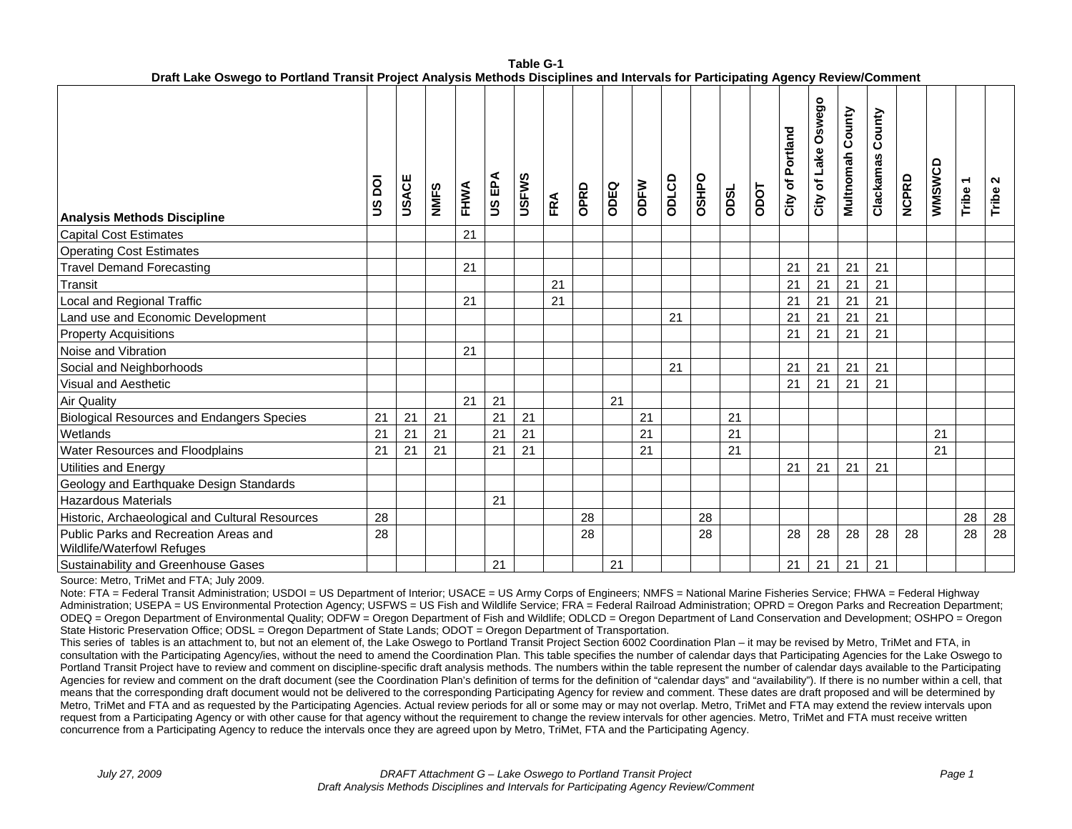**Table G-1**
**Draft Lake Oswego to Portland Transit Project Analysis Methods Disciplines and Intervals for Participating Agency Review/Comment**

| Analysis Methods Discipline | US DOI | USACE | NMFS | FHWA | US EPA | USFWS | FRA | OPRD | ODEQ | ODFW | ODLCD | OSHPO | ODSL | ODOT | City of Portland | City of Lake Oswego | Multnomah County | Clackamas County | NCPRD | WMSWCD | Tribe 1 | Tribe 2 |
|---|---|---|---|---|---|---|---|---|---|---|---|---|---|---|---|---|---|---|---|---|---|---|
| Capital Cost Estimates | | | | 21 | | | | | | | | | | | | | | | | | | |
| Operating Cost Estimates | | | | | | | | | | | | | | | | | | | | | | |
| Travel Demand Forecasting | | | | 21 | | | | | | | | | | | 21 | 21 | 21 | 21 | | | | |
| Transit | | | | | | | 21 | | | | | | | | 21 | 21 | 21 | 21 | | | | |
| Local and Regional Traffic | | | | 21 | | | 21 | | | | | | | | 21 | 21 | 21 | 21 | | | | |
| Land use and Economic Development | | | | | | | | | | | 21 | | | | 21 | 21 | 21 | 21 | | | | |
| Property Acquisitions | | | | | | | | | | | | | | | 21 | 21 | 21 | 21 | | | | |
| Noise and Vibration | | | | 21 | | | | | | | | | | | | | | | | | | |
| Social and Neighborhoods | | | | | | | | | | | 21 | | | | 21 | 21 | 21 | 21 | | | | |
| Visual and Aesthetic | | | | | | | | | | | | | | | 21 | 21 | 21 | 21 | | | | |
| Air Quality | | | | 21 | 21 | | | | 21 | | | | | | | | | | | | | |
| Biological Resources and Endangers Species | 21 | 21 | 21 | | 21 | 21 | | | | 21 | | | 21 | | | | | | | | | |
| Wetlands | 21 | 21 | 21 | | 21 | 21 | | | | 21 | | | 21 | | | | | | | 21 | | |
| Water Resources and Floodplains | 21 | 21 | 21 | | 21 | 21 | | | | 21 | | | 21 | | | | | | | 21 | | |
| Utilities and Energy | | | | | | | | | | | | | | | 21 | 21 | 21 | 21 | | | | |
| Geology and Earthquake Design Standards | | | | | | | | | | | | | | | | | | | | | | |
| Hazardous Materials | | | | | 21 | | | | | | | | | | | | | | | | | |
| Historic, Archaeological and Cultural Resources | 28 | | | | | | | 28 | | | | 28 | | | | | | | | | 28 | 28 |
| Public Parks and Recreation Areas and Wildlife/Waterfowl Refuges | 28 | | | | | | | 28 | | | | 28 | | | 28 | 28 | 28 | 28 | 28 | | 28 | 28 |
| Sustainability and Greenhouse Gases | | | | | 21 | | | | 21 | | | | | | 21 | 21 | 21 | 21 | | | | |

Source: Metro, TriMet and FTA; July 2009.

Note: FTA = Federal Transit Administration; USDOI = US Department of Interior; USACE = US Army Corps of Engineers; NMFS = National Marine Fisheries Service; FHWA = Federal Highway Administration; USEPA = US Environmental Protection Agency; USFWS = US Fish and Wildlife Service; FRA = Federal Railroad Administration; OPRD = Oregon Parks and Recreation Department; ODEQ = Oregon Department of Environmental Quality; ODFW = Oregon Department of Fish and Wildlife; ODLCD = Oregon Department of Land Conservation and Development; OSHPO = Oregon State Historic Preservation Office; ODSL = Oregon Department of State Lands; ODOT = Oregon Department of Transportation.

This series of tables is an attachment to, but not an element of, the Lake Oswego to Portland Transit Project Section 6002 Coordination Plan – it may be revised by Metro, TriMet and FTA, in consultation with the Participating Agency/ies, without the need to amend the Coordination Plan. This table specifies the number of calendar days that Participating Agencies for the Lake Oswego to Portland Transit Project have to review and comment on discipline-specific draft analysis methods. The numbers within the table represent the number of calendar days available to the Participating Agencies for review and comment on the draft document (see the Coordination Plan's definition of terms for the definition of "calendar days" and "availability"). If there is no number within a cell, that means that the corresponding draft document would not be delivered to the corresponding Participating Agency for review and comment. These dates are draft proposed and will be determined by Metro, TriMet and FTA and as requested by the Participating Agencies. Actual review periods for all or some may or may not overlap. Metro, TriMet and FTA may extend the review intervals upon request from a Participating Agency or with other cause for that agency without the requirement to change the review intervals for other agencies. Metro, TriMet and FTA must receive written concurrence from a Participating Agency to reduce the intervals once they are agreed upon by Metro, TriMet, FTA and the Participating Agency.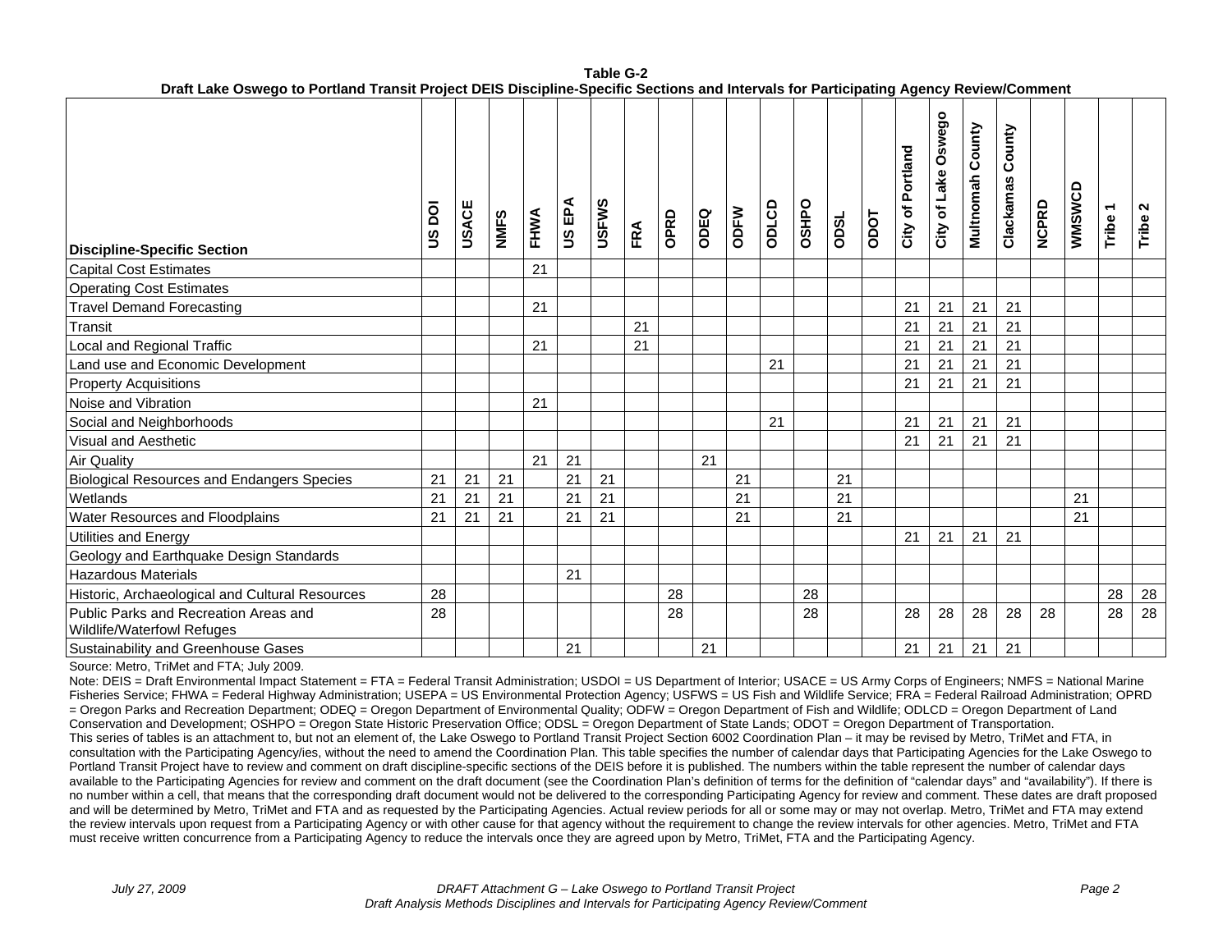**Table G-2**
**Draft Lake Oswego to Portland Transit Project DEIS Discipline-Specific Sections and Intervals for Participating Agency Review/Comment**

| Discipline-Specific Section | US DOI | USACE | NMFS | FHWA | US EPA | USFWS | FRA | OPRD | ODEQ | ODFW | ODLCD | OSHPO | ODSL | ODOT | City of Portland | City of Lake Oswego | Multnomah County | Clackamas County | NCPRD | WMSWCD | Tribe 1 | Tribe 2 |
|---|---|---|---|---|---|---|---|---|---|---|---|---|---|---|---|---|---|---|---|---|---|---|
| Capital Cost Estimates | | | | 21 | | | | | | | | | | | | | | | | | | |
| Operating Cost Estimates | | | | | | | | | | | | | | | | | | | | | | |
| Travel Demand Forecasting | | | | 21 | | | | | | | | | | | 21 | 21 | 21 | 21 | | | | |
| Transit | | | | | | | 21 | | | | | | | | 21 | 21 | 21 | 21 | | | | |
| Local and Regional Traffic | | | | 21 | | | 21 | | | | | | | | 21 | 21 | 21 | 21 | | | | |
| Land use and Economic Development | | | | | | | | | | | 21 | | | | 21 | 21 | 21 | 21 | | | | |
| Property Acquisitions | | | | | | | | | | | | | | | 21 | 21 | 21 | 21 | | | | |
| Noise and Vibration | | | | 21 | | | | | | | | | | | | | | | | | | |
| Social and Neighborhoods | | | | | | | | | | | 21 | | | | 21 | 21 | 21 | 21 | | | | |
| Visual and Aesthetic | | | | | | | | | | | | | | | 21 | 21 | 21 | 21 | | | | |
| Air Quality | | | | 21 | 21 | | | | 21 | | | | | | | | | | | | | |
| Biological Resources and Endangers Species | 21 | 21 | 21 | | 21 | 21 | | | | 21 | | | 21 | | | | | | | | | |
| Wetlands | 21 | 21 | 21 | | 21 | 21 | | | | 21 | | | 21 | | | | | | | 21 | | |
| Water Resources and Floodplains | 21 | 21 | 21 | | 21 | 21 | | | | 21 | | | 21 | | | | | | | 21 | | |
| Utilities and Energy | | | | | | | | | | | | | | | 21 | 21 | 21 | 21 | | | | |
| Geology and Earthquake Design Standards | | | | | | | | | | | | | | | | | | | | | | |
| Hazardous Materials | | | | | 21 | | | | | | | | | | | | | | | | | |
| Historic, Archaeological and Cultural Resources | 28 | | | | | | | 28 | | | | 28 | | | | | | | | | 28 | 28 |
| Public Parks and Recreation Areas and Wildlife/Waterfowl Refuges | 28 | | | | | | | 28 | | | | 28 | | | 28 | 28 | 28 | 28 | 28 | | 28 | 28 |
| Sustainability and Greenhouse Gases | | | | | 21 | | | | 21 | | | | | | 21 | 21 | 21 | 21 | | | | |

Source: Metro, TriMet and FTA; July 2009.

Note: DEIS = Draft Environmental Impact Statement = FTA = Federal Transit Administration; USDOI = US Department of Interior; USACE = US Army Corps of Engineers; NMFS = National Marine Fisheries Service; FHWA = Federal Highway Administration; USEPA = US Environmental Protection Agency; USFWS = US Fish and Wildlife Service; FRA = Federal Railroad Administration; OPRD = Oregon Parks and Recreation Department; ODEQ = Oregon Department of Environmental Quality; ODFW = Oregon Department of Fish and Wildlife; ODLCD = Oregon Department of Land Conservation and Development; OSHPO = Oregon State Historic Preservation Office; ODSL = Oregon Department of State Lands; ODOT = Oregon Department of Transportation.

This series of tables is an attachment to, but not an element of, the Lake Oswego to Portland Transit Project Section 6002 Coordination Plan – it may be revised by Metro, TriMet and FTA, in consultation with the Participating Agency/ies, without the need to amend the Coordination Plan. This table specifies the number of calendar days that Participating Agencies for the Lake Oswego to Portland Transit Project have to review and comment on draft discipline-specific sections of the DEIS before it is published. The numbers within the table represent the number of calendar days available to the Participating Agencies for review and comment on the draft document (see the Coordination Plan's definition of terms for the definition of "calendar days" and "availability"). If there is no number within a cell, that means that the corresponding draft document would not be delivered to the corresponding Participating Agency for review and comment. These dates are draft proposed and will be determined by Metro, TriMet and FTA and as requested by the Participating Agencies. Actual review periods for all or some may or may not overlap. Metro, TriMet and FTA may extend the review intervals upon request from a Participating Agency or with other cause for that agency without the requirement to change the review intervals for other agencies. Metro, TriMet and FTA must receive written concurrence from a Participating Agency to reduce the intervals once they are agreed upon by Metro, TriMet, FTA and the Participating Agency.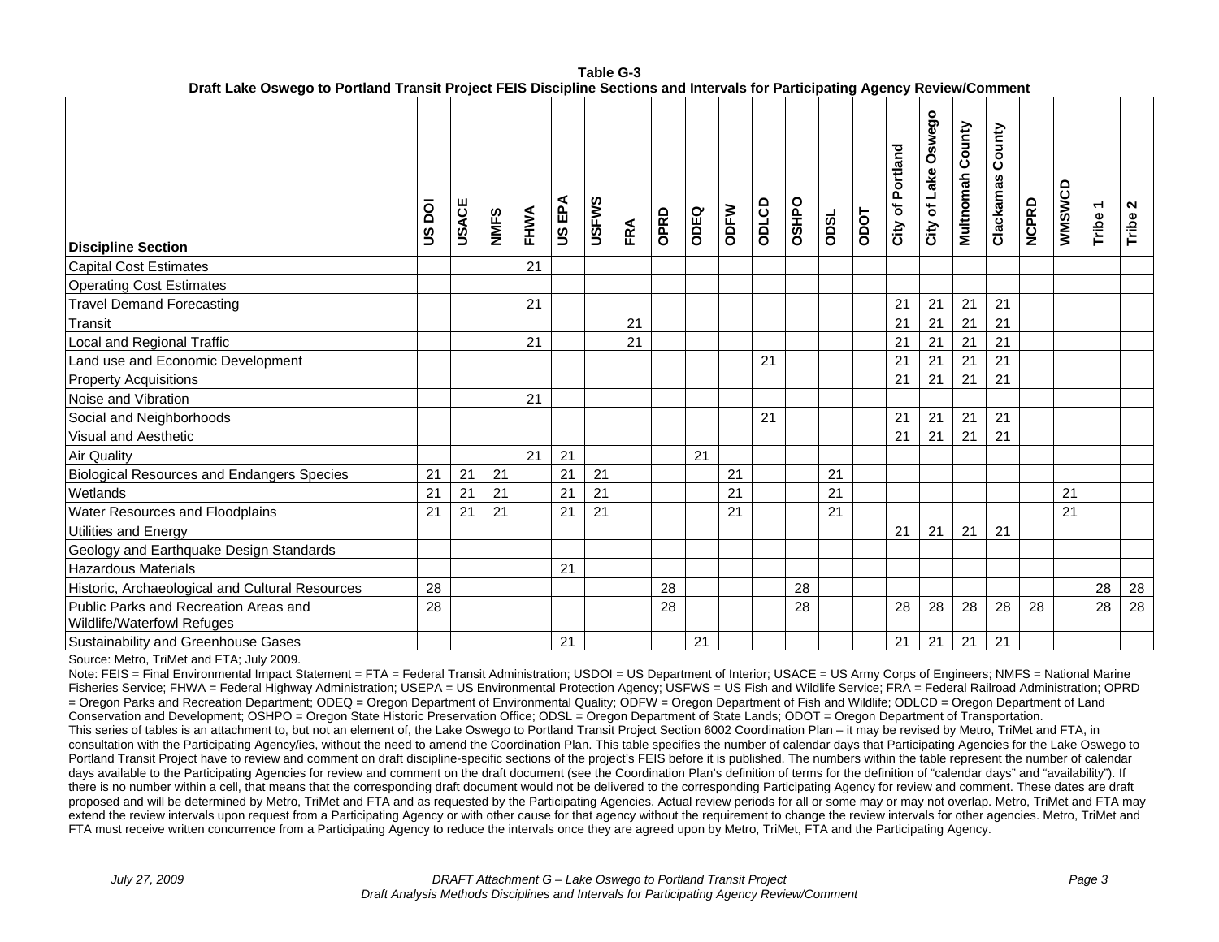**Table G-3**
**Draft Lake Oswego to Portland Transit Project FEIS Discipline Sections and Intervals for Participating Agency Review/Comment**

| Discipline Section | US DOI | USACE | NMFS | FHWA | US EPA | USFWS | FRA | OPRD | ODEQ | ODFW | ODLCD | OSHPO | ODSL | ODOT | City of Portland | City of Lake Oswego | Multnomah County | Clackamas County | NCPRD | WMSWCD | Tribe 1 | Tribe 2 |
|---|---|---|---|---|---|---|---|---|---|---|---|---|---|---|---|---|---|---|---|---|---|---|
| Capital Cost Estimates | | | | 21 | | | | | | | | | | | | | | | | | | |
| Operating Cost Estimates | | | | | | | | | | | | | | | | | | | | | | |
| Travel Demand Forecasting | | | | 21 | | | | | | | | | | | 21 | 21 | 21 | 21 | | | | |
| Transit | | | | | | | 21 | | | | | | | | 21 | 21 | 21 | 21 | | | | |
| Local and Regional Traffic | | | | 21 | | | 21 | | | | | | | | 21 | 21 | 21 | 21 | | | | |
| Land use and Economic Development | | | | | | | | | | | 21 | | | | 21 | 21 | 21 | 21 | | | | |
| Property Acquisitions | | | | | | | | | | | | | | | 21 | 21 | 21 | 21 | | | | |
| Noise and Vibration | | | | 21 | | | | | | | | | | | | | | | | | | |
| Social and Neighborhoods | | | | | | | | | | | 21 | | | | 21 | 21 | 21 | 21 | | | | |
| Visual and Aesthetic | | | | | | | | | | | | | | | 21 | 21 | 21 | 21 | | | | |
| Air Quality | | | | 21 | 21 | | | | 21 | | | | | | | | | | | | | |
| Biological Resources and Endangers Species | 21 | 21 | 21 | | 21 | 21 | | | | 21 | | | 21 | | | | | | | | | |
| Wetlands | 21 | 21 | 21 | | 21 | 21 | | | | 21 | | | 21 | | | | | | | 21 | | |
| Water Resources and Floodplains | 21 | 21 | 21 | | 21 | 21 | | | | 21 | | | 21 | | | | | | | 21 | | |
| Utilities and Energy | | | | | | | | | | | | | | | 21 | 21 | 21 | 21 | | | | |
| Geology and Earthquake Design Standards | | | | | | | | | | | | | | | | | | | | | | |
| Hazardous Materials | | | | | 21 | | | | | | | | | | | | | | | | | |
| Historic, Archaeological and Cultural Resources | 28 | | | | | | | 28 | | | | 28 | | | | | | | | | 28 | 28 |
| Public Parks and Recreation Areas and Wildlife/Waterfowl Refuges | 28 | | | | | | | 28 | | | | 28 | | | 28 | 28 | 28 | 28 | 28 | | 28 | 28 |
| Sustainability and Greenhouse Gases | | | | | 21 | | | | 21 | | | | | | 21 | 21 | 21 | 21 | | | | |

Source: Metro, TriMet and FTA; July 2009.

Note: FEIS = Final Environmental Impact Statement = FTA = Federal Transit Administration; USDOI = US Department of Interior; USACE = US Army Corps of Engineers; NMFS = National Marine Fisheries Service; FHWA = Federal Highway Administration; USEPA = US Environmental Protection Agency; USFWS = US Fish and Wildlife Service; FRA = Federal Railroad Administration; OPRD = Oregon Parks and Recreation Department; ODEQ = Oregon Department of Environmental Quality; ODFW = Oregon Department of Fish and Wildlife; ODLCD = Oregon Department of Land Conservation and Development; OSHPO = Oregon State Historic Preservation Office; ODSL = Oregon Department of State Lands; ODOT = Oregon Department of Transportation.

This series of tables is an attachment to, but not an element of, the Lake Oswego to Portland Transit Project Section 6002 Coordination Plan – it may be revised by Metro, TriMet and FTA, in consultation with the Participating Agency/ies, without the need to amend the Coordination Plan. This table specifies the number of calendar days that Participating Agencies for the Lake Oswego to Portland Transit Project have to review and comment on draft discipline-specific sections of the project's FEIS before it is published. The numbers within the table represent the number of calendar days available to the Participating Agencies for review and comment on the draft document (see the Coordination Plan's definition of terms for the definition of "calendar days" and "availability"). If there is no number within a cell, that means that the corresponding draft document would not be delivered to the corresponding Participating Agency for review and comment. These dates are draft proposed and will be determined by Metro, TriMet and FTA and as requested by the Participating Agencies. Actual review periods for all or some may or may not overlap. Metro, TriMet and FTA may extend the review intervals upon request from a Participating Agency or with other cause for that agency without the requirement to change the review intervals for other agencies. Metro, TriMet and FTA must receive written concurrence from a Participating Agency to reduce the intervals once they are agreed upon by Metro, TriMet, FTA and the Participating Agency.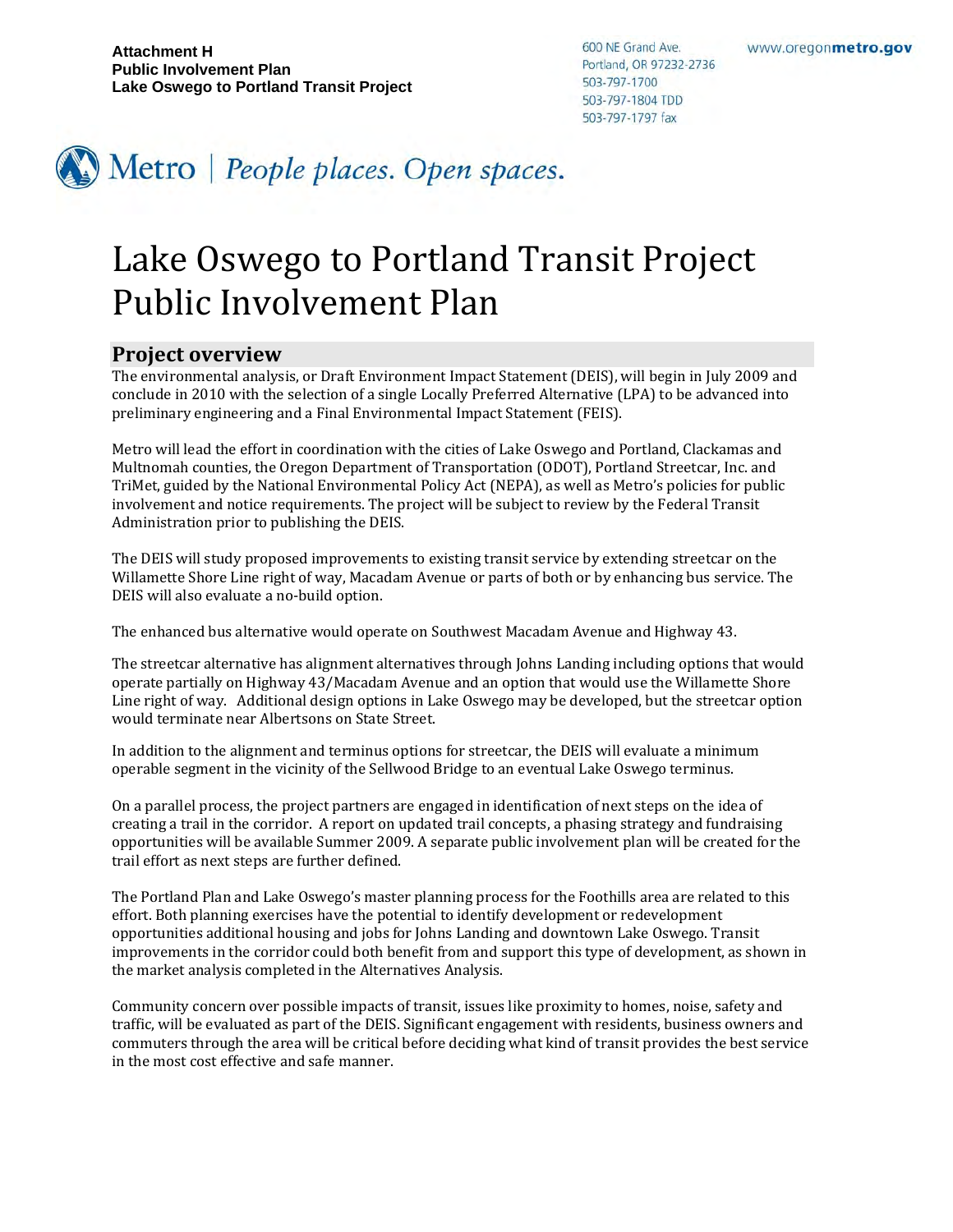**Attachment H**
**Public Involvement Plan**
**Lake Oswego to Portland Transit Project**

600 NE Grand Ave.
Portland, OR 97232-2736
503-797-1700
503-797-1804 TDD
503-797-1797 fax

www.oregonmetro.gov

Metro | *People places. Open spaces.*

# Lake Oswego to Portland Transit Project Public Involvement Plan

## Project overview

The environmental analysis, or Draft Environment Impact Statement (DEIS), will begin in July 2009 and conclude in 2010 with the selection of a single Locally Preferred Alternative (LPA) to be advanced into preliminary engineering and a Final Environmental Impact Statement (FEIS).

Metro will lead the effort in coordination with the cities of Lake Oswego and Portland, Clackamas and Multnomah counties, the Oregon Department of Transportation (ODOT), Portland Streetcar, Inc. and TriMet, guided by the National Environmental Policy Act (NEPA), as well as Metro's policies for public involvement and notice requirements. The project will be subject to review by the Federal Transit Administration prior to publishing the DEIS.

The DEIS will study proposed improvements to existing transit service by extending streetcar on the Willamette Shore Line right of way, Macadam Avenue or parts of both or by enhancing bus service. The DEIS will also evaluate a no-build option.

The enhanced bus alternative would operate on Southwest Macadam Avenue and Highway 43.

The streetcar alternative has alignment alternatives through Johns Landing including options that would operate partially on Highway 43/Macadam Avenue and an option that would use the Willamette Shore Line right of way. Additional design options in Lake Oswego may be developed, but the streetcar option would terminate near Albertsons on State Street.

In addition to the alignment and terminus options for streetcar, the DEIS will evaluate a minimum operable segment in the vicinity of the Sellwood Bridge to an eventual Lake Oswego terminus.

On a parallel process, the project partners are engaged in identification of next steps on the idea of creating a trail in the corridor. A report on updated trail concepts, a phasing strategy and fundraising opportunities will be available Summer 2009. A separate public involvement plan will be created for the trail effort as next steps are further defined.

The Portland Plan and Lake Oswego's master planning process for the Foothills area are related to this effort. Both planning exercises have the potential to identify development or redevelopment opportunities additional housing and jobs for Johns Landing and downtown Lake Oswego. Transit improvements in the corridor could both benefit from and support this type of development, as shown in the market analysis completed in the Alternatives Analysis.

Community concern over possible impacts of transit, issues like proximity to homes, noise, safety and traffic, will be evaluated as part of the DEIS. Significant engagement with residents, business owners and commuters through the area will be critical before deciding what kind of transit provides the best service in the most cost effective and safe manner.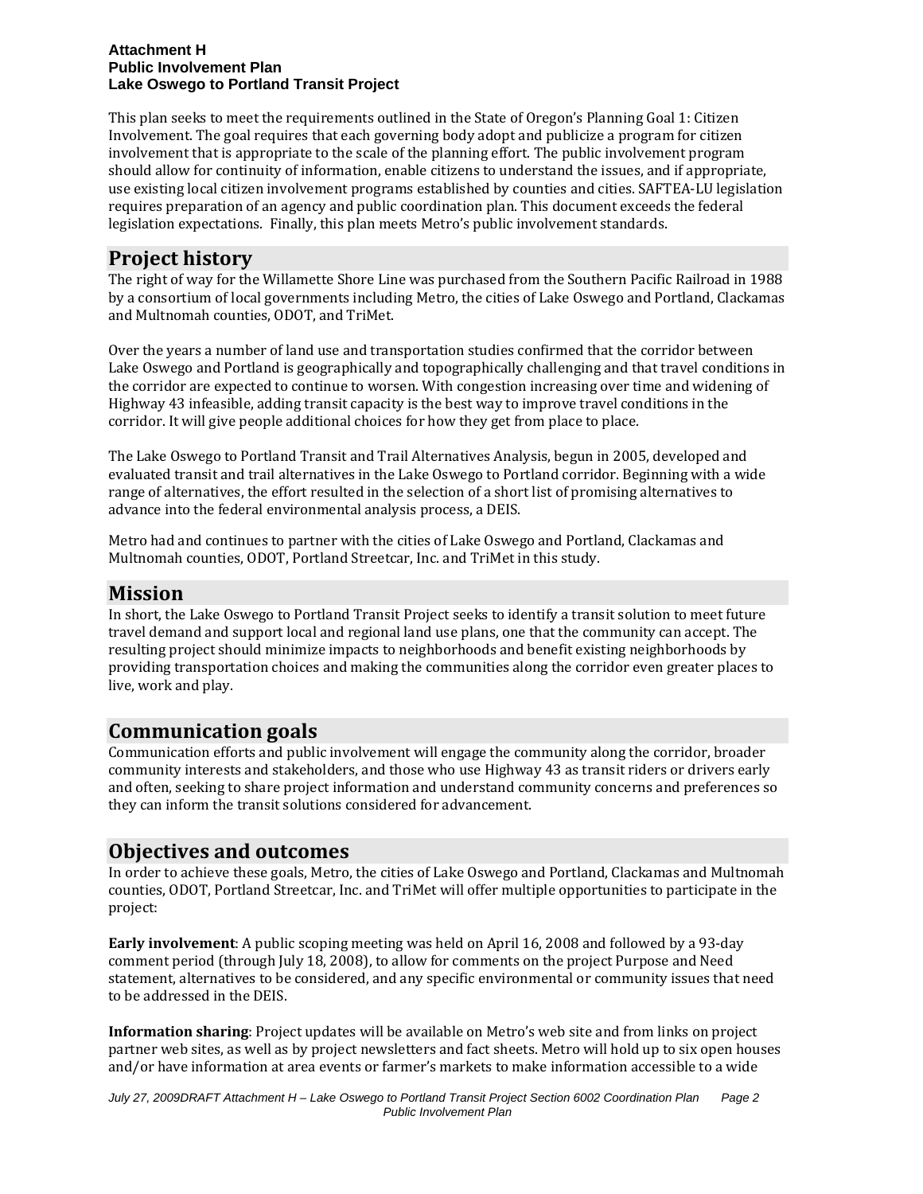**Attachment H**
**Public Involvement Plan**
**Lake Oswego to Portland Transit Project**

This plan seeks to meet the requirements outlined in the State of Oregon's Planning Goal 1: Citizen Involvement. The goal requires that each governing body adopt and publicize a program for citizen involvement that is appropriate to the scale of the planning effort. The public involvement program should allow for continuity of information, enable citizens to understand the issues, and if appropriate, use existing local citizen involvement programs established by counties and cities. SAFTEA-LU legislation requires preparation of an agency and public coordination plan. This document exceeds the federal legislation expectations. Finally, this plan meets Metro's public involvement standards.

## Project history

The right of way for the Willamette Shore Line was purchased from the Southern Pacific Railroad in 1988 by a consortium of local governments including Metro, the cities of Lake Oswego and Portland, Clackamas and Multnomah counties, ODOT, and TriMet.

Over the years a number of land use and transportation studies confirmed that the corridor between Lake Oswego and Portland is geographically and topographically challenging and that travel conditions in the corridor are expected to continue to worsen. With congestion increasing over time and widening of Highway 43 infeasible, adding transit capacity is the best way to improve travel conditions in the corridor. It will give people additional choices for how they get from place to place.

The Lake Oswego to Portland Transit and Trail Alternatives Analysis, begun in 2005, developed and evaluated transit and trail alternatives in the Lake Oswego to Portland corridor. Beginning with a wide range of alternatives, the effort resulted in the selection of a short list of promising alternatives to advance into the federal environmental analysis process, a DEIS.

Metro had and continues to partner with the cities of Lake Oswego and Portland, Clackamas and Multnomah counties, ODOT, Portland Streetcar, Inc. and TriMet in this study.

## Mission

In short, the Lake Oswego to Portland Transit Project seeks to identify a transit solution to meet future travel demand and support local and regional land use plans, one that the community can accept. The resulting project should minimize impacts to neighborhoods and benefit existing neighborhoods by providing transportation choices and making the communities along the corridor even greater places to live, work and play.

## Communication goals

Communication efforts and public involvement will engage the community along the corridor, broader community interests and stakeholders, and those who use Highway 43 as transit riders or drivers early and often, seeking to share project information and understand community concerns and preferences so they can inform the transit solutions considered for advancement.

## Objectives and outcomes

In order to achieve these goals, Metro, the cities of Lake Oswego and Portland, Clackamas and Multnomah counties, ODOT, Portland Streetcar, Inc. and TriMet will offer multiple opportunities to participate in the project:

**Early involvement**: A public scoping meeting was held on April 16, 2008 and followed by a 93-day comment period (through July 18, 2008), to allow for comments on the project Purpose and Need statement, alternatives to be considered, and any specific environmental or community issues that need to be addressed in the DEIS.

**Information sharing**: Project updates will be available on Metro's web site and from links on project partner web sites, as well as by project newsletters and fact sheets. Metro will hold up to six open houses and/or have information at area events or farmer's markets to make information accessible to a wide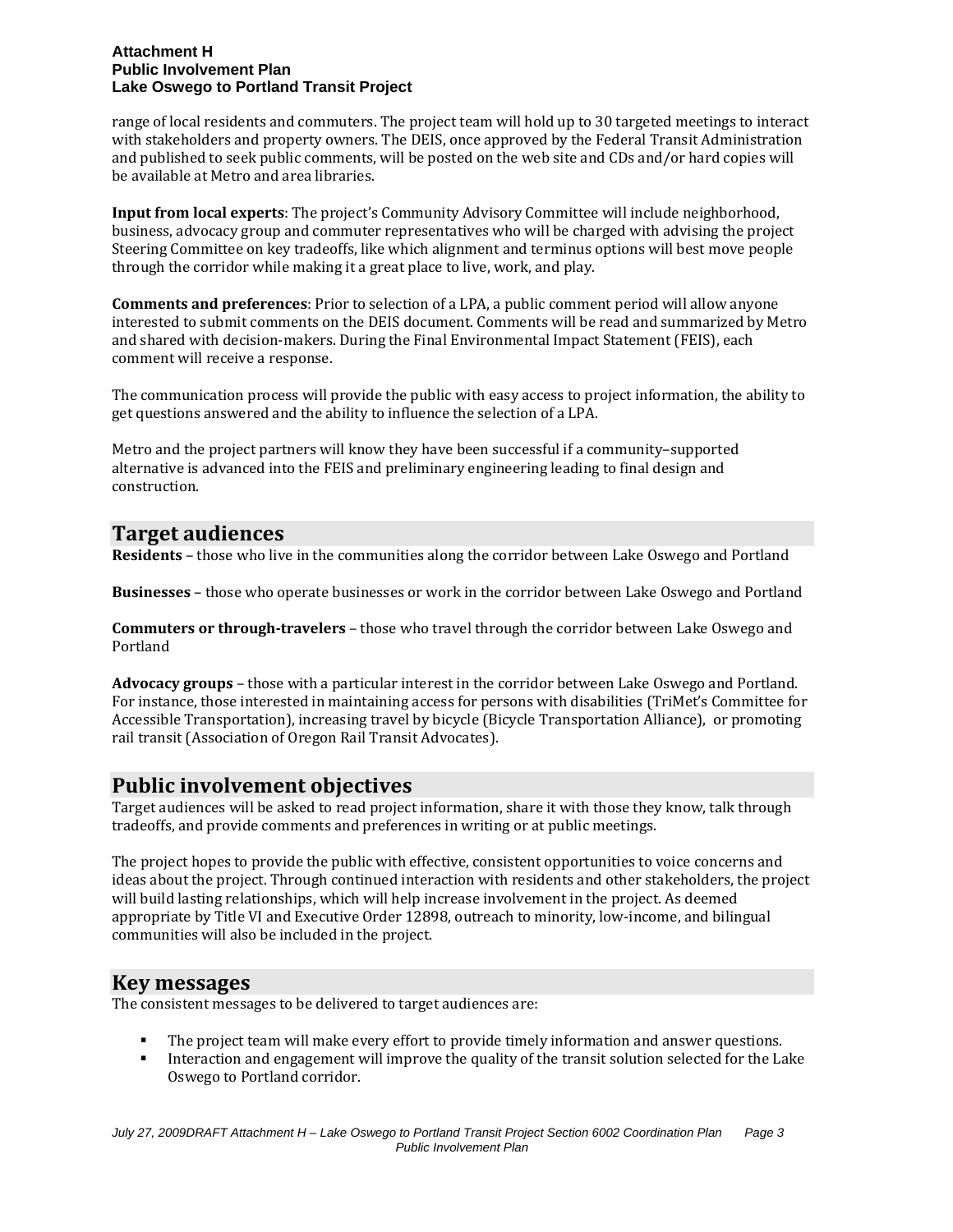range of local residents and commuters. The project team will hold up to 30 targeted meetings to interact with stakeholders and property owners. The DEIS, once approved by the Federal Transit Administration and published to seek public comments, will be posted on the web site and CDs and/or hard copies will be available at Metro and area libraries.

**Input from local experts**: The project's Community Advisory Committee will include neighborhood, business, advocacy group and commuter representatives who will be charged with advising the project Steering Committee on key tradeoffs, like which alignment and terminus options will best move people through the corridor while making it a great place to live, work, and play.

**Comments and preferences**: Prior to selection of a LPA, a public comment period will allow anyone interested to submit comments on the DEIS document. Comments will be read and summarized by Metro and shared with decision-makers. During the Final Environmental Impact Statement (FEIS), each comment will receive a response.

The communication process will provide the public with easy access to project information, the ability to get questions answered and the ability to influence the selection of a LPA.

Metro and the project partners will know they have been successful if a community–supported alternative is advanced into the FEIS and preliminary engineering leading to final design and construction.

## Target audiences

**Residents** – those who live in the communities along the corridor between Lake Oswego and Portland

**Businesses** – those who operate businesses or work in the corridor between Lake Oswego and Portland

**Commuters or through-travelers** – those who travel through the corridor between Lake Oswego and Portland

**Advocacy groups** – those with a particular interest in the corridor between Lake Oswego and Portland. For instance, those interested in maintaining access for persons with disabilities (TriMet's Committee for Accessible Transportation), increasing travel by bicycle (Bicycle Transportation Alliance), or promoting rail transit (Association of Oregon Rail Transit Advocates).

## Public involvement objectives

Target audiences will be asked to read project information, share it with those they know, talk through tradeoffs, and provide comments and preferences in writing or at public meetings.

The project hopes to provide the public with effective, consistent opportunities to voice concerns and ideas about the project. Through continued interaction with residents and other stakeholders, the project will build lasting relationships, which will help increase involvement in the project. As deemed appropriate by Title VI and Executive Order 12898, outreach to minority, low-income, and bilingual communities will also be included in the project.

## Key messages

The consistent messages to be delivered to target audiences are:

- The project team will make every effort to provide timely information and answer questions.
- Interaction and engagement will improve the quality of the transit solution selected for the Lake Oswego to Portland corridor.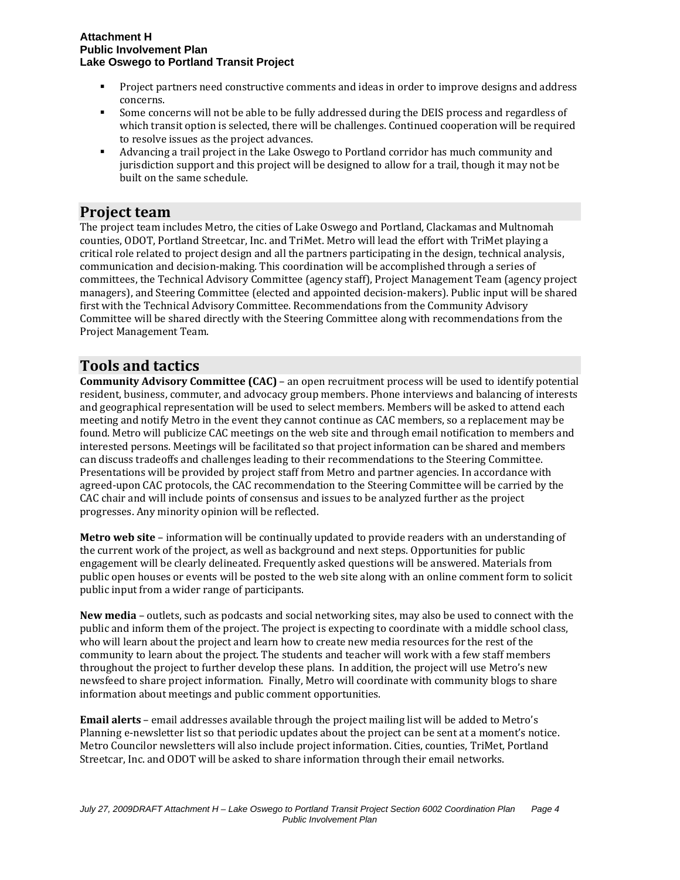- Project partners need constructive comments and ideas in order to improve designs and address concerns.
- Some concerns will not be able to be fully addressed during the DEIS process and regardless of which transit option is selected, there will be challenges. Continued cooperation will be required to resolve issues as the project advances.
- Advancing a trail project in the Lake Oswego to Portland corridor has much community and jurisdiction support and this project will be designed to allow for a trail, though it may not be built on the same schedule.

## Project team

The project team includes Metro, the cities of Lake Oswego and Portland, Clackamas and Multnomah counties, ODOT, Portland Streetcar, Inc. and TriMet. Metro will lead the effort with TriMet playing a critical role related to project design and all the partners participating in the design, technical analysis, communication and decision-making. This coordination will be accomplished through a series of committees, the Technical Advisory Committee (agency staff), Project Management Team (agency project managers), and Steering Committee (elected and appointed decision-makers). Public input will be shared first with the Technical Advisory Committee. Recommendations from the Community Advisory Committee will be shared directly with the Steering Committee along with recommendations from the Project Management Team.

## Tools and tactics

**Community Advisory Committee (CAC)** – an open recruitment process will be used to identify potential resident, business, commuter, and advocacy group members. Phone interviews and balancing of interests and geographical representation will be used to select members. Members will be asked to attend each meeting and notify Metro in the event they cannot continue as CAC members, so a replacement may be found. Metro will publicize CAC meetings on the web site and through email notification to members and interested persons. Meetings will be facilitated so that project information can be shared and members can discuss tradeoffs and challenges leading to their recommendations to the Steering Committee. Presentations will be provided by project staff from Metro and partner agencies. In accordance with agreed-upon CAC protocols, the CAC recommendation to the Steering Committee will be carried by the CAC chair and will include points of consensus and issues to be analyzed further as the project progresses. Any minority opinion will be reflected.

**Metro web site** – information will be continually updated to provide readers with an understanding of the current work of the project, as well as background and next steps. Opportunities for public engagement will be clearly delineated. Frequently asked questions will be answered. Materials from public open houses or events will be posted to the web site along with an online comment form to solicit public input from a wider range of participants.

**New media** – outlets, such as podcasts and social networking sites, may also be used to connect with the public and inform them of the project. The project is expecting to coordinate with a middle school class, who will learn about the project and learn how to create new media resources for the rest of the community to learn about the project. The students and teacher will work with a few staff members throughout the project to further develop these plans. In addition, the project will use Metro's new newsfeed to share project information. Finally, Metro will coordinate with community blogs to share information about meetings and public comment opportunities.

**Email alerts** – email addresses available through the project mailing list will be added to Metro's Planning e-newsletter list so that periodic updates about the project can be sent at a moment's notice. Metro Councilor newsletters will also include project information. Cities, counties, TriMet, Portland Streetcar, Inc. and ODOT will be asked to share information through their email networks.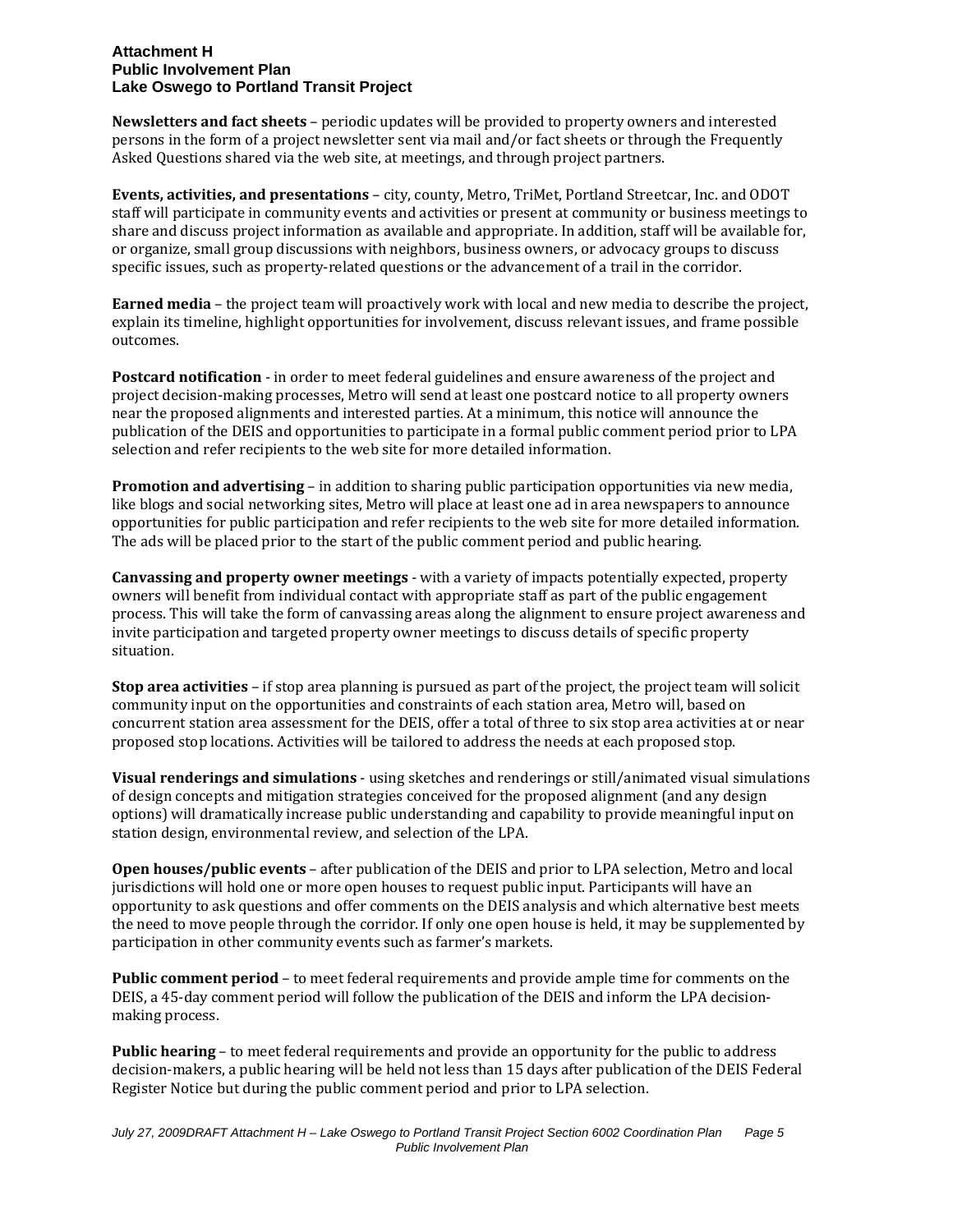**Newsletters and fact sheets** – periodic updates will be provided to property owners and interested persons in the form of a project newsletter sent via mail and/or fact sheets or through the Frequently Asked Questions shared via the web site, at meetings, and through project partners.

**Events, activities, and presentations** – city, county, Metro, TriMet, Portland Streetcar, Inc. and ODOT staff will participate in community events and activities or present at community or business meetings to share and discuss project information as available and appropriate. In addition, staff will be available for, or organize, small group discussions with neighbors, business owners, or advocacy groups to discuss specific issues, such as property-related questions or the advancement of a trail in the corridor.

**Earned media** – the project team will proactively work with local and new media to describe the project, explain its timeline, highlight opportunities for involvement, discuss relevant issues, and frame possible outcomes.

**Postcard notification** - in order to meet federal guidelines and ensure awareness of the project and project decision-making processes, Metro will send at least one postcard notice to all property owners near the proposed alignments and interested parties. At a minimum, this notice will announce the publication of the DEIS and opportunities to participate in a formal public comment period prior to LPA selection and refer recipients to the web site for more detailed information.

**Promotion and advertising** – in addition to sharing public participation opportunities via new media, like blogs and social networking sites, Metro will place at least one ad in area newspapers to announce opportunities for public participation and refer recipients to the web site for more detailed information. The ads will be placed prior to the start of the public comment period and public hearing.

**Canvassing and property owner meetings** - with a variety of impacts potentially expected, property owners will benefit from individual contact with appropriate staff as part of the public engagement process. This will take the form of canvassing areas along the alignment to ensure project awareness and invite participation and targeted property owner meetings to discuss details of specific property situation.

**Stop area activities** – if stop area planning is pursued as part of the project, the project team will solicit community input on the opportunities and constraints of each station area, Metro will, based on concurrent station area assessment for the DEIS, offer a total of three to six stop area activities at or near proposed stop locations. Activities will be tailored to address the needs at each proposed stop.

**Visual renderings and simulations** - using sketches and renderings or still/animated visual simulations of design concepts and mitigation strategies conceived for the proposed alignment (and any design options) will dramatically increase public understanding and capability to provide meaningful input on station design, environmental review, and selection of the LPA.

**Open houses/public events** – after publication of the DEIS and prior to LPA selection, Metro and local jurisdictions will hold one or more open houses to request public input. Participants will have an opportunity to ask questions and offer comments on the DEIS analysis and which alternative best meets the need to move people through the corridor. If only one open house is held, it may be supplemented by participation in other community events such as farmer's markets.

**Public comment period** – to meet federal requirements and provide ample time for comments on the DEIS, a 45-day comment period will follow the publication of the DEIS and inform the LPA decision-making process.

**Public hearing** – to meet federal requirements and provide an opportunity for the public to address decision-makers, a public hearing will be held not less than 15 days after publication of the DEIS Federal Register Notice but during the public comment period and prior to LPA selection.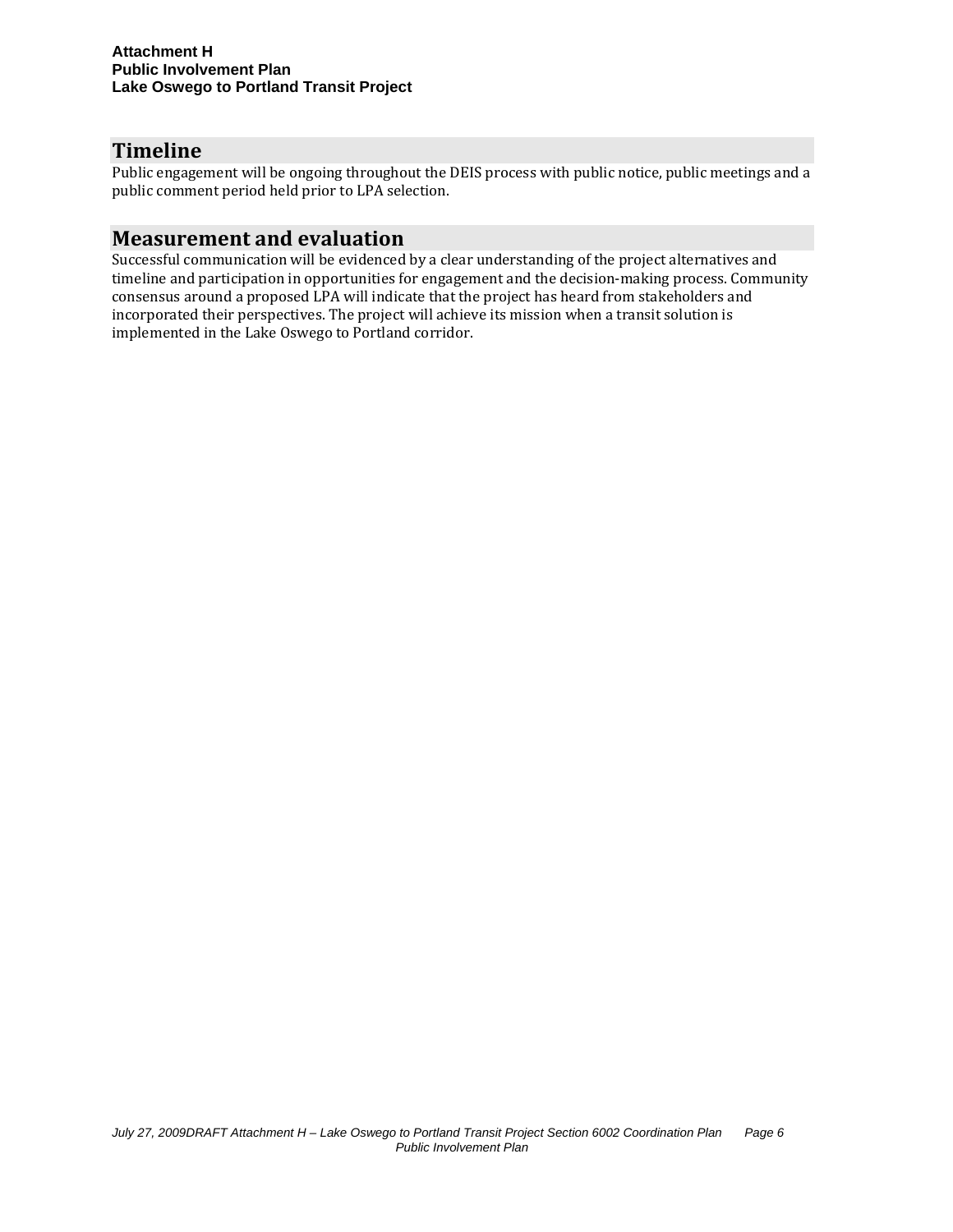## Timeline

Public engagement will be ongoing throughout the DEIS process with public notice, public meetings and a public comment period held prior to LPA selection.

## Measurement and evaluation

Successful communication will be evidenced by a clear understanding of the project alternatives and timeline and participation in opportunities for engagement and the decision-making process. Community consensus around a proposed LPA will indicate that the project has heard from stakeholders and incorporated their perspectives. The project will achieve its mission when a transit solution is implemented in the Lake Oswego to Portland corridor.